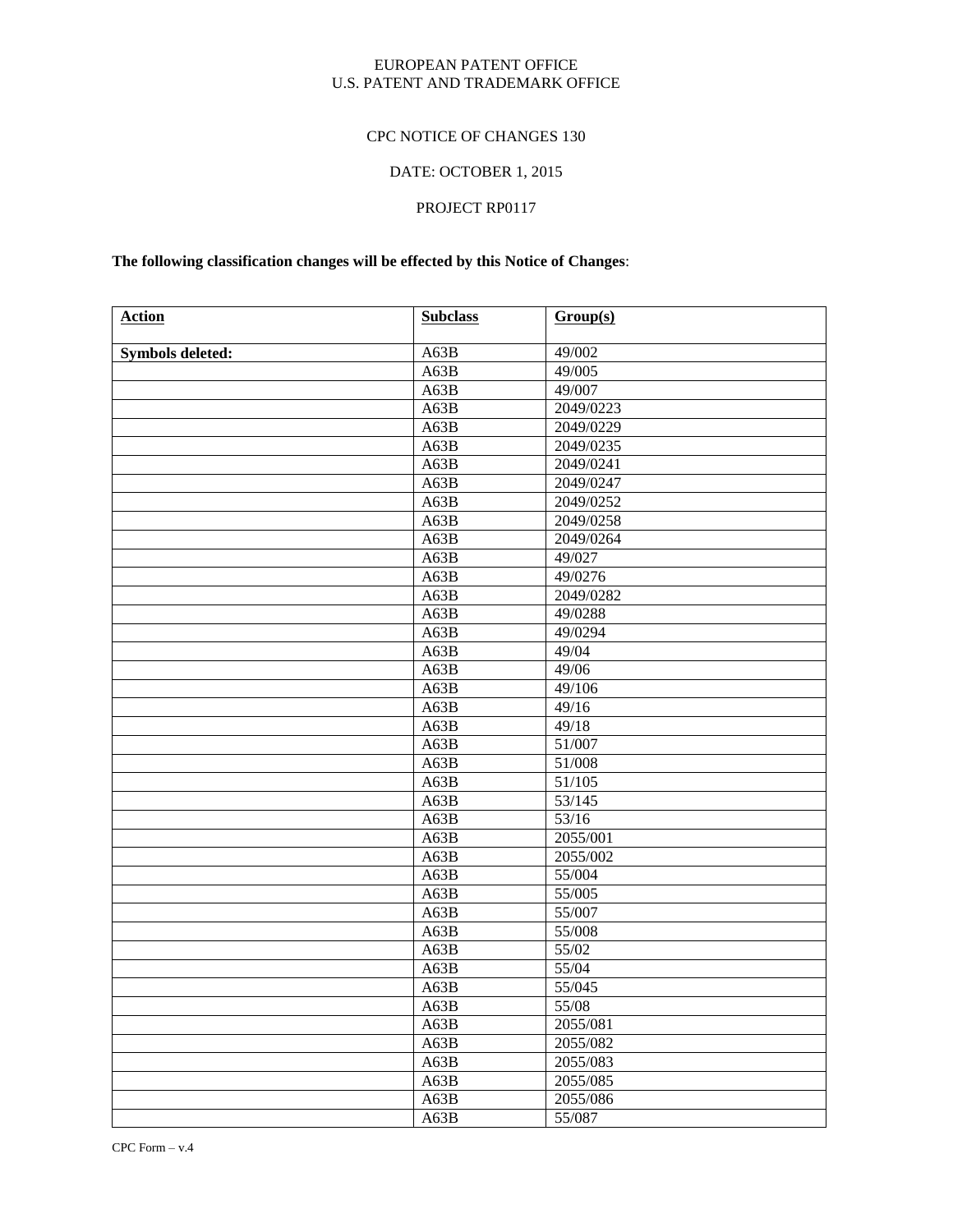EUROPEAN PATENT OFFICE
U.S. PATENT AND TRADEMARK OFFICE

CPC NOTICE OF CHANGES 130

DATE: OCTOBER 1, 2015

PROJECT RP0117

**The following classification changes will be effected by this Notice of Changes**:

| **Action** | **Subclass** | **Group(s)** |
|---|---|---|
| **Symbols deleted:** | A63B | 49/002 |
| | A63B | 49/005 |
| | A63B | 49/007 |
| | A63B | 2049/0223 |
| | A63B | 2049/0229 |
| | A63B | 2049/0235 |
| | A63B | 2049/0241 |
| | A63B | 2049/0247 |
| | A63B | 2049/0252 |
| | A63B | 2049/0258 |
| | A63B | 2049/0264 |
| | A63B | 49/027 |
| | A63B | 49/0276 |
| | A63B | 2049/0282 |
| | A63B | 49/0288 |
| | A63B | 49/0294 |
| | A63B | 49/04 |
| | A63B | 49/06 |
| | A63B | 49/106 |
| | A63B | 49/16 |
| | A63B | 49/18 |
| | A63B | 51/007 |
| | A63B | 51/008 |
| | A63B | 51/105 |
| | A63B | 53/145 |
| | A63B | 53/16 |
| | A63B | 2055/001 |
| | A63B | 2055/002 |
| | A63B | 55/004 |
| | A63B | 55/005 |
| | A63B | 55/007 |
| | A63B | 55/008 |
| | A63B | 55/02 |
| | A63B | 55/04 |
| | A63B | 55/045 |
| | A63B | 55/08 |
| | A63B | 2055/081 |
| | A63B | 2055/082 |
| | A63B | 2055/083 |
| | A63B | 2055/085 |
| | A63B | 2055/086 |
| | A63B | 55/087 |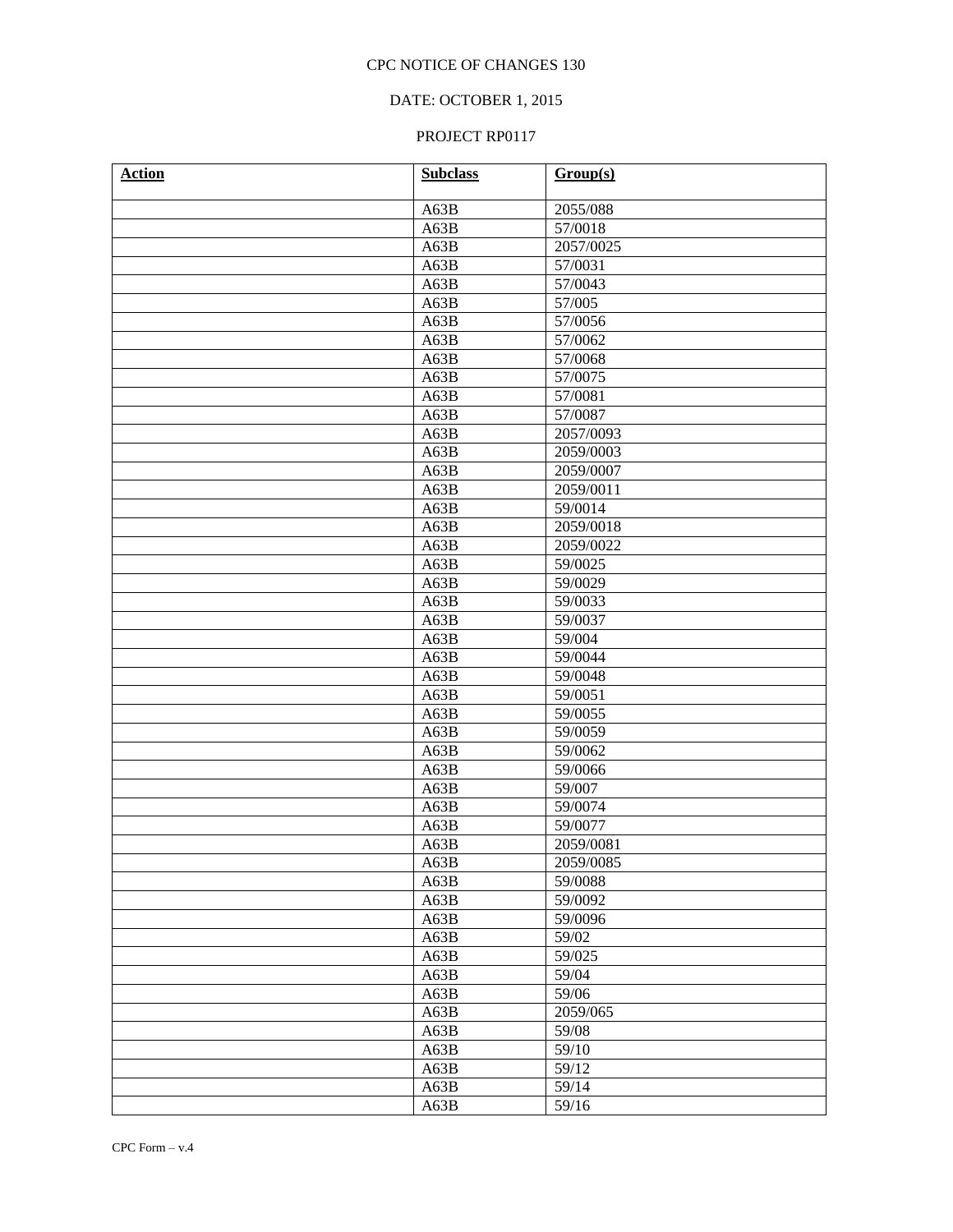CPC NOTICE OF CHANGES 130

DATE: OCTOBER 1, 2015

PROJECT RP0117

| **Action** | **Subclass** | **Group(s)** |
|---|---|---|
| | A63B | 2055/088 |
| | A63B | 57/0018 |
| | A63B | 2057/0025 |
| | A63B | 57/0031 |
| | A63B | 57/0043 |
| | A63B | 57/005 |
| | A63B | 57/0056 |
| | A63B | 57/0062 |
| | A63B | 57/0068 |
| | A63B | 57/0075 |
| | A63B | 57/0081 |
| | A63B | 57/0087 |
| | A63B | 2057/0093 |
| | A63B | 2059/0003 |
| | A63B | 2059/0007 |
| | A63B | 2059/0011 |
| | A63B | 59/0014 |
| | A63B | 2059/0018 |
| | A63B | 2059/0022 |
| | A63B | 59/0025 |
| | A63B | 59/0029 |
| | A63B | 59/0033 |
| | A63B | 59/0037 |
| | A63B | 59/004 |
| | A63B | 59/0044 |
| | A63B | 59/0048 |
| | A63B | 59/0051 |
| | A63B | 59/0055 |
| | A63B | 59/0059 |
| | A63B | 59/0062 |
| | A63B | 59/0066 |
| | A63B | 59/007 |
| | A63B | 59/0074 |
| | A63B | 59/0077 |
| | A63B | 2059/0081 |
| | A63B | 2059/0085 |
| | A63B | 59/0088 |
| | A63B | 59/0092 |
| | A63B | 59/0096 |
| | A63B | 59/02 |
| | A63B | 59/025 |
| | A63B | 59/04 |
| | A63B | 59/06 |
| | A63B | 2059/065 |
| | A63B | 59/08 |
| | A63B | 59/10 |
| | A63B | 59/12 |
| | A63B | 59/14 |
| | A63B | 59/16 |

CPC Form – v.4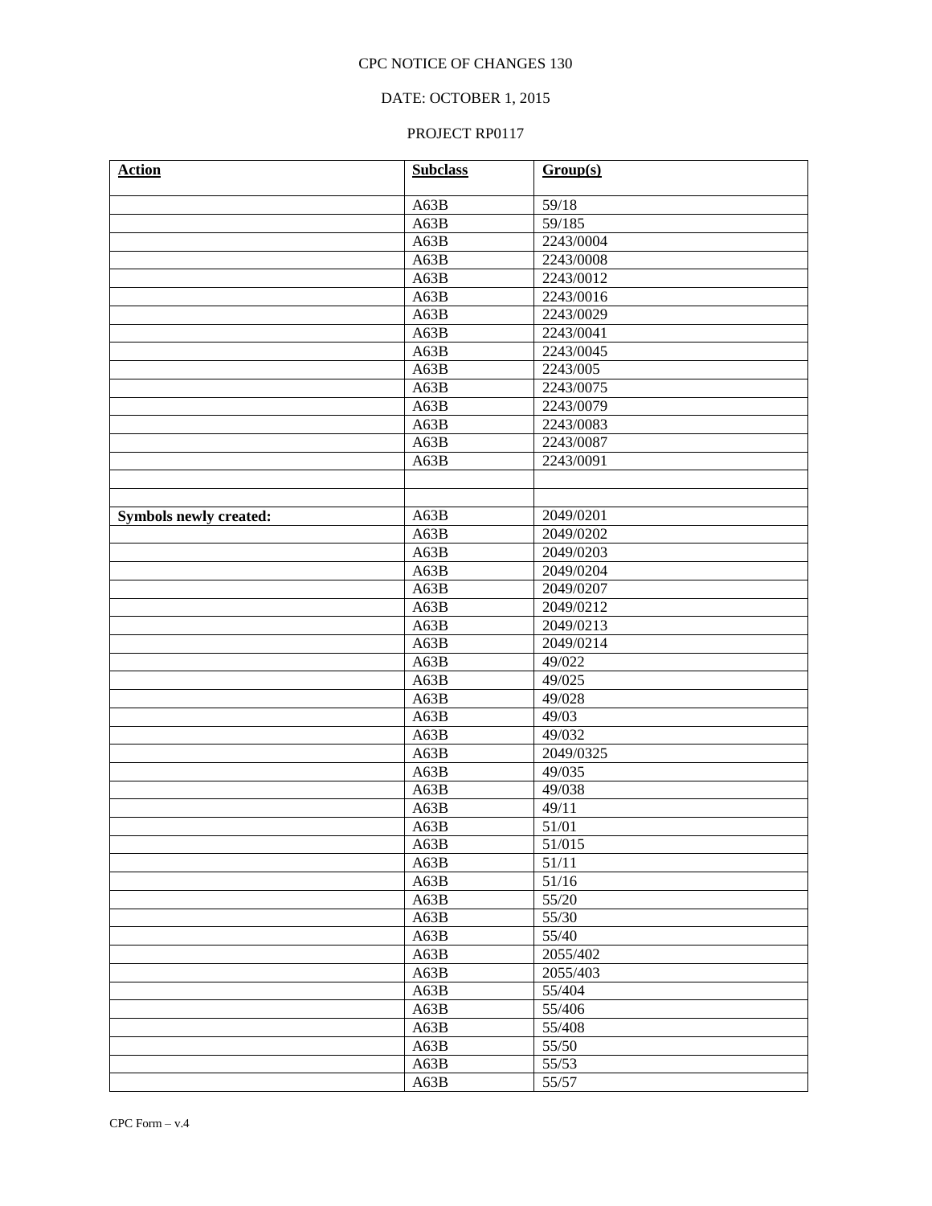CPC NOTICE OF CHANGES 130

DATE: OCTOBER 1, 2015

PROJECT RP0117

| **Action** | **Subclass** | **Group(s)** |
|---|---|---|
| | A63B | 59/18 |
| | A63B | 59/185 |
| | A63B | 2243/0004 |
| | A63B | 2243/0008 |
| | A63B | 2243/0012 |
| | A63B | 2243/0016 |
| | A63B | 2243/0029 |
| | A63B | 2243/0041 |
| | A63B | 2243/0045 |
| | A63B | 2243/005 |
| | A63B | 2243/0075 |
| | A63B | 2243/0079 |
| | A63B | 2243/0083 |
| | A63B | 2243/0087 |
| | A63B | 2243/0091 |
| | | |
| | | |
| **Symbols newly created:** | A63B | 2049/0201 |
| | A63B | 2049/0202 |
| | A63B | 2049/0203 |
| | A63B | 2049/0204 |
| | A63B | 2049/0207 |
| | A63B | 2049/0212 |
| | A63B | 2049/0213 |
| | A63B | 2049/0214 |
| | A63B | 49/022 |
| | A63B | 49/025 |
| | A63B | 49/028 |
| | A63B | 49/03 |
| | A63B | 49/032 |
| | A63B | 2049/0325 |
| | A63B | 49/035 |
| | A63B | 49/038 |
| | A63B | 49/11 |
| | A63B | 51/01 |
| | A63B | 51/015 |
| | A63B | 51/11 |
| | A63B | 51/16 |
| | A63B | 55/20 |
| | A63B | 55/30 |
| | A63B | 55/40 |
| | A63B | 2055/402 |
| | A63B | 2055/403 |
| | A63B | 55/404 |
| | A63B | 55/406 |
| | A63B | 55/408 |
| | A63B | 55/50 |
| | A63B | 55/53 |
| | A63B | 55/57 |

CPC Form – v.4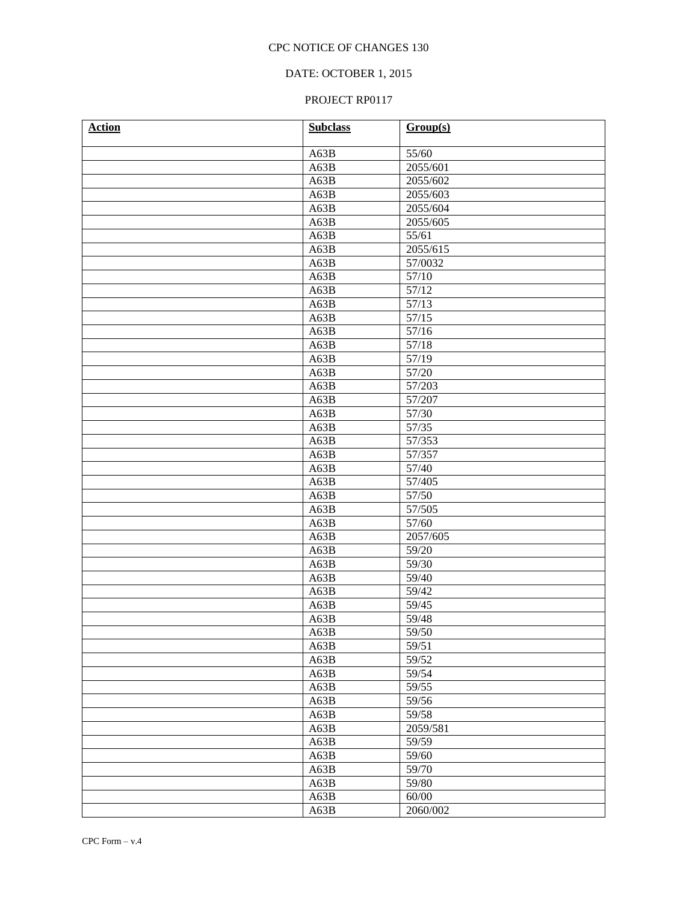CPC NOTICE OF CHANGES 130

DATE: OCTOBER 1, 2015

PROJECT RP0117

| **Action** | **Subclass** | **Group(s)** |
|---|---|---|
| | A63B | 55/60 |
| | A63B | 2055/601 |
| | A63B | 2055/602 |
| | A63B | 2055/603 |
| | A63B | 2055/604 |
| | A63B | 2055/605 |
| | A63B | 55/61 |
| | A63B | 2055/615 |
| | A63B | 57/0032 |
| | A63B | 57/10 |
| | A63B | 57/12 |
| | A63B | 57/13 |
| | A63B | 57/15 |
| | A63B | 57/16 |
| | A63B | 57/18 |
| | A63B | 57/19 |
| | A63B | 57/20 |
| | A63B | 57/203 |
| | A63B | 57/207 |
| | A63B | 57/30 |
| | A63B | 57/35 |
| | A63B | 57/353 |
| | A63B | 57/357 |
| | A63B | 57/40 |
| | A63B | 57/405 |
| | A63B | 57/50 |
| | A63B | 57/505 |
| | A63B | 57/60 |
| | A63B | 2057/605 |
| | A63B | 59/20 |
| | A63B | 59/30 |
| | A63B | 59/40 |
| | A63B | 59/42 |
| | A63B | 59/45 |
| | A63B | 59/48 |
| | A63B | 59/50 |
| | A63B | 59/51 |
| | A63B | 59/52 |
| | A63B | 59/54 |
| | A63B | 59/55 |
| | A63B | 59/56 |
| | A63B | 59/58 |
| | A63B | 2059/581 |
| | A63B | 59/59 |
| | A63B | 59/60 |
| | A63B | 59/70 |
| | A63B | 59/80 |
| | A63B | 60/00 |
| | A63B | 2060/002 |

CPC Form – v.4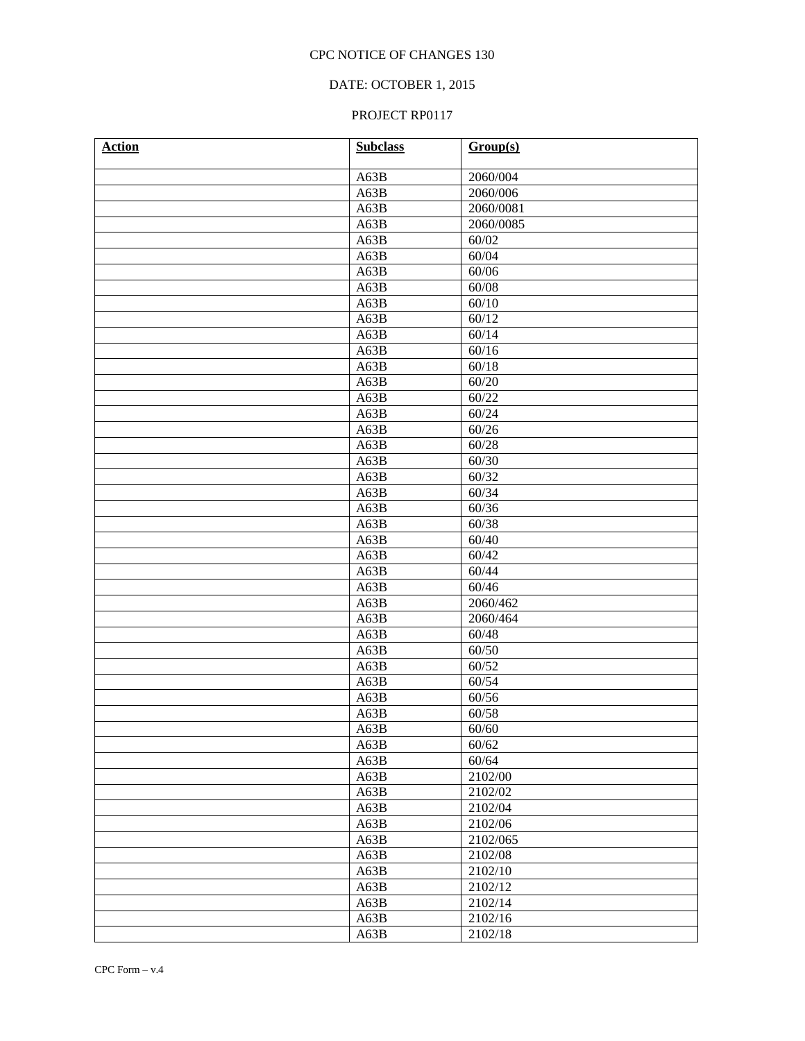CPC NOTICE OF CHANGES 130

DATE: OCTOBER 1, 2015

PROJECT RP0117

| **Action** | **Subclass** | **Group(s)** |
|---|---|---|
| | A63B | 2060/004 |
| | A63B | 2060/006 |
| | A63B | 2060/0081 |
| | A63B | 2060/0085 |
| | A63B | 60/02 |
| | A63B | 60/04 |
| | A63B | 60/06 |
| | A63B | 60/08 |
| | A63B | 60/10 |
| | A63B | 60/12 |
| | A63B | 60/14 |
| | A63B | 60/16 |
| | A63B | 60/18 |
| | A63B | 60/20 |
| | A63B | 60/22 |
| | A63B | 60/24 |
| | A63B | 60/26 |
| | A63B | 60/28 |
| | A63B | 60/30 |
| | A63B | 60/32 |
| | A63B | 60/34 |
| | A63B | 60/36 |
| | A63B | 60/38 |
| | A63B | 60/40 |
| | A63B | 60/42 |
| | A63B | 60/44 |
| | A63B | 60/46 |
| | A63B | 2060/462 |
| | A63B | 2060/464 |
| | A63B | 60/48 |
| | A63B | 60/50 |
| | A63B | 60/52 |
| | A63B | 60/54 |
| | A63B | 60/56 |
| | A63B | 60/58 |
| | A63B | 60/60 |
| | A63B | 60/62 |
| | A63B | 60/64 |
| | A63B | 2102/00 |
| | A63B | 2102/02 |
| | A63B | 2102/04 |
| | A63B | 2102/06 |
| | A63B | 2102/065 |
| | A63B | 2102/08 |
| | A63B | 2102/10 |
| | A63B | 2102/12 |
| | A63B | 2102/14 |
| | A63B | 2102/16 |
| | A63B | 2102/18 |

CPC Form – v.4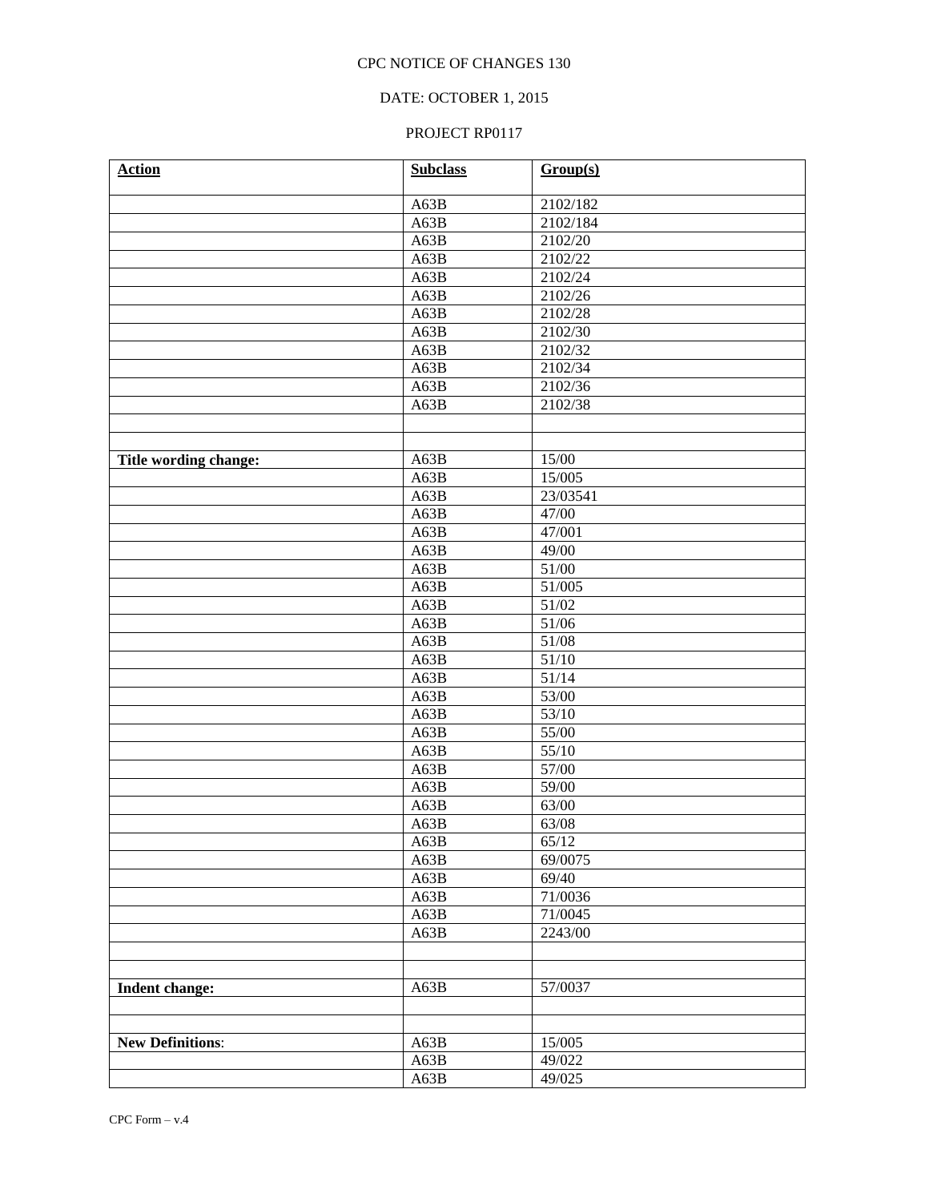CPC NOTICE OF CHANGES 130

DATE: OCTOBER 1, 2015

PROJECT RP0117

| **Action** | **Subclass** | **Group(s)** |
|---|---|---|
| | A63B | 2102/182 |
| | A63B | 2102/184 |
| | A63B | 2102/20 |
| | A63B | 2102/22 |
| | A63B | 2102/24 |
| | A63B | 2102/26 |
| | A63B | 2102/28 |
| | A63B | 2102/30 |
| | A63B | 2102/32 |
| | A63B | 2102/34 |
| | A63B | 2102/36 |
| | A63B | 2102/38 |
| | | |
| | | |
| **Title wording change:** | A63B | 15/00 |
| | A63B | 15/005 |
| | A63B | 23/03541 |
| | A63B | 47/00 |
| | A63B | 47/001 |
| | A63B | 49/00 |
| | A63B | 51/00 |
| | A63B | 51/005 |
| | A63B | 51/02 |
| | A63B | 51/06 |
| | A63B | 51/08 |
| | A63B | 51/10 |
| | A63B | 51/14 |
| | A63B | 53/00 |
| | A63B | 53/10 |
| | A63B | 55/00 |
| | A63B | 55/10 |
| | A63B | 57/00 |
| | A63B | 59/00 |
| | A63B | 63/00 |
| | A63B | 63/08 |
| | A63B | 65/12 |
| | A63B | 69/0075 |
| | A63B | 69/40 |
| | A63B | 71/0036 |
| | A63B | 71/0045 |
| | A63B | 2243/00 |
| | | |
| | | |
| **Indent change:** | A63B | 57/0037 |
| | | |
| | | |
| **New Definitions**: | A63B | 15/005 |
| | A63B | 49/022 |
| | A63B | 49/025 |

CPC Form – v.4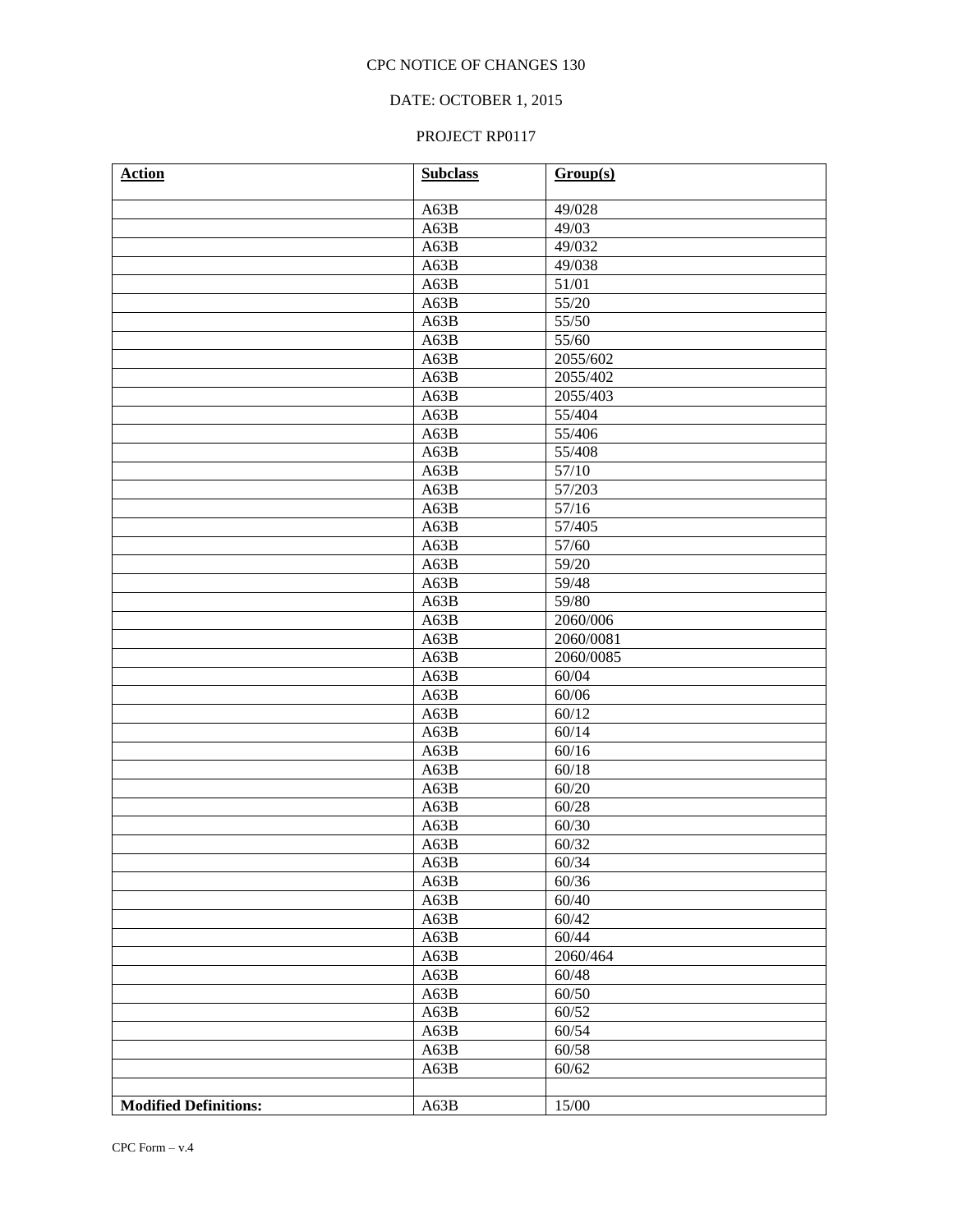CPC NOTICE OF CHANGES 130

DATE: OCTOBER 1, 2015

PROJECT RP0117

| Action | Subclass | Group(s) |
|---|---|---|
| | A63B | 49/028 |
| | A63B | 49/03 |
| | A63B | 49/032 |
| | A63B | 49/038 |
| | A63B | 51/01 |
| | A63B | 55/20 |
| | A63B | 55/50 |
| | A63B | 55/60 |
| | A63B | 2055/602 |
| | A63B | 2055/402 |
| | A63B | 2055/403 |
| | A63B | 55/404 |
| | A63B | 55/406 |
| | A63B | 55/408 |
| | A63B | 57/10 |
| | A63B | 57/203 |
| | A63B | 57/16 |
| | A63B | 57/405 |
| | A63B | 57/60 |
| | A63B | 59/20 |
| | A63B | 59/48 |
| | A63B | 59/80 |
| | A63B | 2060/006 |
| | A63B | 2060/0081 |
| | A63B | 2060/0085 |
| | A63B | 60/04 |
| | A63B | 60/06 |
| | A63B | 60/12 |
| | A63B | 60/14 |
| | A63B | 60/16 |
| | A63B | 60/18 |
| | A63B | 60/20 |
| | A63B | 60/28 |
| | A63B | 60/30 |
| | A63B | 60/32 |
| | A63B | 60/34 |
| | A63B | 60/36 |
| | A63B | 60/40 |
| | A63B | 60/42 |
| | A63B | 60/44 |
| | A63B | 2060/464 |
| | A63B | 60/48 |
| | A63B | 60/50 |
| | A63B | 60/52 |
| | A63B | 60/54 |
| | A63B | 60/58 |
| | A63B | 60/62 |
| | | |
| **Modified Definitions:** | A63B | 15/00 |

CPC Form – v.4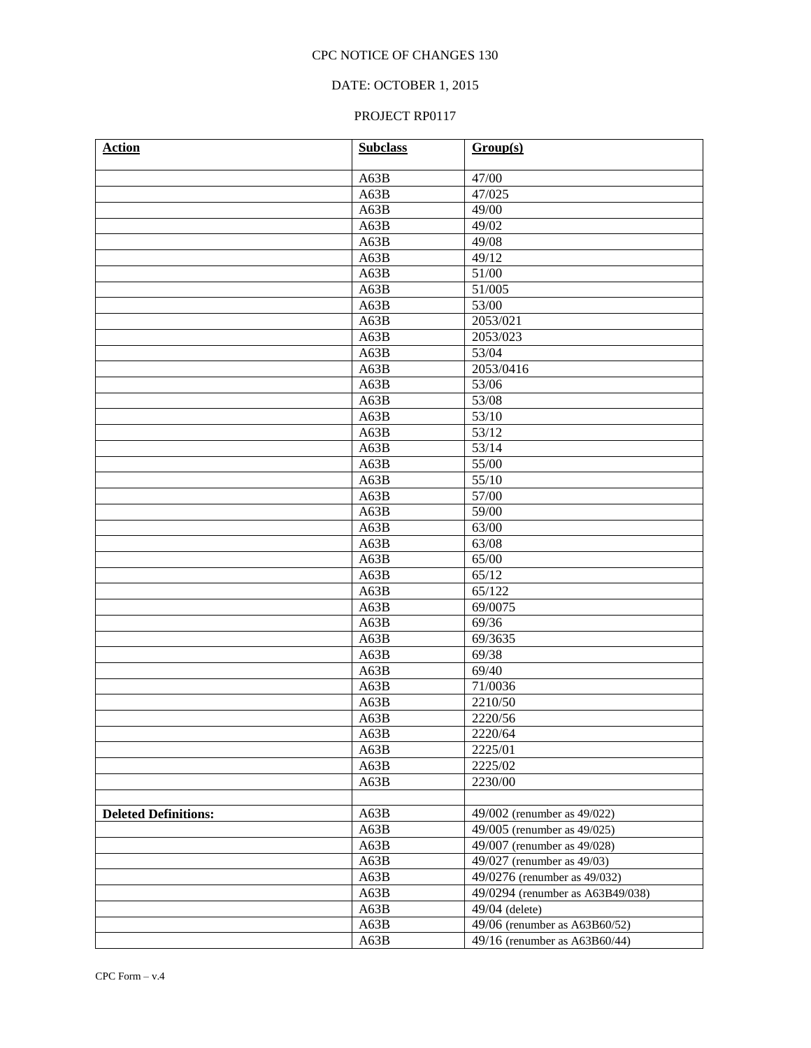CPC NOTICE OF CHANGES 130

DATE: OCTOBER 1, 2015

PROJECT RP0117

| Action | Subclass | Group(s) |
|---|---|---|
| | A63B | 47/00 |
| | A63B | 47/025 |
| | A63B | 49/00 |
| | A63B | 49/02 |
| | A63B | 49/08 |
| | A63B | 49/12 |
| | A63B | 51/00 |
| | A63B | 51/005 |
| | A63B | 53/00 |
| | A63B | 2053/021 |
| | A63B | 2053/023 |
| | A63B | 53/04 |
| | A63B | 2053/0416 |
| | A63B | 53/06 |
| | A63B | 53/08 |
| | A63B | 53/10 |
| | A63B | 53/12 |
| | A63B | 53/14 |
| | A63B | 55/00 |
| | A63B | 55/10 |
| | A63B | 57/00 |
| | A63B | 59/00 |
| | A63B | 63/00 |
| | A63B | 63/08 |
| | A63B | 65/00 |
| | A63B | 65/12 |
| | A63B | 65/122 |
| | A63B | 69/0075 |
| | A63B | 69/36 |
| | A63B | 69/3635 |
| | A63B | 69/38 |
| | A63B | 69/40 |
| | A63B | 71/0036 |
| | A63B | 2210/50 |
| | A63B | 2220/56 |
| | A63B | 2220/64 |
| | A63B | 2225/01 |
| | A63B | 2225/02 |
| | A63B | 2230/00 |
| | | |
| **Deleted Definitions:** | A63B | 49/002 (renumber as 49/022) |
| | A63B | 49/005 (renumber as 49/025) |
| | A63B | 49/007 (renumber as 49/028) |
| | A63B | 49/027 (renumber as 49/03) |
| | A63B | 49/0276 (renumber as 49/032) |
| | A63B | 49/0294 (renumber as A63B49/038) |
| | A63B | 49/04 (delete) |
| | A63B | 49/06 (renumber as A63B60/52) |
| | A63B | 49/16 (renumber as A63B60/44) |

CPC Form – v.4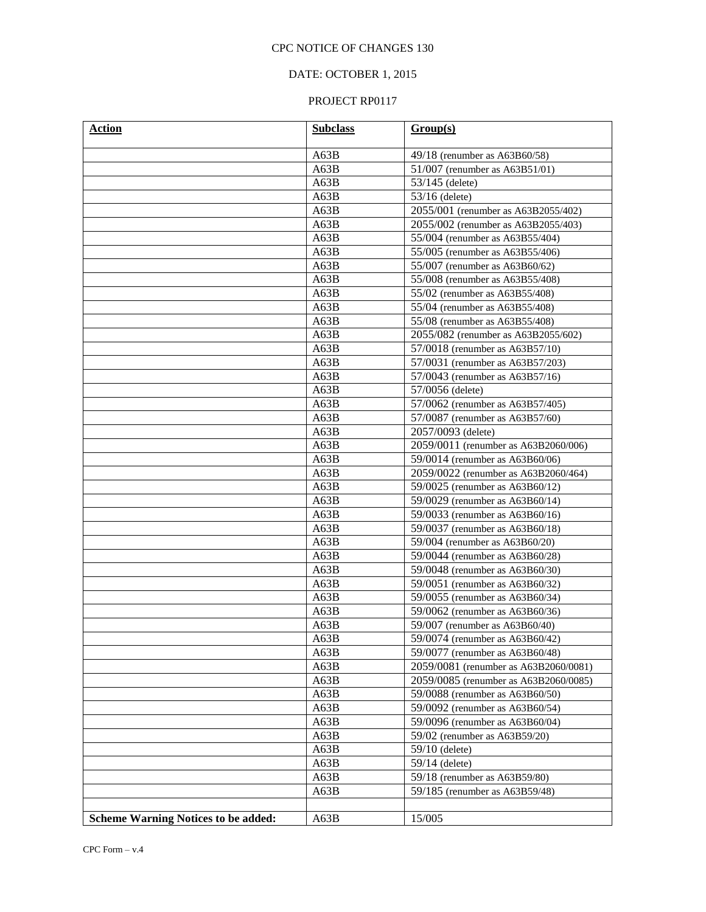CPC NOTICE OF CHANGES 130

DATE: OCTOBER 1, 2015

PROJECT RP0117

| Action | Subclass | Group(s) |
|---|---|---|
| | A63B | 49/18 (renumber as A63B60/58) |
| | A63B | 51/007 (renumber as A63B51/01) |
| | A63B | 53/145 (delete) |
| | A63B | 53/16 (delete) |
| | A63B | 2055/001 (renumber as A63B2055/402) |
| | A63B | 2055/002 (renumber as A63B2055/403) |
| | A63B | 55/004 (renumber as A63B55/404) |
| | A63B | 55/005 (renumber as A63B55/406) |
| | A63B | 55/007 (renumber as A63B60/62) |
| | A63B | 55/008 (renumber as A63B55/408) |
| | A63B | 55/02 (renumber as A63B55/408) |
| | A63B | 55/04 (renumber as A63B55/408) |
| | A63B | 55/08 (renumber as A63B55/408) |
| | A63B | 2055/082 (renumber as A63B2055/602) |
| | A63B | 57/0018 (renumber as A63B57/10) |
| | A63B | 57/0031 (renumber as A63B57/203) |
| | A63B | 57/0043 (renumber as A63B57/16) |
| | A63B | 57/0056 (delete) |
| | A63B | 57/0062 (renumber as A63B57/405) |
| | A63B | 57/0087 (renumber as A63B57/60) |
| | A63B | 2057/0093 (delete) |
| | A63B | 2059/0011 (renumber as A63B2060/006) |
| | A63B | 59/0014 (renumber as A63B60/06) |
| | A63B | 2059/0022 (renumber as A63B2060/464) |
| | A63B | 59/0025 (renumber as A63B60/12) |
| | A63B | 59/0029 (renumber as A63B60/14) |
| | A63B | 59/0033 (renumber as A63B60/16) |
| | A63B | 59/0037 (renumber as A63B60/18) |
| | A63B | 59/004 (renumber as A63B60/20) |
| | A63B | 59/0044 (renumber as A63B60/28) |
| | A63B | 59/0048 (renumber as A63B60/30) |
| | A63B | 59/0051 (renumber as A63B60/32) |
| | A63B | 59/0055 (renumber as A63B60/34) |
| | A63B | 59/0062 (renumber as A63B60/36) |
| | A63B | 59/007 (renumber as A63B60/40) |
| | A63B | 59/0074 (renumber as A63B60/42) |
| | A63B | 59/0077 (renumber as A63B60/48) |
| | A63B | 2059/0081 (renumber as A63B2060/0081) |
| | A63B | 2059/0085 (renumber as A63B2060/0085) |
| | A63B | 59/0088 (renumber as A63B60/50) |
| | A63B | 59/0092 (renumber as A63B60/54) |
| | A63B | 59/0096 (renumber as A63B60/04) |
| | A63B | 59/02 (renumber as A63B59/20) |
| | A63B | 59/10 (delete) |
| | A63B | 59/14 (delete) |
| | A63B | 59/18 (renumber as A63B59/80) |
| | A63B | 59/185 (renumber as A63B59/48) |
| | | |
| **Scheme Warning Notices to be added:** | A63B | 15/005 |

CPC Form – v.4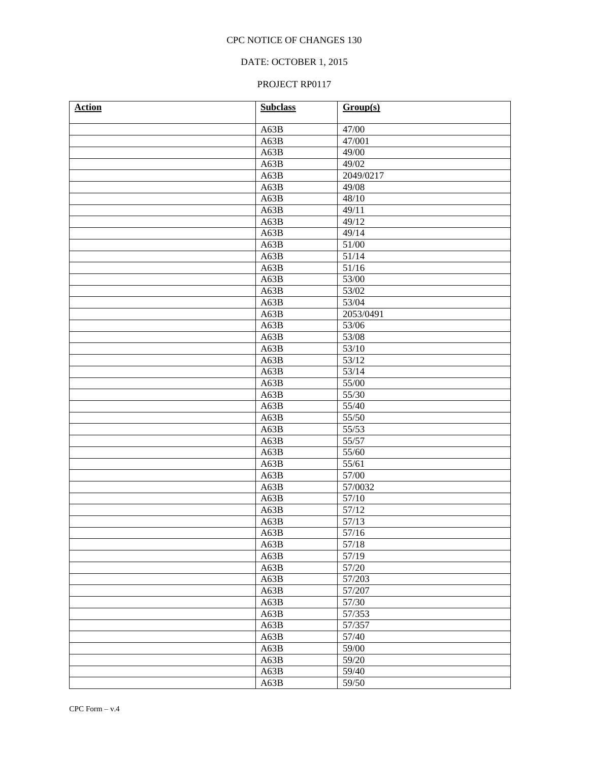CPC NOTICE OF CHANGES 130

DATE: OCTOBER 1, 2015

PROJECT RP0117

| **Action** | **Subclass** | **Group(s)** |
|---|---|---|
| | A63B | 47/00 |
| | A63B | 47/001 |
| | A63B | 49/00 |
| | A63B | 49/02 |
| | A63B | 2049/0217 |
| | A63B | 49/08 |
| | A63B | 48/10 |
| | A63B | 49/11 |
| | A63B | 49/12 |
| | A63B | 49/14 |
| | A63B | 51/00 |
| | A63B | 51/14 |
| | A63B | 51/16 |
| | A63B | 53/00 |
| | A63B | 53/02 |
| | A63B | 53/04 |
| | A63B | 2053/0491 |
| | A63B | 53/06 |
| | A63B | 53/08 |
| | A63B | 53/10 |
| | A63B | 53/12 |
| | A63B | 53/14 |
| | A63B | 55/00 |
| | A63B | 55/30 |
| | A63B | 55/40 |
| | A63B | 55/50 |
| | A63B | 55/53 |
| | A63B | 55/57 |
| | A63B | 55/60 |
| | A63B | 55/61 |
| | A63B | 57/00 |
| | A63B | 57/0032 |
| | A63B | 57/10 |
| | A63B | 57/12 |
| | A63B | 57/13 |
| | A63B | 57/16 |
| | A63B | 57/18 |
| | A63B | 57/19 |
| | A63B | 57/20 |
| | A63B | 57/203 |
| | A63B | 57/207 |
| | A63B | 57/30 |
| | A63B | 57/353 |
| | A63B | 57/357 |
| | A63B | 57/40 |
| | A63B | 59/00 |
| | A63B | 59/20 |
| | A63B | 59/40 |
| | A63B | 59/50 |

CPC Form – v.4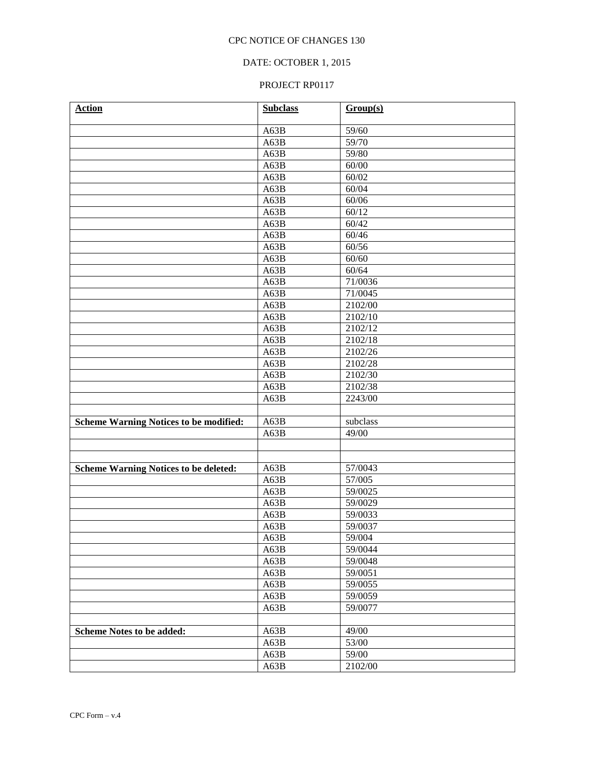CPC NOTICE OF CHANGES 130

DATE: OCTOBER 1, 2015

PROJECT RP0117

| **Action** | **Subclass** | **Group(s)** |
|---|---|---|
| | A63B | 59/60 |
| | A63B | 59/70 |
| | A63B | 59/80 |
| | A63B | 60/00 |
| | A63B | 60/02 |
| | A63B | 60/04 |
| | A63B | 60/06 |
| | A63B | 60/12 |
| | A63B | 60/42 |
| | A63B | 60/46 |
| | A63B | 60/56 |
| | A63B | 60/60 |
| | A63B | 60/64 |
| | A63B | 71/0036 |
| | A63B | 71/0045 |
| | A63B | 2102/00 |
| | A63B | 2102/10 |
| | A63B | 2102/12 |
| | A63B | 2102/18 |
| | A63B | 2102/26 |
| | A63B | 2102/28 |
| | A63B | 2102/30 |
| | A63B | 2102/38 |
| | A63B | 2243/00 |
| | | |
| **Scheme Warning Notices to be modified:** | A63B | subclass |
| | A63B | 49/00 |
| | | |
| | | |
| **Scheme Warning Notices to be deleted:** | A63B | 57/0043 |
| | A63B | 57/005 |
| | A63B | 59/0025 |
| | A63B | 59/0029 |
| | A63B | 59/0033 |
| | A63B | 59/0037 |
| | A63B | 59/004 |
| | A63B | 59/0044 |
| | A63B | 59/0048 |
| | A63B | 59/0051 |
| | A63B | 59/0055 |
| | A63B | 59/0059 |
| | A63B | 59/0077 |
| | | |
| **Scheme Notes to be added:** | A63B | 49/00 |
| | A63B | 53/00 |
| | A63B | 59/00 |
| | A63B | 2102/00 |

CPC Form – v.4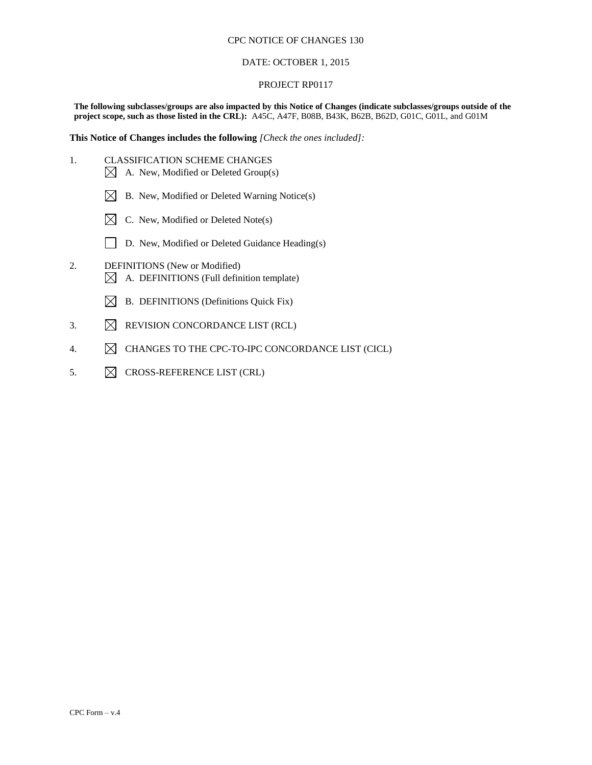CPC NOTICE OF CHANGES 130

DATE: OCTOBER 1, 2015

PROJECT RP0117

**The following subclasses/groups are also impacted by this Notice of Changes (indicate subclasses/groups outside of the project scope, such as those listed in the CRL):** A45C, A47F, B08B, B43K, B62B, B62D, G01C, G01L, and G01M

**This Notice of Changes includes the following** *[Check the ones included]:*

1. CLASSIFICATION SCHEME CHANGES
   - ☒ A. New, Modified or Deleted Group(s)
   - ☒ B. New, Modified or Deleted Warning Notice(s)
   - ☒ C. New, Modified or Deleted Note(s)
   - ☐ D. New, Modified or Deleted Guidance Heading(s)
2. DEFINITIONS (New or Modified)
   - ☒ A. DEFINITIONS (Full definition template)
   - ☒ B. DEFINITIONS (Definitions Quick Fix)
3. ☒ REVISION CONCORDANCE LIST (RCL)
4. ☒ CHANGES TO THE CPC-TO-IPC CONCORDANCE LIST (CICL)
5. ☒ CROSS-REFERENCE LIST (CRL)

CPC Form – v.4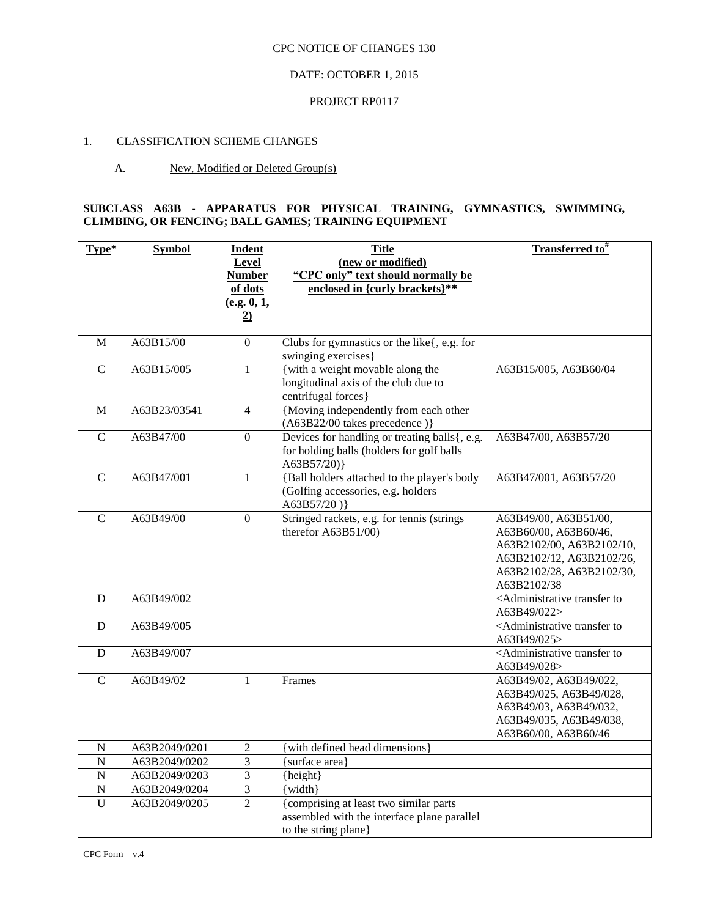CPC NOTICE OF CHANGES 130

DATE: OCTOBER 1, 2015

PROJECT RP0117

1. CLASSIFICATION SCHEME CHANGES

A. New, Modified or Deleted Group(s)

**SUBCLASS A63B - APPARATUS FOR PHYSICAL TRAINING, GYMNASTICS, SWIMMING, CLIMBING, OR FENCING; BALL GAMES; TRAINING EQUIPMENT**

| Type* | Symbol | Indent Level Number of dots (e.g. 0, 1, 2) | Title (new or modified) "CPC only" text should normally be enclosed in {curly brackets}** | Transferred to# |
|---|---|---|---|---|
| M | A63B15/00 | 0 | Clubs for gymnastics or the like{, e.g. for swinging exercises} | |
| C | A63B15/005 | 1 | {with a weight movable along the longitudinal axis of the club due to centrifugal forces} | A63B15/005, A63B60/04 |
| M | A63B23/03541 | 4 | {Moving independently from each other (A63B22/00 takes precedence )} | |
| C | A63B47/00 | 0 | Devices for handling or treating balls{, e.g. for holding balls (holders for golf balls A63B57/20)} | A63B47/00, A63B57/20 |
| C | A63B47/001 | 1 | {Ball holders attached to the player's body (Golfing accessories, e.g. holders A63B57/20 )} | A63B47/001, A63B57/20 |
| C | A63B49/00 | 0 | Stringed rackets, e.g. for tennis (strings therefor A63B51/00) | A63B49/00, A63B51/00, A63B60/00, A63B60/46, A63B2102/00, A63B2102/10, A63B2102/12, A63B2102/26, A63B2102/28, A63B2102/30, A63B2102/38 |
| D | A63B49/002 | | | <Administrative transfer to A63B49/022> |
| D | A63B49/005 | | | <Administrative transfer to A63B49/025> |
| D | A63B49/007 | | | <Administrative transfer to A63B49/028> |
| C | A63B49/02 | 1 | Frames | A63B49/02, A63B49/022, A63B49/025, A63B49/028, A63B49/03, A63B49/032, A63B49/035, A63B49/038, A63B60/00, A63B60/46 |
| N | A63B2049/0201 | 2 | {with defined head dimensions} | |
| N | A63B2049/0202 | 3 | {surface area} | |
| N | A63B2049/0203 | 3 | {height} | |
| N | A63B2049/0204 | 3 | {width} | |
| U | A63B2049/0205 | 2 | {comprising at least two similar parts assembled with the interface plane parallel to the string plane} | |

CPC Form – v.4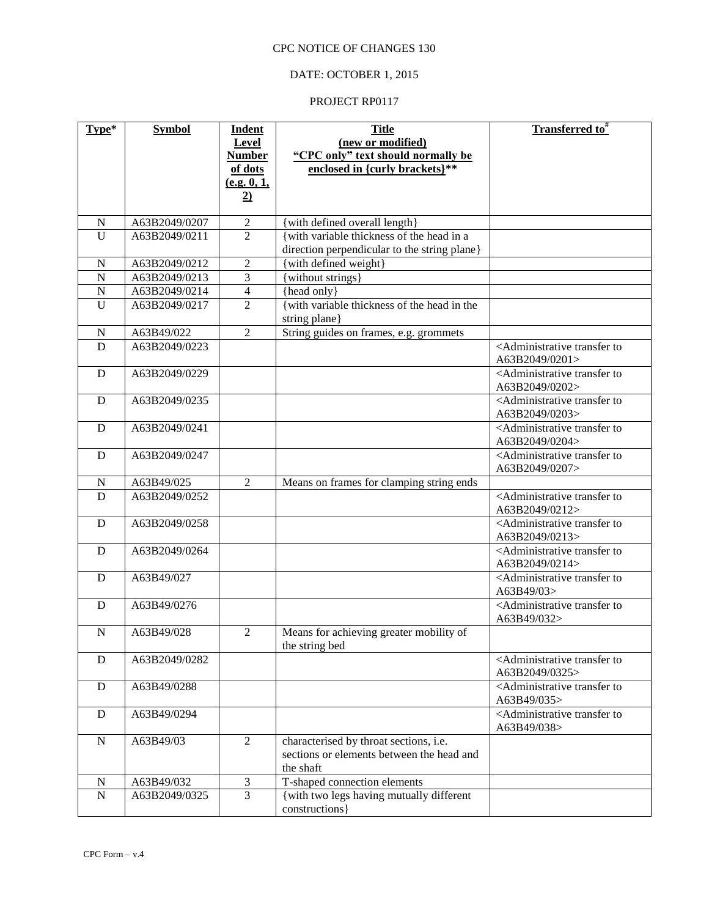CPC NOTICE OF CHANGES 130

DATE: OCTOBER 1, 2015

PROJECT RP0117

| Type* | Symbol | Indent Level Number of dots (e.g. 0, 1, 2) | Title (new or modified) "CPC only" text should normally be enclosed in {curly brackets}** | Transferred to# |
|---|---|---|---|---|
| N | A63B2049/0207 | 2 | {with defined overall length} | |
| U | A63B2049/0211 | 2 | {with variable thickness of the head in a direction perpendicular to the string plane} | |
| N | A63B2049/0212 | 2 | {with defined weight} | |
| N | A63B2049/0213 | 3 | {without strings} | |
| N | A63B2049/0214 | 4 | {head only} | |
| U | A63B2049/0217 | 2 | {with variable thickness of the head in the string plane} | |
| N | A63B49/022 | 2 | String guides on frames, e.g. grommets | |
| D | A63B2049/0223 | | | <Administrative transfer to A63B2049/0201> |
| D | A63B2049/0229 | | | <Administrative transfer to A63B2049/0202> |
| D | A63B2049/0235 | | | <Administrative transfer to A63B2049/0203> |
| D | A63B2049/0241 | | | <Administrative transfer to A63B2049/0204> |
| D | A63B2049/0247 | | | <Administrative transfer to A63B2049/0207> |
| N | A63B49/025 | 2 | Means on frames for clamping string ends | |
| D | A63B2049/0252 | | | <Administrative transfer to A63B2049/0212> |
| D | A63B2049/0258 | | | <Administrative transfer to A63B2049/0213> |
| D | A63B2049/0264 | | | <Administrative transfer to A63B2049/0214> |
| D | A63B49/027 | | | <Administrative transfer to A63B49/03> |
| D | A63B49/0276 | | | <Administrative transfer to A63B49/032> |
| N | A63B49/028 | 2 | Means for achieving greater mobility of the string bed | |
| D | A63B2049/0282 | | | <Administrative transfer to A63B2049/0325> |
| D | A63B49/0288 | | | <Administrative transfer to A63B49/035> |
| D | A63B49/0294 | | | <Administrative transfer to A63B49/038> |
| N | A63B49/03 | 2 | characterised by throat sections, i.e. sections or elements between the head and the shaft | |
| N | A63B49/032 | 3 | T-shaped connection elements | |
| N | A63B2049/0325 | 3 | {with two legs having mutually different constructions} | |

CPC Form – v.4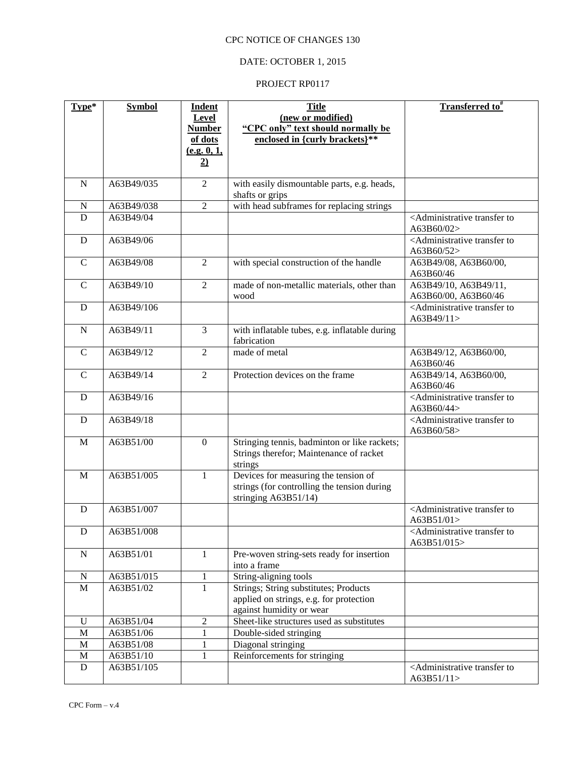CPC NOTICE OF CHANGES 130

DATE: OCTOBER 1, 2015

PROJECT RP0117

| Type* | Symbol | Indent Level Number of dots (e.g. 0, 1, 2) | Title (new or modified) "CPC only" text should normally be enclosed in {curly brackets}** | Transferred to# |
|---|---|---|---|---|
| N | A63B49/035 | 2 | with easily dismountable parts, e.g. heads, shafts or grips | |
| N | A63B49/038 | 2 | with head subframes for replacing strings | |
| D | A63B49/04 | | | <Administrative transfer to A63B60/02> |
| D | A63B49/06 | | | <Administrative transfer to A63B60/52> |
| C | A63B49/08 | 2 | with special construction of the handle | A63B49/08, A63B60/00, A63B60/46 |
| C | A63B49/10 | 2 | made of non-metallic materials, other than wood | A63B49/10, A63B49/11, A63B60/00, A63B60/46 |
| D | A63B49/106 | | | <Administrative transfer to A63B49/11> |
| N | A63B49/11 | 3 | with inflatable tubes, e.g. inflatable during fabrication | |
| C | A63B49/12 | 2 | made of metal | A63B49/12, A63B60/00, A63B60/46 |
| C | A63B49/14 | 2 | Protection devices on the frame | A63B49/14, A63B60/00, A63B60/46 |
| D | A63B49/16 | | | <Administrative transfer to A63B60/44> |
| D | A63B49/18 | | | <Administrative transfer to A63B60/58> |
| M | A63B51/00 | 0 | Stringing tennis, badminton or like rackets; Strings therefor; Maintenance of racket strings | |
| M | A63B51/005 | 1 | Devices for measuring the tension of strings (for controlling the tension during stringing A63B51/14) | |
| D | A63B51/007 | | | <Administrative transfer to A63B51/01> |
| D | A63B51/008 | | | <Administrative transfer to A63B51/015> |
| N | A63B51/01 | 1 | Pre-woven string-sets ready for insertion into a frame | |
| N | A63B51/015 | 1 | String-aligning tools | |
| M | A63B51/02 | 1 | Strings; String substitutes; Products applied on strings, e.g. for protection against humidity or wear | |
| U | A63B51/04 | 2 | Sheet-like structures used as substitutes | |
| M | A63B51/06 | 1 | Double-sided stringing | |
| M | A63B51/08 | 1 | Diagonal stringing | |
| M | A63B51/10 | 1 | Reinforcements for stringing | |
| D | A63B51/105 | | | <Administrative transfer to A63B51/11> |

CPC Form – v.4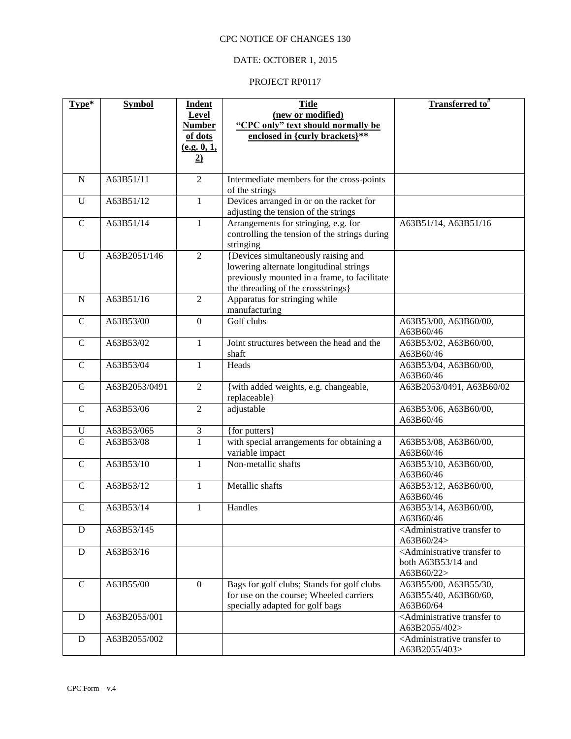CPC NOTICE OF CHANGES 130

DATE: OCTOBER 1, 2015

PROJECT RP0117

| Type* | Symbol | Indent Level Number of dots (e.g. 0, 1, 2) | Title (new or modified) "CPC only" text should normally be enclosed in {curly brackets}** | Transferred to# |
|---|---|---|---|---|
| N | A63B51/11 | 2 | Intermediate members for the cross-points of the strings | |
| U | A63B51/12 | 1 | Devices arranged in or on the racket for adjusting the tension of the strings | |
| C | A63B51/14 | 1 | Arrangements for stringing, e.g. for controlling the tension of the strings during stringing | A63B51/14, A63B51/16 |
| U | A63B2051/146 | 2 | {Devices simultaneously raising and lowering alternate longitudinal strings previously mounted in a frame, to facilitate the threading of the crossstrings} | |
| N | A63B51/16 | 2 | Apparatus for stringing while manufacturing | |
| C | A63B53/00 | 0 | Golf clubs | A63B53/00, A63B60/00, A63B60/46 |
| C | A63B53/02 | 1 | Joint structures between the head and the shaft | A63B53/02, A63B60/00, A63B60/46 |
| C | A63B53/04 | 1 | Heads | A63B53/04, A63B60/00, A63B60/46 |
| C | A63B2053/0491 | 2 | {with added weights, e.g. changeable, replaceable} | A63B2053/0491, A63B60/02 |
| C | A63B53/06 | 2 | adjustable | A63B53/06, A63B60/00, A63B60/46 |
| U | A63B53/065 | 3 | {for putters} | |
| C | A63B53/08 | 1 | with special arrangements for obtaining a variable impact | A63B53/08, A63B60/00, A63B60/46 |
| C | A63B53/10 | 1 | Non-metallic shafts | A63B53/10, A63B60/00, A63B60/46 |
| C | A63B53/12 | 1 | Metallic shafts | A63B53/12, A63B60/00, A63B60/46 |
| C | A63B53/14 | 1 | Handles | A63B53/14, A63B60/00, A63B60/46 |
| D | A63B53/145 | | | <Administrative transfer to A63B60/24> |
| D | A63B53/16 | | | <Administrative transfer to both A63B53/14 and A63B60/22> |
| C | A63B55/00 | 0 | Bags for golf clubs; Stands for golf clubs for use on the course; Wheeled carriers specially adapted for golf bags | A63B55/00, A63B55/30, A63B55/40, A63B60/60, A63B60/64 |
| D | A63B2055/001 | | | <Administrative transfer to A63B2055/402> |
| D | A63B2055/002 | | | <Administrative transfer to A63B2055/403> |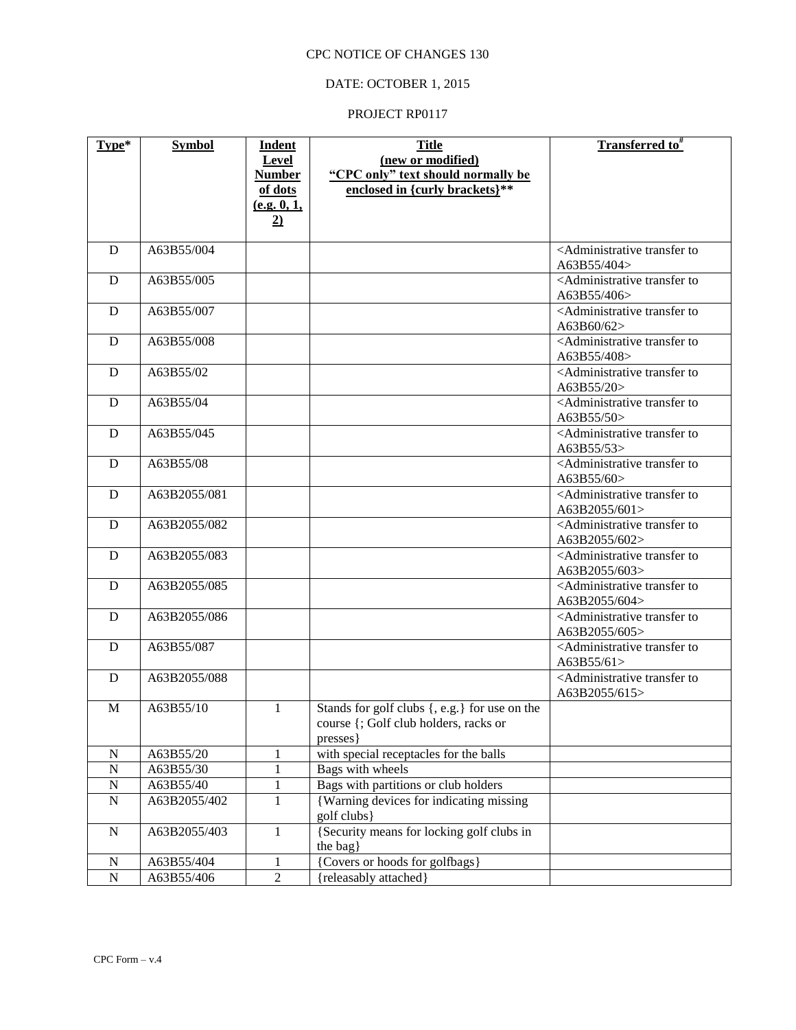CPC NOTICE OF CHANGES 130

DATE: OCTOBER 1, 2015

PROJECT RP0117

| Type* | Symbol | Indent Level Number of dots (e.g. 0, 1, 2) | Title (new or modified) "CPC only" text should normally be enclosed in {curly brackets}** | Transferred to# |
|---|---|---|---|---|
| D | A63B55/004 | | | <Administrative transfer to A63B55/404> |
| D | A63B55/005 | | | <Administrative transfer to A63B55/406> |
| D | A63B55/007 | | | <Administrative transfer to A63B60/62> |
| D | A63B55/008 | | | <Administrative transfer to A63B55/408> |
| D | A63B55/02 | | | <Administrative transfer to A63B55/20> |
| D | A63B55/04 | | | <Administrative transfer to A63B55/50> |
| D | A63B55/045 | | | <Administrative transfer to A63B55/53> |
| D | A63B55/08 | | | <Administrative transfer to A63B55/60> |
| D | A63B2055/081 | | | <Administrative transfer to A63B2055/601> |
| D | A63B2055/082 | | | <Administrative transfer to A63B2055/602> |
| D | A63B2055/083 | | | <Administrative transfer to A63B2055/603> |
| D | A63B2055/085 | | | <Administrative transfer to A63B2055/604> |
| D | A63B2055/086 | | | <Administrative transfer to A63B2055/605> |
| D | A63B55/087 | | | <Administrative transfer to A63B55/61> |
| D | A63B2055/088 | | | <Administrative transfer to A63B2055/615> |
| M | A63B55/10 | 1 | Stands for golf clubs {, e.g.} for use on the course {; Golf club holders, racks or presses} | |
| N | A63B55/20 | 1 | with special receptacles for the balls | |
| N | A63B55/30 | 1 | Bags with wheels | |
| N | A63B55/40 | 1 | Bags with partitions or club holders | |
| N | A63B2055/402 | 1 | {Warning devices for indicating missing golf clubs} | |
| N | A63B2055/403 | 1 | {Security means for locking golf clubs in the bag} | |
| N | A63B55/404 | 1 | {Covers or hoods for golfbags} | |
| N | A63B55/406 | 2 | {releasably attached} | |

CPC Form – v.4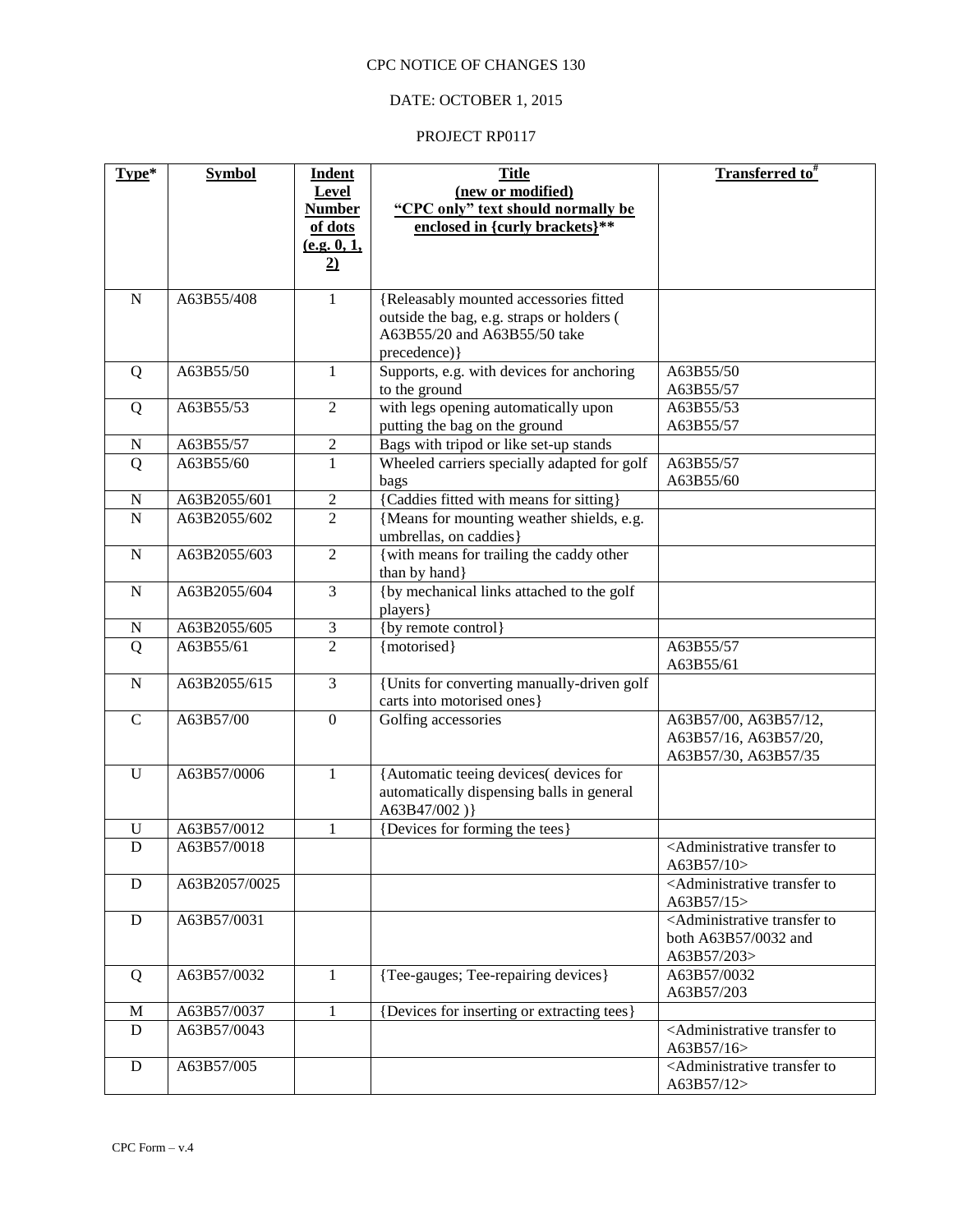CPC NOTICE OF CHANGES 130

DATE: OCTOBER 1, 2015

PROJECT RP0117

| Type* | Symbol | Indent Level Number of dots (e.g. 0, 1, 2) | Title (new or modified) "CPC only" text should normally be enclosed in {curly brackets}** | Transferred to# |
|---|---|---|---|---|
| N | A63B55/408 | 1 | {Releasably mounted accessories fitted outside the bag, e.g. straps or holders ( A63B55/20 and A63B55/50 take precedence)} | |
| Q | A63B55/50 | 1 | Supports, e.g. with devices for anchoring to the ground | A63B55/50 A63B55/57 |
| Q | A63B55/53 | 2 | with legs opening automatically upon putting the bag on the ground | A63B55/53 A63B55/57 |
| N | A63B55/57 | 2 | Bags with tripod or like set-up stands | |
| Q | A63B55/60 | 1 | Wheeled carriers specially adapted for golf bags | A63B55/57 A63B55/60 |
| N | A63B2055/601 | 2 | {Caddies fitted with means for sitting} | |
| N | A63B2055/602 | 2 | {Means for mounting weather shields, e.g. umbrellas, on caddies} | |
| N | A63B2055/603 | 2 | {with means for trailing the caddy other than by hand} | |
| N | A63B2055/604 | 3 | {by mechanical links attached to the golf players} | |
| N | A63B2055/605 | 3 | {by remote control} | |
| Q | A63B55/61 | 2 | {motorised} | A63B55/57 A63B55/61 |
| N | A63B2055/615 | 3 | {Units for converting manually-driven golf carts into motorised ones} | |
| C | A63B57/00 | 0 | Golfing accessories | A63B57/00, A63B57/12, A63B57/16, A63B57/20, A63B57/30, A63B57/35 |
| U | A63B57/0006 | 1 | {Automatic teeing devices( devices for automatically dispensing balls in general A63B47/002 )} | |
| U | A63B57/0012 | 1 | {Devices for forming the tees} | |
| D | A63B57/0018 | | | <Administrative transfer to A63B57/10> |
| D | A63B2057/0025 | | | <Administrative transfer to A63B57/15> |
| D | A63B57/0031 | | | <Administrative transfer to both A63B57/0032 and A63B57/203> |
| Q | A63B57/0032 | 1 | {Tee-gauges; Tee-repairing devices} | A63B57/0032 A63B57/203 |
| M | A63B57/0037 | 1 | {Devices for inserting or extracting tees} | |
| D | A63B57/0043 | | | <Administrative transfer to A63B57/16> |
| D | A63B57/005 | | | <Administrative transfer to A63B57/12> |

CPC Form – v.4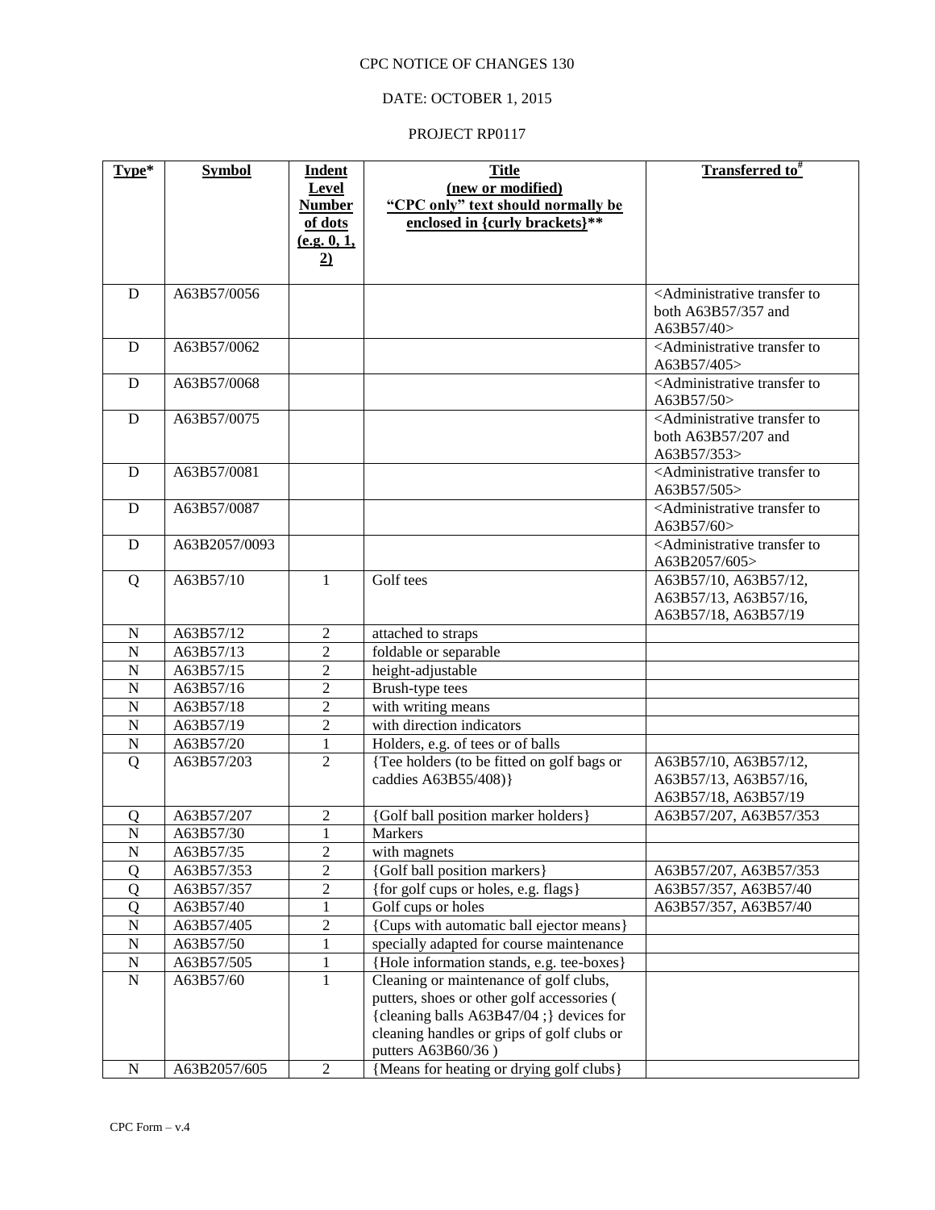CPC NOTICE OF CHANGES 130

DATE: OCTOBER 1, 2015

PROJECT RP0117

| Type* | Symbol | Indent Level Number of dots (e.g. 0, 1, 2) | Title (new or modified) "CPC only" text should normally be enclosed in {curly brackets}** | Transferred to# |
|---|---|---|---|---|
| D | A63B57/0056 | | | <Administrative transfer to both A63B57/357 and A63B57/40> |
| D | A63B57/0062 | | | <Administrative transfer to A63B57/405> |
| D | A63B57/0068 | | | <Administrative transfer to A63B57/50> |
| D | A63B57/0075 | | | <Administrative transfer to both A63B57/207 and A63B57/353> |
| D | A63B57/0081 | | | <Administrative transfer to A63B57/505> |
| D | A63B57/0087 | | | <Administrative transfer to A63B57/60> |
| D | A63B2057/0093 | | | <Administrative transfer to A63B2057/605> |
| Q | A63B57/10 | 1 | Golf tees | A63B57/10, A63B57/12, A63B57/13, A63B57/16, A63B57/18, A63B57/19 |
| N | A63B57/12 | 2 | attached to straps | |
| N | A63B57/13 | 2 | foldable or separable | |
| N | A63B57/15 | 2 | height-adjustable | |
| N | A63B57/16 | 2 | Brush-type tees | |
| N | A63B57/18 | 2 | with writing means | |
| N | A63B57/19 | 2 | with direction indicators | |
| N | A63B57/20 | 1 | Holders, e.g. of tees or of balls | |
| Q | A63B57/203 | 2 | {Tee holders (to be fitted on golf bags or caddies A63B55/408)} | A63B57/10, A63B57/12, A63B57/13, A63B57/16, A63B57/18, A63B57/19 |
| Q | A63B57/207 | 2 | {Golf ball position marker holders} | A63B57/207, A63B57/353 |
| N | A63B57/30 | 1 | Markers | |
| N | A63B57/35 | 2 | with magnets | |
| Q | A63B57/353 | 2 | {Golf ball position markers} | A63B57/207, A63B57/353 |
| Q | A63B57/357 | 2 | {for golf cups or holes, e.g. flags} | A63B57/357, A63B57/40 |
| Q | A63B57/40 | 1 | Golf cups or holes | A63B57/357, A63B57/40 |
| N | A63B57/405 | 2 | {Cups with automatic ball ejector means} | |
| N | A63B57/50 | 1 | specially adapted for course maintenance | |
| N | A63B57/505 | 1 | {Hole information stands, e.g. tee-boxes} | |
| N | A63B57/60 | 1 | Cleaning or maintenance of golf clubs, putters, shoes or other golf accessories ( {cleaning balls A63B47/04 ;} devices for cleaning handles or grips of golf clubs or putters A63B60/36 ) | |
| N | A63B2057/605 | 2 | {Means for heating or drying golf clubs} | |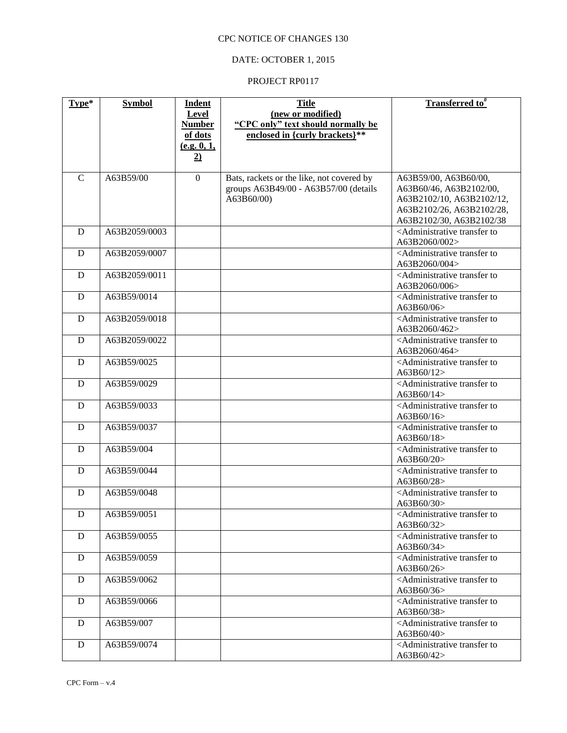CPC NOTICE OF CHANGES 130

DATE: OCTOBER 1, 2015

PROJECT RP0117

| Type* | Symbol | Indent Level Number of dots (e.g. 0, 1, 2) | Title (new or modified) "CPC only" text should normally be enclosed in {curly brackets}** | Transferred to# |
|---|---|---|---|---|
| C | A63B59/00 | 0 | Bats, rackets or the like, not covered by groups A63B49/00 - A63B57/00 (details A63B60/00) | A63B59/00, A63B60/00, A63B60/46, A63B2102/00, A63B2102/10, A63B2102/12, A63B2102/26, A63B2102/28, A63B2102/30, A63B2102/38 |
| D | A63B2059/0003 | | | <Administrative transfer to A63B2060/002> |
| D | A63B2059/0007 | | | <Administrative transfer to A63B2060/004> |
| D | A63B2059/0011 | | | <Administrative transfer to A63B2060/006> |
| D | A63B59/0014 | | | <Administrative transfer to A63B60/06> |
| D | A63B2059/0018 | | | <Administrative transfer to A63B2060/462> |
| D | A63B2059/0022 | | | <Administrative transfer to A63B2060/464> |
| D | A63B59/0025 | | | <Administrative transfer to A63B60/12> |
| D | A63B59/0029 | | | <Administrative transfer to A63B60/14> |
| D | A63B59/0033 | | | <Administrative transfer to A63B60/16> |
| D | A63B59/0037 | | | <Administrative transfer to A63B60/18> |
| D | A63B59/004 | | | <Administrative transfer to A63B60/20> |
| D | A63B59/0044 | | | <Administrative transfer to A63B60/28> |
| D | A63B59/0048 | | | <Administrative transfer to A63B60/30> |
| D | A63B59/0051 | | | <Administrative transfer to A63B60/32> |
| D | A63B59/0055 | | | <Administrative transfer to A63B60/34> |
| D | A63B59/0059 | | | <Administrative transfer to A63B60/26> |
| D | A63B59/0062 | | | <Administrative transfer to A63B60/36> |
| D | A63B59/0066 | | | <Administrative transfer to A63B60/38> |
| D | A63B59/007 | | | <Administrative transfer to A63B60/40> |
| D | A63B59/0074 | | | <Administrative transfer to A63B60/42> |

CPC Form – v.4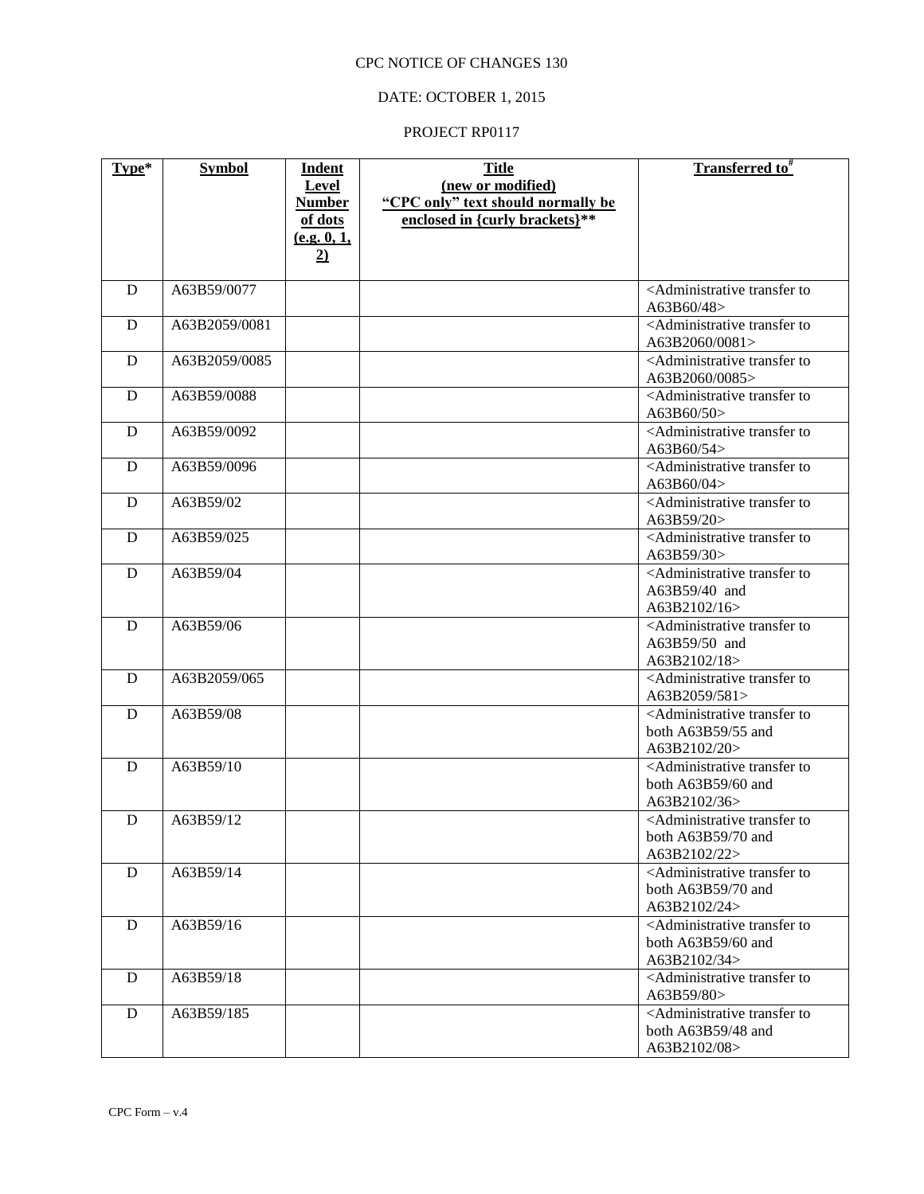CPC NOTICE OF CHANGES 130

DATE: OCTOBER 1, 2015

PROJECT RP0117

| **Type*** | **Symbol** | **Indent Level Number of dots (e.g. 0, 1, 2)** | **Title (new or modified) "CPC only" text should normally be enclosed in {curly brackets}**** | **Transferred to#** |
|---|---|---|---|---|
| D | A63B59/0077 | | | <Administrative transfer to A63B60/48> |
| D | A63B2059/0081 | | | <Administrative transfer to A63B2060/0081> |
| D | A63B2059/0085 | | | <Administrative transfer to A63B2060/0085> |
| D | A63B59/0088 | | | <Administrative transfer to A63B60/50> |
| D | A63B59/0092 | | | <Administrative transfer to A63B60/54> |
| D | A63B59/0096 | | | <Administrative transfer to A63B60/04> |
| D | A63B59/02 | | | <Administrative transfer to A63B59/20> |
| D | A63B59/025 | | | <Administrative transfer to A63B59/30> |
| D | A63B59/04 | | | <Administrative transfer to A63B59/40 and A63B2102/16> |
| D | A63B59/06 | | | <Administrative transfer to A63B59/50 and A63B2102/18> |
| D | A63B2059/065 | | | <Administrative transfer to A63B2059/581> |
| D | A63B59/08 | | | <Administrative transfer to both A63B59/55 and A63B2102/20> |
| D | A63B59/10 | | | <Administrative transfer to both A63B59/60 and A63B2102/36> |
| D | A63B59/12 | | | <Administrative transfer to both A63B59/70 and A63B2102/22> |
| D | A63B59/14 | | | <Administrative transfer to both A63B59/70 and A63B2102/24> |
| D | A63B59/16 | | | <Administrative transfer to both A63B59/60 and A63B2102/34> |
| D | A63B59/18 | | | <Administrative transfer to A63B59/80> |
| D | A63B59/185 | | | <Administrative transfer to both A63B59/48 and A63B2102/08> |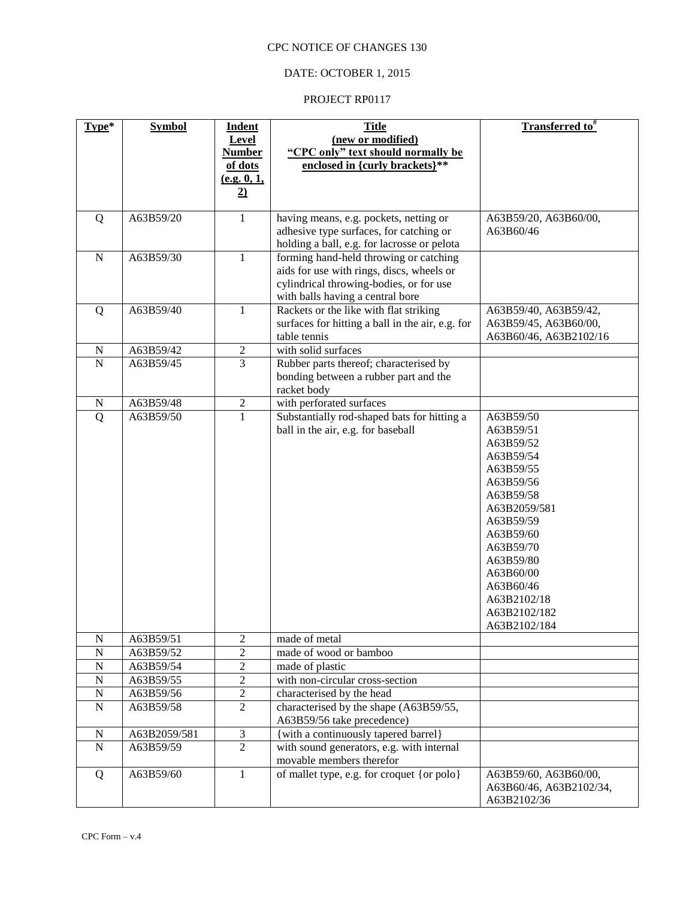CPC NOTICE OF CHANGES 130

DATE: OCTOBER 1, 2015

PROJECT RP0117

| Type* | Symbol | Indent Level Number of dots (e.g. 0, 1, 2) | Title (new or modified) "CPC only" text should normally be enclosed in {curly brackets}** | Transferred to[#] |
|---|---|---|---|---|
| Q | A63B59/20 | 1 | having means, e.g. pockets, netting or adhesive type surfaces, for catching or holding a ball, e.g. for lacrosse or pelota | A63B59/20, A63B60/00, A63B60/46 |
| N | A63B59/30 | 1 | forming hand-held throwing or catching aids for use with rings, discs, wheels or cylindrical throwing-bodies, or for use with balls having a central bore | |
| Q | A63B59/40 | 1 | Rackets or the like with flat striking surfaces for hitting a ball in the air, e.g. for table tennis | A63B59/40, A63B59/42, A63B59/45, A63B60/00, A63B60/46, A63B2102/16 |
| N | A63B59/42 | 2 | with solid surfaces | |
| N | A63B59/45 | 3 | Rubber parts thereof; characterised by bonding between a rubber part and the racket body | |
| N | A63B59/48 | 2 | with perforated surfaces | |
| Q | A63B59/50 | 1 | Substantially rod-shaped bats for hitting a ball in the air, e.g. for baseball | A63B59/50 A63B59/51 A63B59/52 A63B59/54 A63B59/55 A63B59/56 A63B59/58 A63B2059/581 A63B59/59 A63B59/60 A63B59/70 A63B59/80 A63B60/00 A63B60/46 A63B2102/18 A63B2102/182 A63B2102/184 |
| N | A63B59/51 | 2 | made of metal | |
| N | A63B59/52 | 2 | made of wood or bamboo | |
| N | A63B59/54 | 2 | made of plastic | |
| N | A63B59/55 | 2 | with non-circular cross-section | |
| N | A63B59/56 | 2 | characterised by the head | |
| N | A63B59/58 | 2 | characterised by the shape (A63B59/55, A63B59/56 take precedence) | |
| N | A63B2059/581 | 3 | {with a continuously tapered barrel} | |
| N | A63B59/59 | 2 | with sound generators, e.g. with internal movable members therefor | |
| Q | A63B59/60 | 1 | of mallet type, e.g. for croquet {or polo} | A63B59/60, A63B60/00, A63B60/46, A63B2102/34, A63B2102/36 |

CPC Form – v.4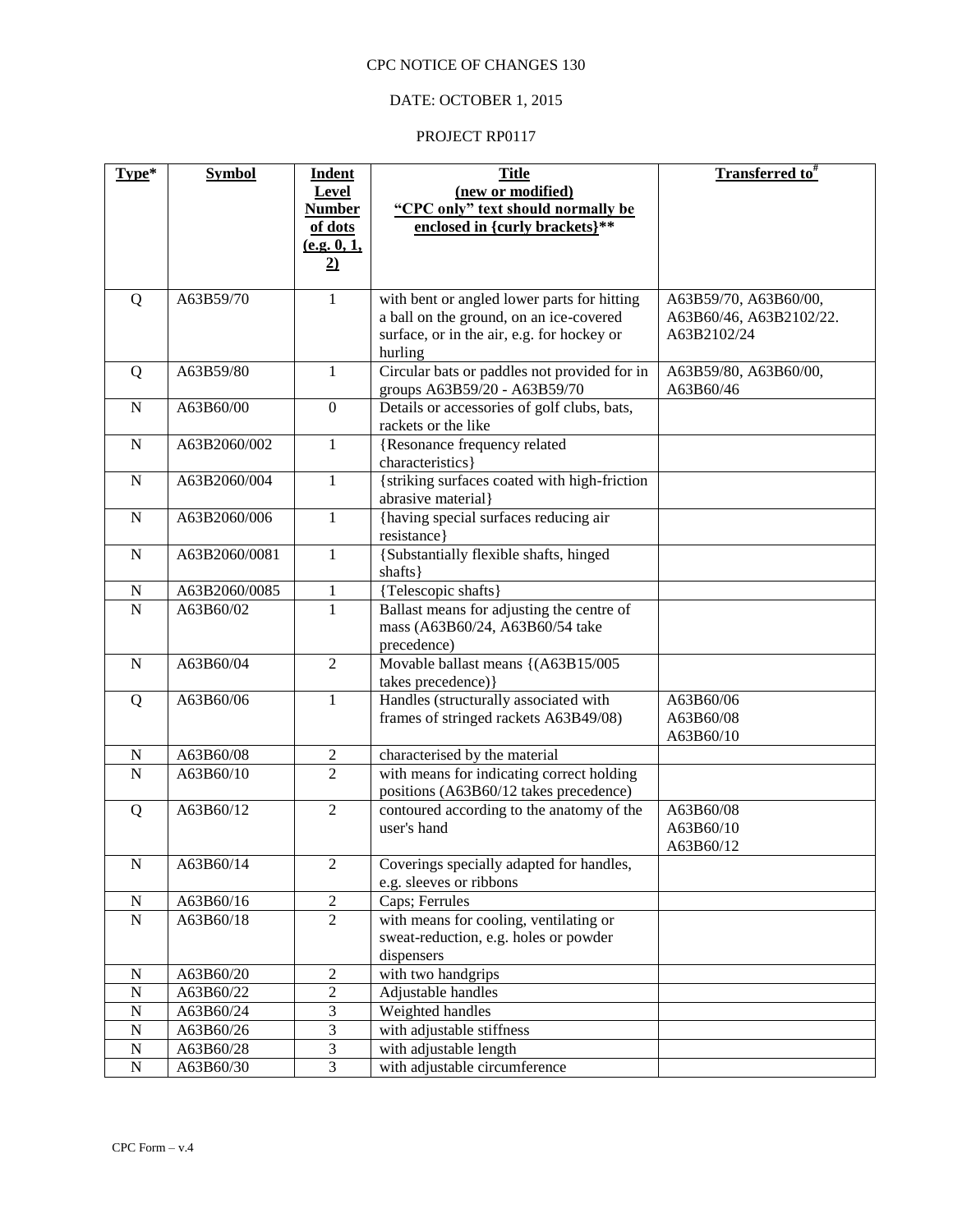CPC NOTICE OF CHANGES 130

DATE: OCTOBER 1, 2015

PROJECT RP0117

| Type* | Symbol | Indent Level Number of dots (e.g. 0, 1, 2) | Title (new or modified) "CPC only" text should normally be enclosed in {curly brackets}** | Transferred to# |
|---|---|---|---|---|
| Q | A63B59/70 | 1 | with bent or angled lower parts for hitting a ball on the ground, on an ice-covered surface, or in the air, e.g. for hockey or hurling | A63B59/70, A63B60/00, A63B60/46, A63B2102/22. A63B2102/24 |
| Q | A63B59/80 | 1 | Circular bats or paddles not provided for in groups A63B59/20 - A63B59/70 | A63B59/80, A63B60/00, A63B60/46 |
| N | A63B60/00 | 0 | Details or accessories of golf clubs, bats, rackets or the like | |
| N | A63B2060/002 | 1 | {Resonance frequency related characteristics} | |
| N | A63B2060/004 | 1 | {striking surfaces coated with high-friction abrasive material} | |
| N | A63B2060/006 | 1 | {having special surfaces reducing air resistance} | |
| N | A63B2060/0081 | 1 | {Substantially flexible shafts, hinged shafts} | |
| N | A63B2060/0085 | 1 | {Telescopic shafts} | |
| N | A63B60/02 | 1 | Ballast means for adjusting the centre of mass (A63B60/24, A63B60/54 take precedence) | |
| N | A63B60/04 | 2 | Movable ballast means {(A63B15/005 takes precedence)} | |
| Q | A63B60/06 | 1 | Handles (structurally associated with frames of stringed rackets A63B49/08) | A63B60/06 A63B60/08 A63B60/10 |
| N | A63B60/08 | 2 | characterised by the material | |
| N | A63B60/10 | 2 | with means for indicating correct holding positions (A63B60/12 takes precedence) | |
| Q | A63B60/12 | 2 | contoured according to the anatomy of the user's hand | A63B60/08 A63B60/10 A63B60/12 |
| N | A63B60/14 | 2 | Coverings specially adapted for handles, e.g. sleeves or ribbons | |
| N | A63B60/16 | 2 | Caps; Ferrules | |
| N | A63B60/18 | 2 | with means for cooling, ventilating or sweat-reduction, e.g. holes or powder dispensers | |
| N | A63B60/20 | 2 | with two handgrips | |
| N | A63B60/22 | 2 | Adjustable handles | |
| N | A63B60/24 | 3 | Weighted handles | |
| N | A63B60/26 | 3 | with adjustable stiffness | |
| N | A63B60/28 | 3 | with adjustable length | |
| N | A63B60/30 | 3 | with adjustable circumference | |

CPC Form – v.4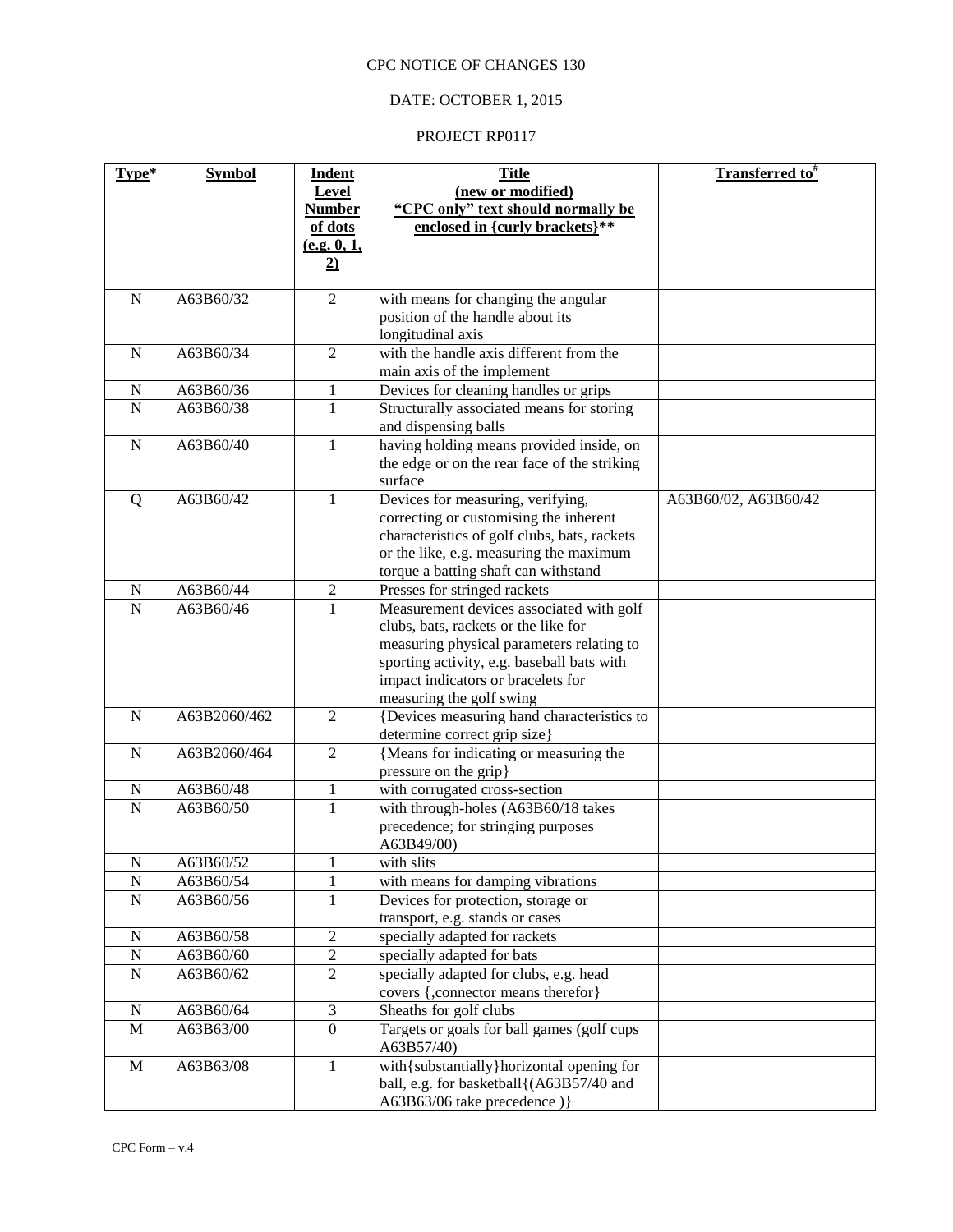CPC NOTICE OF CHANGES 130

DATE: OCTOBER 1, 2015

PROJECT RP0117

| Type* | Symbol | Indent Level Number of dots (e.g. 0, 1, 2) | Title (new or modified) "CPC only" text should normally be enclosed in {curly brackets}** | Transferred to# |
|---|---|---|---|---|
| N | A63B60/32 | 2 | with means for changing the angular position of the handle about its longitudinal axis | |
| N | A63B60/34 | 2 | with the handle axis different from the main axis of the implement | |
| N | A63B60/36 | 1 | Devices for cleaning handles or grips | |
| N | A63B60/38 | 1 | Structurally associated means for storing and dispensing balls | |
| N | A63B60/40 | 1 | having holding means provided inside, on the edge or on the rear face of the striking surface | |
| Q | A63B60/42 | 1 | Devices for measuring, verifying, correcting or customising the inherent characteristics of golf clubs, bats, rackets or the like, e.g. measuring the maximum torque a batting shaft can withstand | A63B60/02, A63B60/42 |
| N | A63B60/44 | 2 | Presses for stringed rackets | |
| N | A63B60/46 | 1 | Measurement devices associated with golf clubs, bats, rackets or the like for measuring physical parameters relating to sporting activity, e.g. baseball bats with impact indicators or bracelets for measuring the golf swing | |
| N | A63B2060/462 | 2 | {Devices measuring hand characteristics to determine correct grip size} | |
| N | A63B2060/464 | 2 | {Means for indicating or measuring the pressure on the grip} | |
| N | A63B60/48 | 1 | with corrugated cross-section | |
| N | A63B60/50 | 1 | with through-holes (A63B60/18 takes precedence; for stringing purposes A63B49/00) | |
| N | A63B60/52 | 1 | with slits | |
| N | A63B60/54 | 1 | with means for damping vibrations | |
| N | A63B60/56 | 1 | Devices for protection, storage or transport, e.g. stands or cases | |
| N | A63B60/58 | 2 | specially adapted for rackets | |
| N | A63B60/60 | 2 | specially adapted for bats | |
| N | A63B60/62 | 2 | specially adapted for clubs, e.g. head covers {,connector means therefor} | |
| N | A63B60/64 | 3 | Sheaths for golf clubs | |
| M | A63B63/00 | 0 | Targets or goals for ball games (golf cups A63B57/40) | |
| M | A63B63/08 | 1 | with{substantially}horizontal opening for ball, e.g. for basketball{(A63B57/40 and A63B63/06 take precedence )} | |

CPC Form – v.4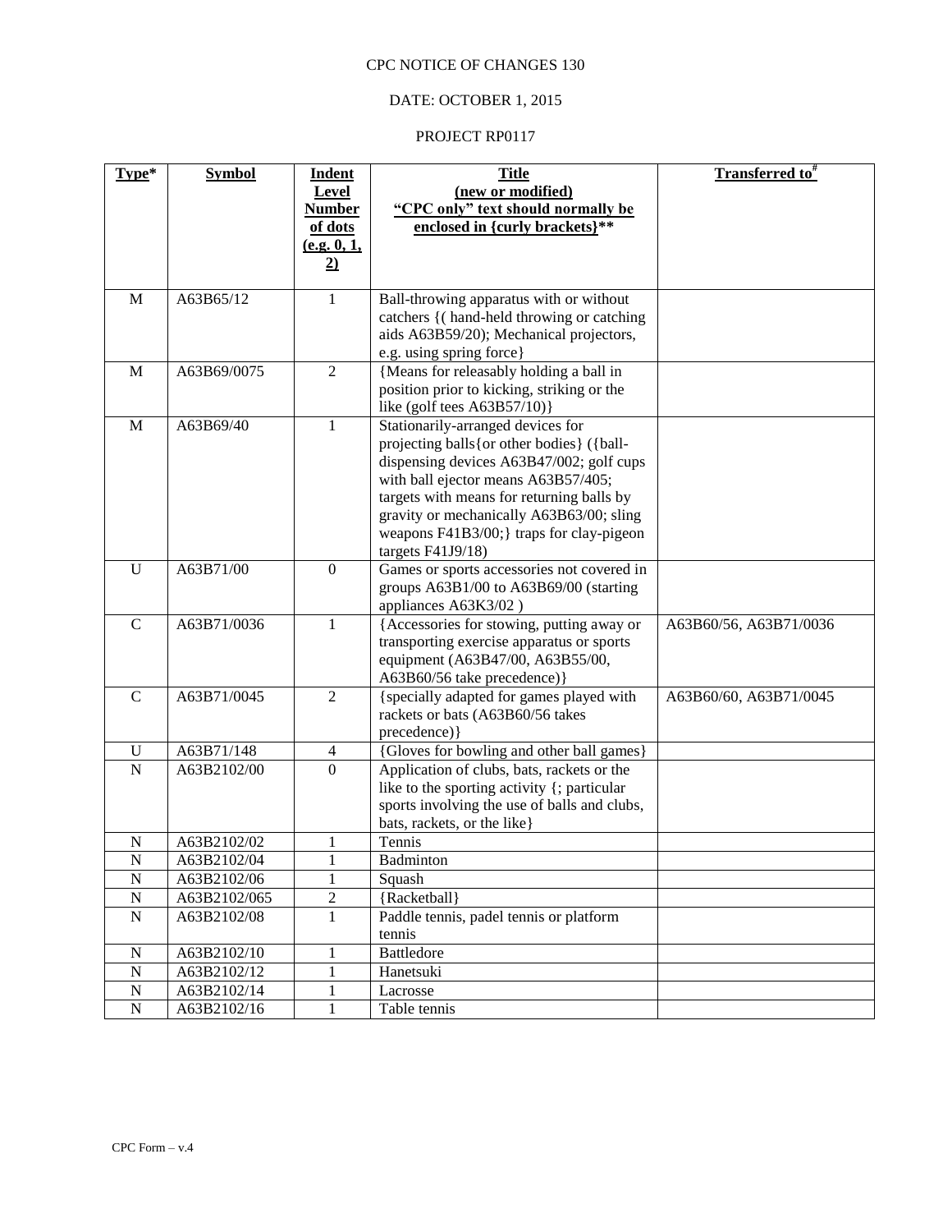CPC NOTICE OF CHANGES 130

DATE: OCTOBER 1, 2015

PROJECT RP0117

| Type* | Symbol | Indent Level Number of dots (e.g. 0, 1, 2) | Title (new or modified) "CPC only" text should normally be enclosed in {curly brackets}** | Transferred to# |
|---|---|---|---|---|
| M | A63B65/12 | 1 | Ball-throwing apparatus with or without catchers {( hand-held throwing or catching aids A63B59/20); Mechanical projectors, e.g. using spring force} | |
| M | A63B69/0075 | 2 | {Means for releasably holding a ball in position prior to kicking, striking or the like (golf tees A63B57/10)} | |
| M | A63B69/40 | 1 | Stationarily-arranged devices for projecting balls{or other bodies} ({ball-dispensing devices A63B47/002; golf cups with ball ejector means A63B57/405; targets with means for returning balls by gravity or mechanically A63B63/00; sling weapons F41B3/00;} traps for clay-pigeon targets F41J9/18) | |
| U | A63B71/00 | 0 | Games or sports accessories not covered in groups A63B1/00 to A63B69/00 (starting appliances A63K3/02 ) | |
| C | A63B71/0036 | 1 | {Accessories for stowing, putting away or transporting exercise apparatus or sports equipment (A63B47/00, A63B55/00, A63B60/56 take precedence)} | A63B60/56, A63B71/0036 |
| C | A63B71/0045 | 2 | {specially adapted for games played with rackets or bats (A63B60/56 takes precedence)} | A63B60/60, A63B71/0045 |
| U | A63B71/148 | 4 | {Gloves for bowling and other ball games} | |
| N | A63B2102/00 | 0 | Application of clubs, bats, rackets or the like to the sporting activity {; particular sports involving the use of balls and clubs, bats, rackets, or the like} | |
| N | A63B2102/02 | 1 | Tennis | |
| N | A63B2102/04 | 1 | Badminton | |
| N | A63B2102/06 | 1 | Squash | |
| N | A63B2102/065 | 2 | {Racketball} | |
| N | A63B2102/08 | 1 | Paddle tennis, padel tennis or platform tennis | |
| N | A63B2102/10 | 1 | Battledore | |
| N | A63B2102/12 | 1 | Hanetsuki | |
| N | A63B2102/14 | 1 | Lacrosse | |
| N | A63B2102/16 | 1 | Table tennis | |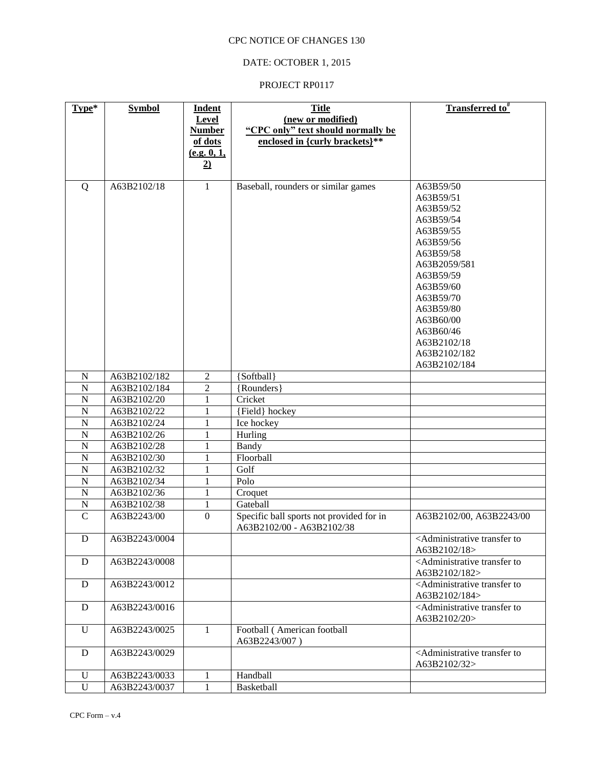CPC NOTICE OF CHANGES 130

DATE: OCTOBER 1, 2015

PROJECT RP0117

| Type* | Symbol | Indent Level Number of dots (e.g. 0, 1, 2) | Title (new or modified) "CPC only" text should normally be enclosed in {curly brackets}** | Transferred to# |
|---|---|---|---|---|
| Q | A63B2102/18 | 1 | Baseball, rounders or similar games | A63B59/50<br>A63B59/51<br>A63B59/52<br>A63B59/54<br>A63B59/55<br>A63B59/56<br>A63B59/58<br>A63B2059/581<br>A63B59/59<br>A63B59/60<br>A63B59/70<br>A63B59/80<br>A63B60/00<br>A63B60/46<br>A63B2102/18<br>A63B2102/182<br>A63B2102/184 |
| N | A63B2102/182 | 2 | {Softball} | |
| N | A63B2102/184 | 2 | {Rounders} | |
| N | A63B2102/20 | 1 | Cricket | |
| N | A63B2102/22 | 1 | {Field} hockey | |
| N | A63B2102/24 | 1 | Ice hockey | |
| N | A63B2102/26 | 1 | Hurling | |
| N | A63B2102/28 | 1 | Bandy | |
| N | A63B2102/30 | 1 | Floorball | |
| N | A63B2102/32 | 1 | Golf | |
| N | A63B2102/34 | 1 | Polo | |
| N | A63B2102/36 | 1 | Croquet | |
| N | A63B2102/38 | 1 | Gateball | |
| C | A63B2243/00 | 0 | Specific ball sports not provided for in A63B2102/00 - A63B2102/38 | A63B2102/00, A63B2243/00 |
| D | A63B2243/0004 | | | <Administrative transfer to A63B2102/18> |
| D | A63B2243/0008 | | | <Administrative transfer to A63B2102/182> |
| D | A63B2243/0012 | | | <Administrative transfer to A63B2102/184> |
| D | A63B2243/0016 | | | <Administrative transfer to A63B2102/20> |
| U | A63B2243/0025 | 1 | Football ( American football A63B2243/007 ) | |
| D | A63B2243/0029 | | | <Administrative transfer to A63B2102/32> |
| U | A63B2243/0033 | 1 | Handball | |
| U | A63B2243/0037 | 1 | Basketball | |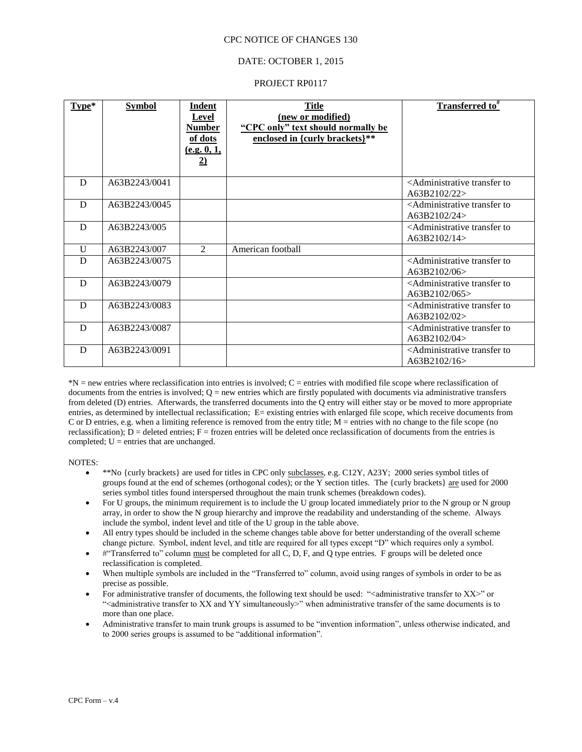CPC NOTICE OF CHANGES 130

DATE: OCTOBER 1, 2015

PROJECT RP0117

| Type* | Symbol | Indent Level Number of dots (e.g. 0, 1, 2) | Title (new or modified) "CPC only" text should normally be enclosed in {curly brackets}** | Transferred to# |
|---|---|---|---|---|
| D | A63B2243/0041 | | | <Administrative transfer to A63B2102/22> |
| D | A63B2243/0045 | | | <Administrative transfer to A63B2102/24> |
| D | A63B2243/005 | | | <Administrative transfer to A63B2102/14> |
| U | A63B2243/007 | 2 | American football | |
| D | A63B2243/0075 | | | <Administrative transfer to A63B2102/06> |
| D | A63B2243/0079 | | | <Administrative transfer to A63B2102/065> |
| D | A63B2243/0083 | | | <Administrative transfer to A63B2102/02> |
| D | A63B2243/0087 | | | <Administrative transfer to A63B2102/04> |
| D | A63B2243/0091 | | | <Administrative transfer to A63B2102/16> |

*N = new entries where reclassification into entries is involved; C = entries with modified file scope where reclassification of documents from the entries is involved; Q = new entries which are firstly populated with documents via administrative transfers from deleted (D) entries. Afterwards, the transferred documents into the Q entry will either stay or be moved to more appropriate entries, as determined by intellectual reclassification; E= existing entries with enlarged file scope, which receive documents from C or D entries, e.g. when a limiting reference is removed from the entry title; M = entries with no change to the file scope (no reclassification); D = deleted entries; F = frozen entries will be deleted once reclassification of documents from the entries is completed; U = entries that are unchanged.

NOTES:

- **No {curly brackets} are used for titles in CPC only subclasses, e.g. C12Y, A23Y; 2000 series symbol titles of groups found at the end of schemes (orthogonal codes); or the Y section titles. The {curly brackets} are used for 2000 series symbol titles found interspersed throughout the main trunk schemes (breakdown codes).
- For U groups, the minimum requirement is to include the U group located immediately prior to the N group or N group array, in order to show the N group hierarchy and improve the readability and understanding of the scheme. Always include the symbol, indent level and title of the U group in the table above.
- All entry types should be included in the scheme changes table above for better understanding of the overall scheme change picture. Symbol, indent level, and title are required for all types except "D" which requires only a symbol.
- #"Transferred to" column must be completed for all C, D, F, and Q type entries. F groups will be deleted once reclassification is completed.
- When multiple symbols are included in the "Transferred to" column, avoid using ranges of symbols in order to be as precise as possible.
- For administrative transfer of documents, the following text should be used: "<administrative transfer to XX>" or "<administrative transfer to XX and YY simultaneously>" when administrative transfer of the same documents is to more than one place.
- Administrative transfer to main trunk groups is assumed to be "invention information", unless otherwise indicated, and to 2000 series groups is assumed to be "additional information".

CPC Form – v.4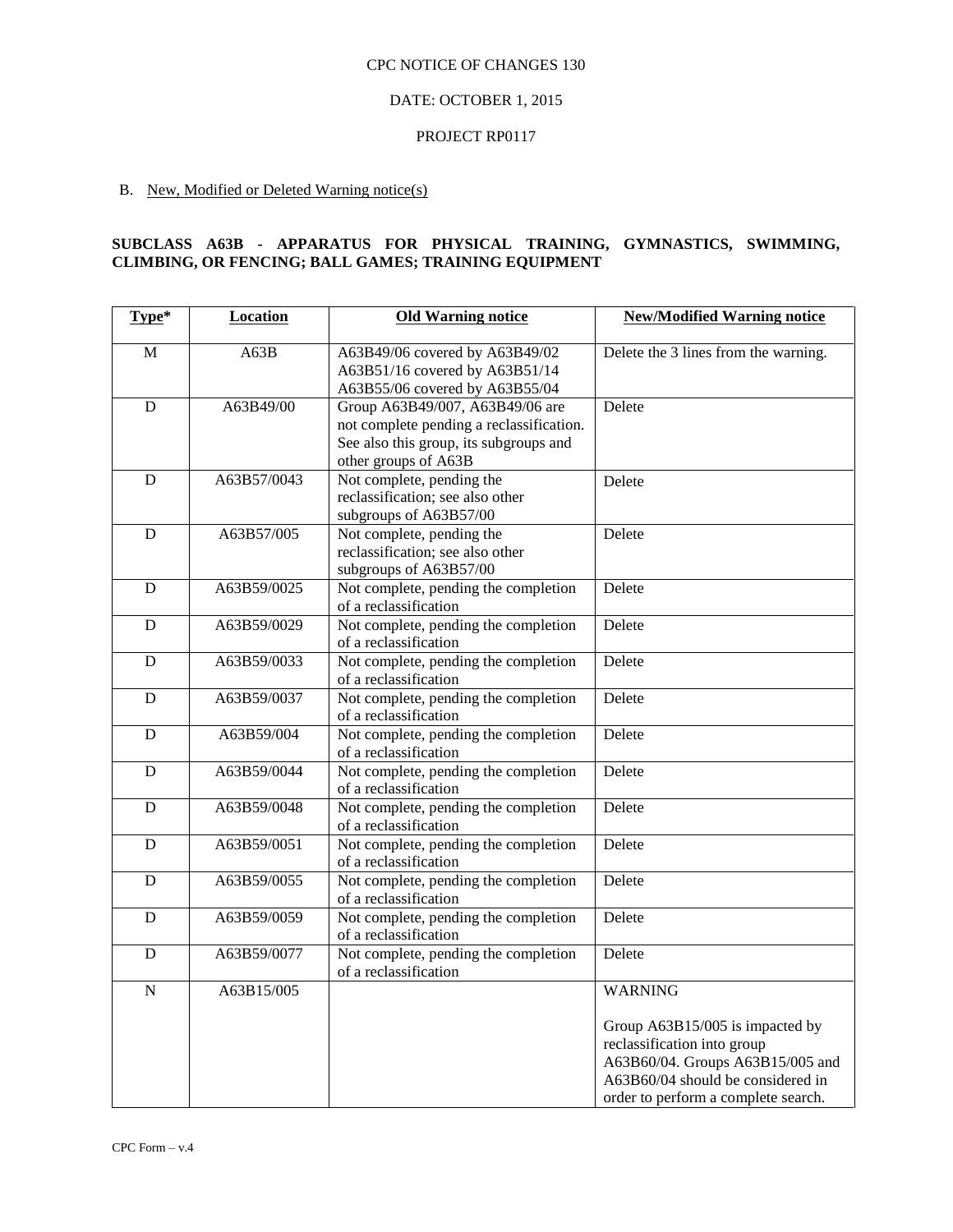CPC NOTICE OF CHANGES 130

DATE: OCTOBER 1, 2015

PROJECT RP0117

B. New, Modified or Deleted Warning notice(s)

**SUBCLASS A63B - APPARATUS FOR PHYSICAL TRAINING, GYMNASTICS, SWIMMING, CLIMBING, OR FENCING; BALL GAMES; TRAINING EQUIPMENT**

| Type* | Location | Old Warning notice | New/Modified Warning notice |
|---|---|---|---|
| M | A63B | A63B49/06 covered by A63B49/02<br>A63B51/16 covered by A63B51/14<br>A63B55/06 covered by A63B55/04 | Delete the 3 lines from the warning. |
| D | A63B49/00 | Group A63B49/007, A63B49/06 are not complete pending a reclassification. See also this group, its subgroups and other groups of A63B | Delete |
| D | A63B57/0043 | Not complete, pending the reclassification; see also other subgroups of A63B57/00 | Delete |
| D | A63B57/005 | Not complete, pending the reclassification; see also other subgroups of A63B57/00 | Delete |
| D | A63B59/0025 | Not complete, pending the completion of a reclassification | Delete |
| D | A63B59/0029 | Not complete, pending the completion of a reclassification | Delete |
| D | A63B59/0033 | Not complete, pending the completion of a reclassification | Delete |
| D | A63B59/0037 | Not complete, pending the completion of a reclassification | Delete |
| D | A63B59/004 | Not complete, pending the completion of a reclassification | Delete |
| D | A63B59/0044 | Not complete, pending the completion of a reclassification | Delete |
| D | A63B59/0048 | Not complete, pending the completion of a reclassification | Delete |
| D | A63B59/0051 | Not complete, pending the completion of a reclassification | Delete |
| D | A63B59/0055 | Not complete, pending the completion of a reclassification | Delete |
| D | A63B59/0059 | Not complete, pending the completion of a reclassification | Delete |
| D | A63B59/0077 | Not complete, pending the completion of a reclassification | Delete |
| N | A63B15/005 | | WARNING<br><br>Group A63B15/005 is impacted by reclassification into group A63B60/04. Groups A63B15/005 and A63B60/04 should be considered in order to perform a complete search. |

CPC Form – v.4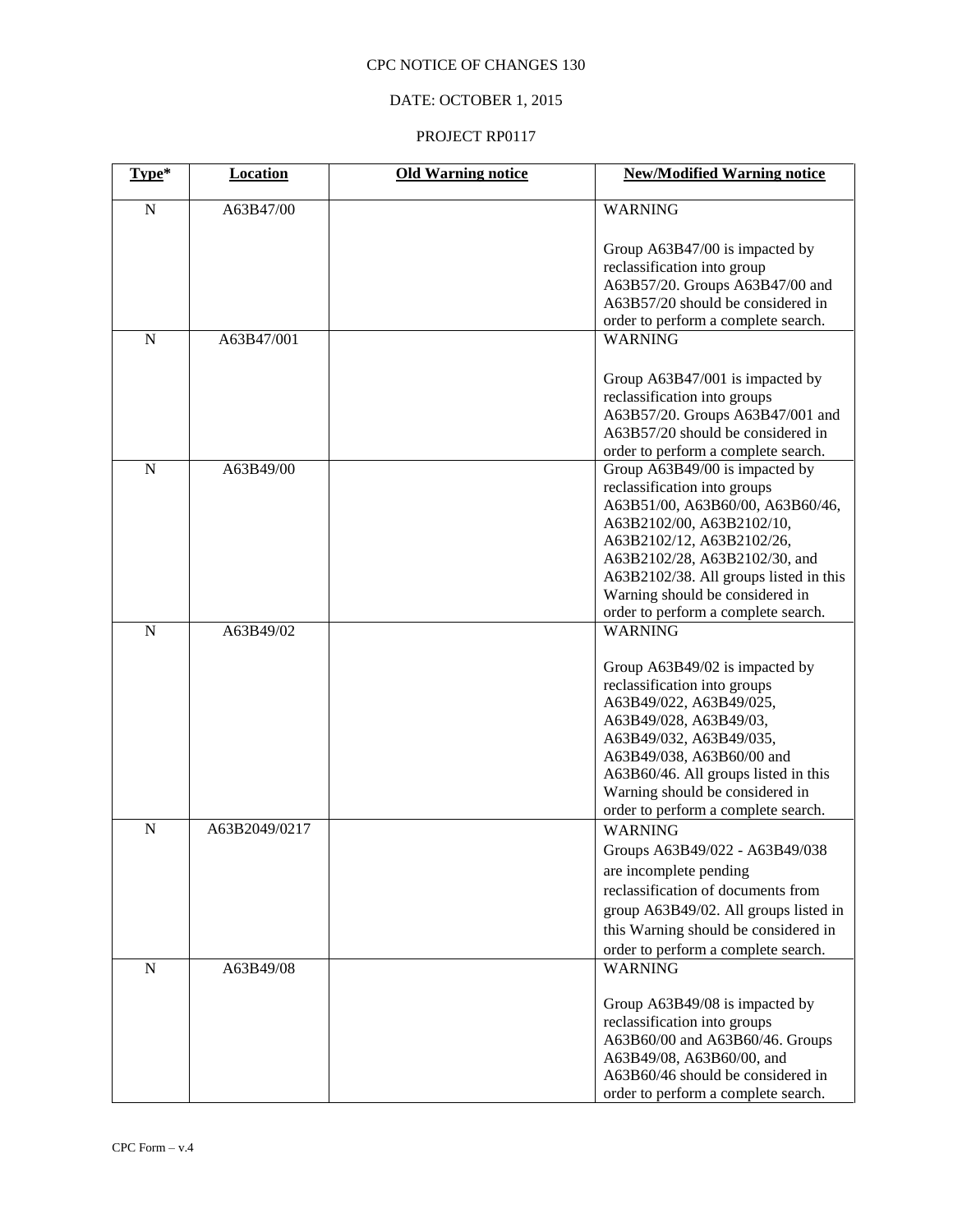CPC NOTICE OF CHANGES 130

DATE: OCTOBER 1, 2015

PROJECT RP0117

| Type* | Location | Old Warning notice | New/Modified Warning notice |
|---|---|---|---|
| N | A63B47/00 | | WARNING<br><br>Group A63B47/00 is impacted by reclassification into group A63B57/20. Groups A63B47/00 and A63B57/20 should be considered in order to perform a complete search. |
| N | A63B47/001 | | WARNING<br><br>Group A63B47/001 is impacted by reclassification into groups A63B57/20. Groups A63B47/001 and A63B57/20 should be considered in order to perform a complete search. |
| N | A63B49/00 | | Group A63B49/00 is impacted by reclassification into groups A63B51/00, A63B60/00, A63B60/46, A63B2102/00, A63B2102/10, A63B2102/12, A63B2102/26, A63B2102/28, A63B2102/30, and A63B2102/38. All groups listed in this Warning should be considered in order to perform a complete search. |
| N | A63B49/02 | | WARNING<br><br>Group A63B49/02 is impacted by reclassification into groups A63B49/022, A63B49/025, A63B49/028, A63B49/03, A63B49/032, A63B49/035, A63B49/038, A63B60/00 and A63B60/46. All groups listed in this Warning should be considered in order to perform a complete search. |
| N | A63B2049/0217 | | WARNING<br>Groups A63B49/022 - A63B49/038 are incomplete pending reclassification of documents from group A63B49/02. All groups listed in this Warning should be considered in order to perform a complete search. |
| N | A63B49/08 | | WARNING<br><br>Group A63B49/08 is impacted by reclassification into groups A63B60/00 and A63B60/46. Groups A63B49/08, A63B60/00, and A63B60/46 should be considered in order to perform a complete search. |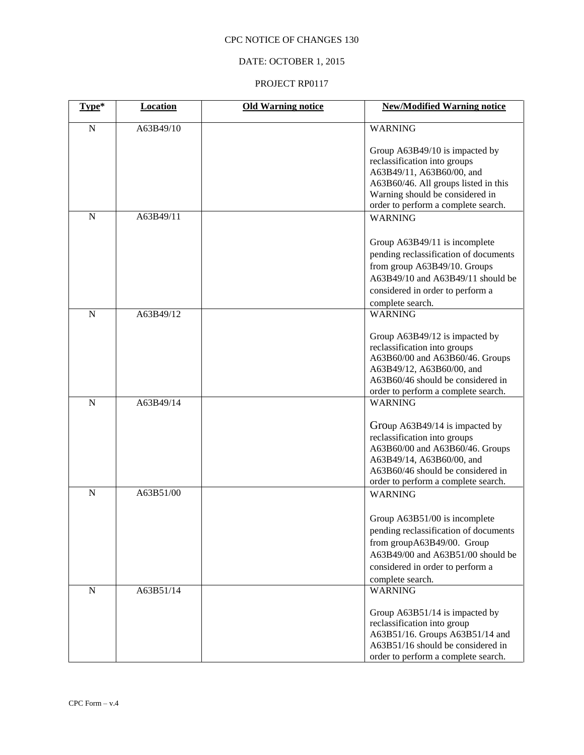CPC NOTICE OF CHANGES 130

DATE: OCTOBER 1, 2015

PROJECT RP0117

| Type* | Location | Old Warning notice | New/Modified Warning notice |
|---|---|---|---|
| N | A63B49/10 | | WARNING<br><br>Group A63B49/10 is impacted by reclassification into groups A63B49/11, A63B60/00, and A63B60/46. All groups listed in this Warning should be considered in order to perform a complete search. |
| N | A63B49/11 | | WARNING<br><br>Group A63B49/11 is incomplete pending reclassification of documents from group A63B49/10. Groups A63B49/10 and A63B49/11 should be considered in order to perform a complete search. |
| N | A63B49/12 | | WARNING<br><br>Group A63B49/12 is impacted by reclassification into groups A63B60/00 and A63B60/46. Groups A63B49/12, A63B60/00, and A63B60/46 should be considered in order to perform a complete search. |
| N | A63B49/14 | | WARNING<br><br>Group A63B49/14 is impacted by reclassification into groups A63B60/00 and A63B60/46. Groups A63B49/14, A63B60/00, and A63B60/46 should be considered in order to perform a complete search. |
| N | A63B51/00 | | WARNING<br><br>Group A63B51/00 is incomplete pending reclassification of documents from groupA63B49/00. Group A63B49/00 and A63B51/00 should be considered in order to perform a complete search. |
| N | A63B51/14 | | WARNING<br><br>Group A63B51/14 is impacted by reclassification into group A63B51/16. Groups A63B51/14 and A63B51/16 should be considered in order to perform a complete search. |

CPC Form – v.4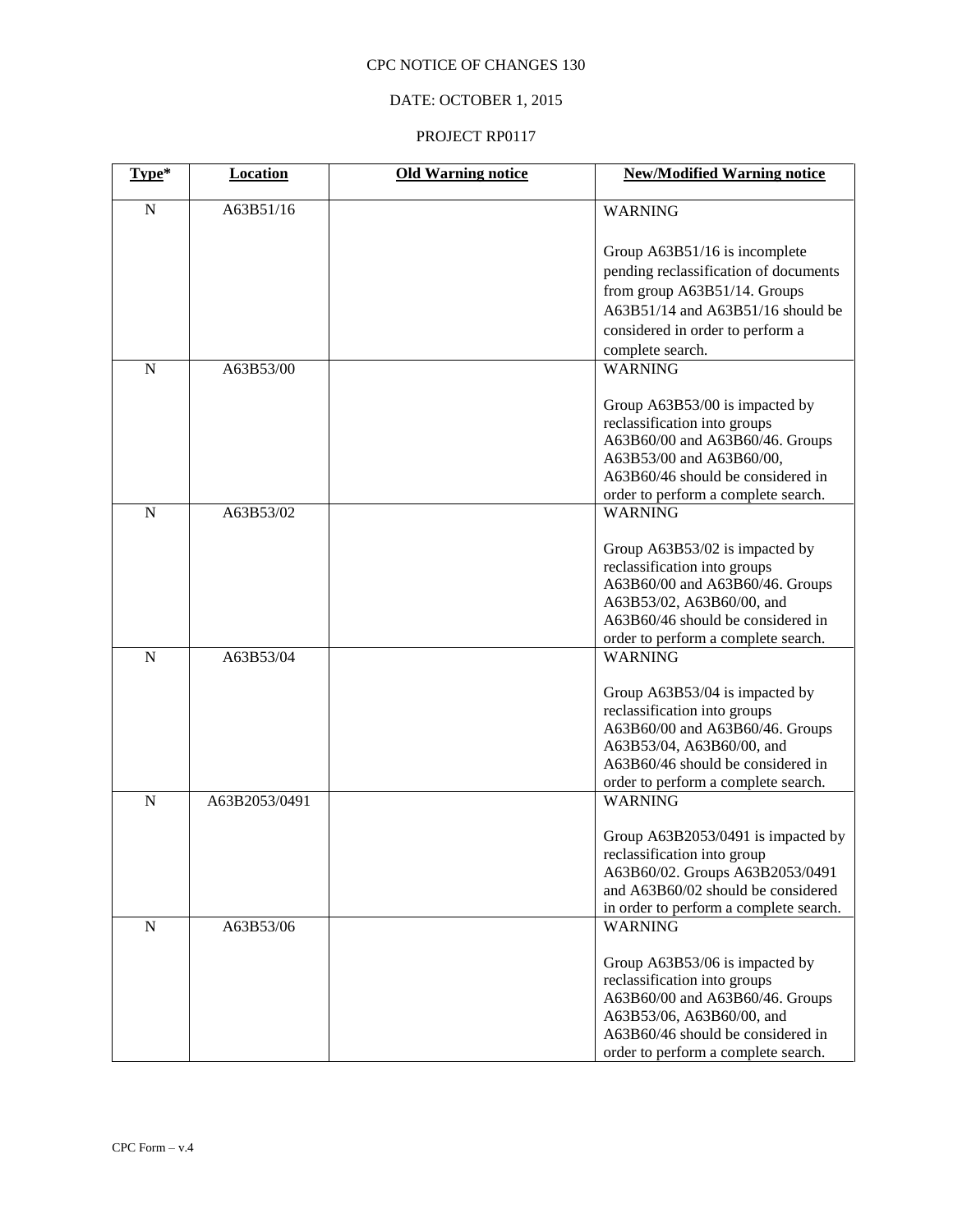CPC NOTICE OF CHANGES 130

DATE: OCTOBER 1, 2015

PROJECT RP0117

| Type* | Location | Old Warning notice | New/Modified Warning notice |
|---|---|---|---|
| N | A63B51/16 | | WARNING<br><br>Group A63B51/16 is incomplete pending reclassification of documents from group A63B51/14. Groups A63B51/14 and A63B51/16 should be considered in order to perform a complete search. |
| N | A63B53/00 | | WARNING<br><br>Group A63B53/00 is impacted by reclassification into groups A63B60/00 and A63B60/46. Groups A63B53/00 and A63B60/00, A63B60/46 should be considered in order to perform a complete search. |
| N | A63B53/02 | | WARNING<br><br>Group A63B53/02 is impacted by reclassification into groups A63B60/00 and A63B60/46. Groups A63B53/02, A63B60/00, and A63B60/46 should be considered in order to perform a complete search. |
| N | A63B53/04 | | WARNING<br><br>Group A63B53/04 is impacted by reclassification into groups A63B60/00 and A63B60/46. Groups A63B53/04, A63B60/00, and A63B60/46 should be considered in order to perform a complete search. |
| N | A63B2053/0491 | | WARNING<br><br>Group A63B2053/0491 is impacted by reclassification into group A63B60/02. Groups A63B2053/0491 and A63B60/02 should be considered in order to perform a complete search. |
| N | A63B53/06 | | WARNING<br><br>Group A63B53/06 is impacted by reclassification into groups A63B60/00 and A63B60/46. Groups A63B53/06, A63B60/00, and A63B60/46 should be considered in order to perform a complete search. |

CPC Form – v.4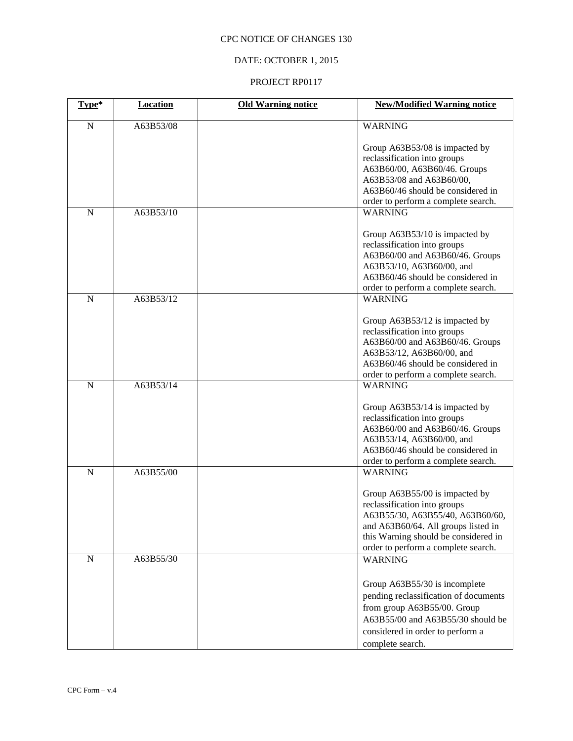CPC NOTICE OF CHANGES 130

DATE: OCTOBER 1, 2015

PROJECT RP0117

| Type* | Location | Old Warning notice | New/Modified Warning notice |
|---|---|---|---|
| N | A63B53/08 | | WARNING<br><br>Group A63B53/08 is impacted by reclassification into groups A63B60/00, A63B60/46. Groups A63B53/08 and A63B60/00, A63B60/46 should be considered in order to perform a complete search. |
| N | A63B53/10 | | WARNING<br><br>Group A63B53/10 is impacted by reclassification into groups A63B60/00 and A63B60/46. Groups A63B53/10, A63B60/00, and A63B60/46 should be considered in order to perform a complete search. |
| N | A63B53/12 | | WARNING<br><br>Group A63B53/12 is impacted by reclassification into groups A63B60/00 and A63B60/46. Groups A63B53/12, A63B60/00, and A63B60/46 should be considered in order to perform a complete search. |
| N | A63B53/14 | | WARNING<br><br>Group A63B53/14 is impacted by reclassification into groups A63B60/00 and A63B60/46. Groups A63B53/14, A63B60/00, and A63B60/46 should be considered in order to perform a complete search. |
| N | A63B55/00 | | WARNING<br><br>Group A63B55/00 is impacted by reclassification into groups A63B55/30, A63B55/40, A63B60/60, and A63B60/64. All groups listed in this Warning should be considered in order to perform a complete search. |
| N | A63B55/30 | | WARNING<br><br>Group A63B55/30 is incomplete pending reclassification of documents from group A63B55/00. Group A63B55/00 and A63B55/30 should be considered in order to perform a complete search. |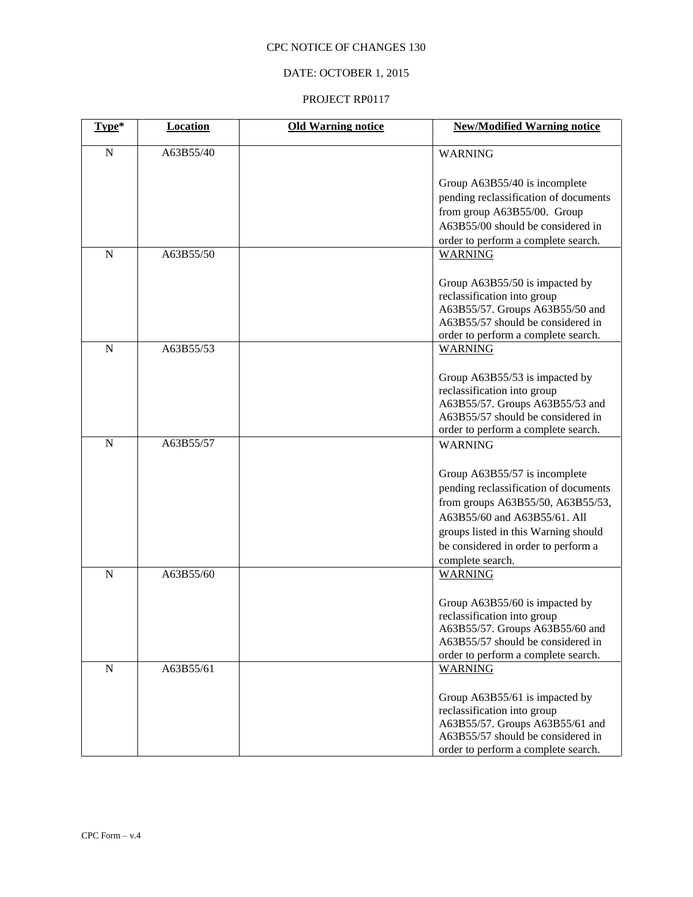CPC NOTICE OF CHANGES 130

DATE: OCTOBER 1, 2015

PROJECT RP0117

| Type* | Location | Old Warning notice | New/Modified Warning notice |
|---|---|---|---|
| N | A63B55/40 | | WARNING<br><br>Group A63B55/40 is incomplete pending reclassification of documents from group A63B55/00. Group A63B55/00 should be considered in order to perform a complete search. |
| N | A63B55/50 | | WARNING<br><br>Group A63B55/50 is impacted by reclassification into group A63B55/57. Groups A63B55/50 and A63B55/57 should be considered in order to perform a complete search. |
| N | A63B55/53 | | WARNING<br><br>Group A63B55/53 is impacted by reclassification into group A63B55/57. Groups A63B55/53 and A63B55/57 should be considered in order to perform a complete search. |
| N | A63B55/57 | | WARNING<br><br>Group A63B55/57 is incomplete pending reclassification of documents from groups A63B55/50, A63B55/53, A63B55/60 and A63B55/61. All groups listed in this Warning should be considered in order to perform a complete search. |
| N | A63B55/60 | | WARNING<br><br>Group A63B55/60 is impacted by reclassification into group A63B55/57. Groups A63B55/60 and A63B55/57 should be considered in order to perform a complete search. |
| N | A63B55/61 | | WARNING<br><br>Group A63B55/61 is impacted by reclassification into group A63B55/57. Groups A63B55/61 and A63B55/57 should be considered in order to perform a complete search. |

CPC Form – v.4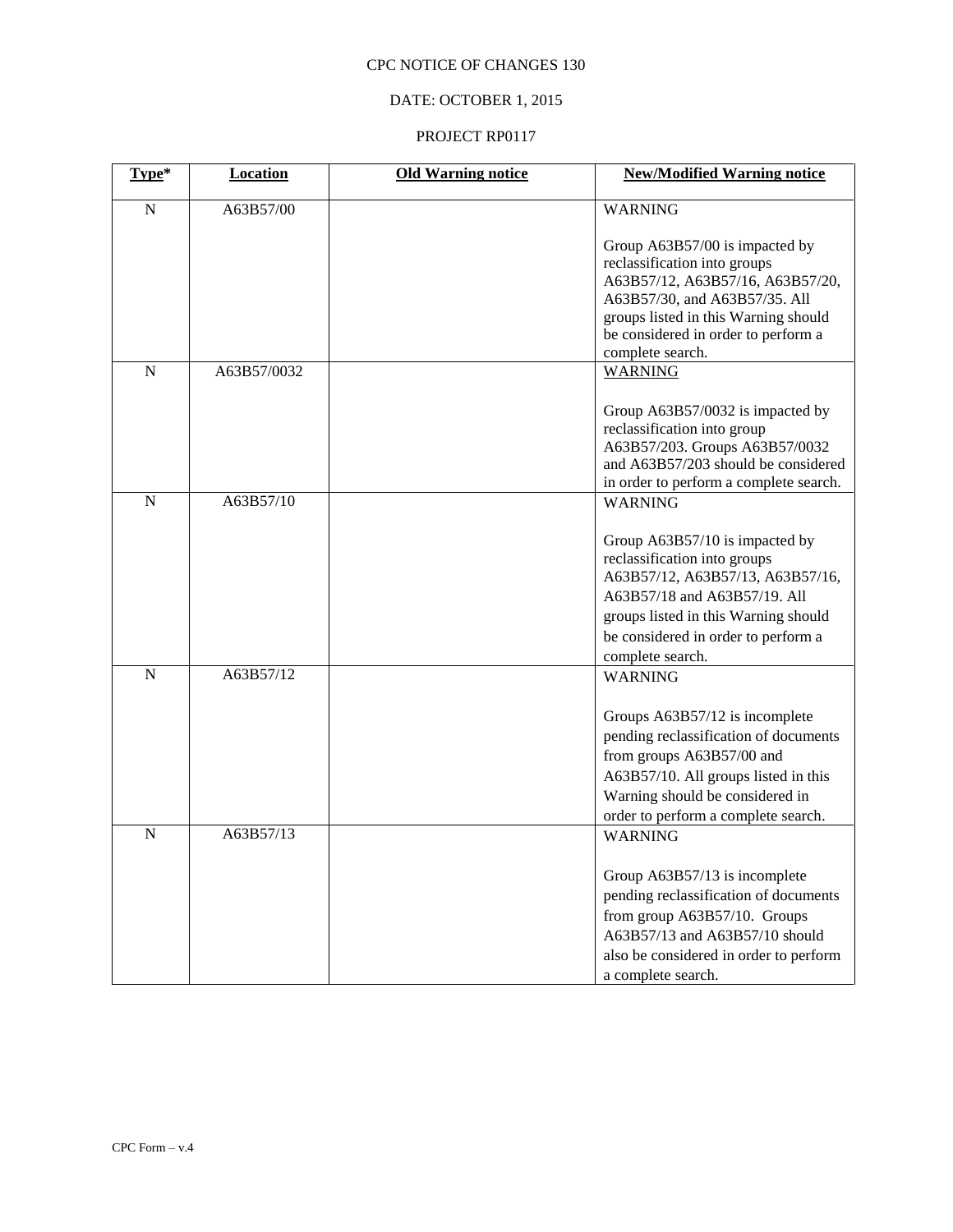CPC NOTICE OF CHANGES 130

DATE: OCTOBER 1, 2015

PROJECT RP0117

| Type* | Location | Old Warning notice | New/Modified Warning notice |
|---|---|---|---|
| N | A63B57/00 | | WARNING<br><br>Group A63B57/00 is impacted by reclassification into groups A63B57/12, A63B57/16, A63B57/20, A63B57/30, and A63B57/35. All groups listed in this Warning should be considered in order to perform a complete search. |
| N | A63B57/0032 | | WARNING<br><br>Group A63B57/0032 is impacted by reclassification into group A63B57/203. Groups A63B57/0032 and A63B57/203 should be considered in order to perform a complete search. |
| N | A63B57/10 | | WARNING<br><br>Group A63B57/10 is impacted by reclassification into groups A63B57/12, A63B57/13, A63B57/16, A63B57/18 and A63B57/19. All groups listed in this Warning should be considered in order to perform a complete search. |
| N | A63B57/12 | | WARNING<br><br>Groups A63B57/12 is incomplete pending reclassification of documents from groups A63B57/00 and A63B57/10. All groups listed in this Warning should be considered in order to perform a complete search. |
| N | A63B57/13 | | WARNING<br><br>Group A63B57/13 is incomplete pending reclassification of documents from group A63B57/10. Groups A63B57/13 and A63B57/10 should also be considered in order to perform a complete search. |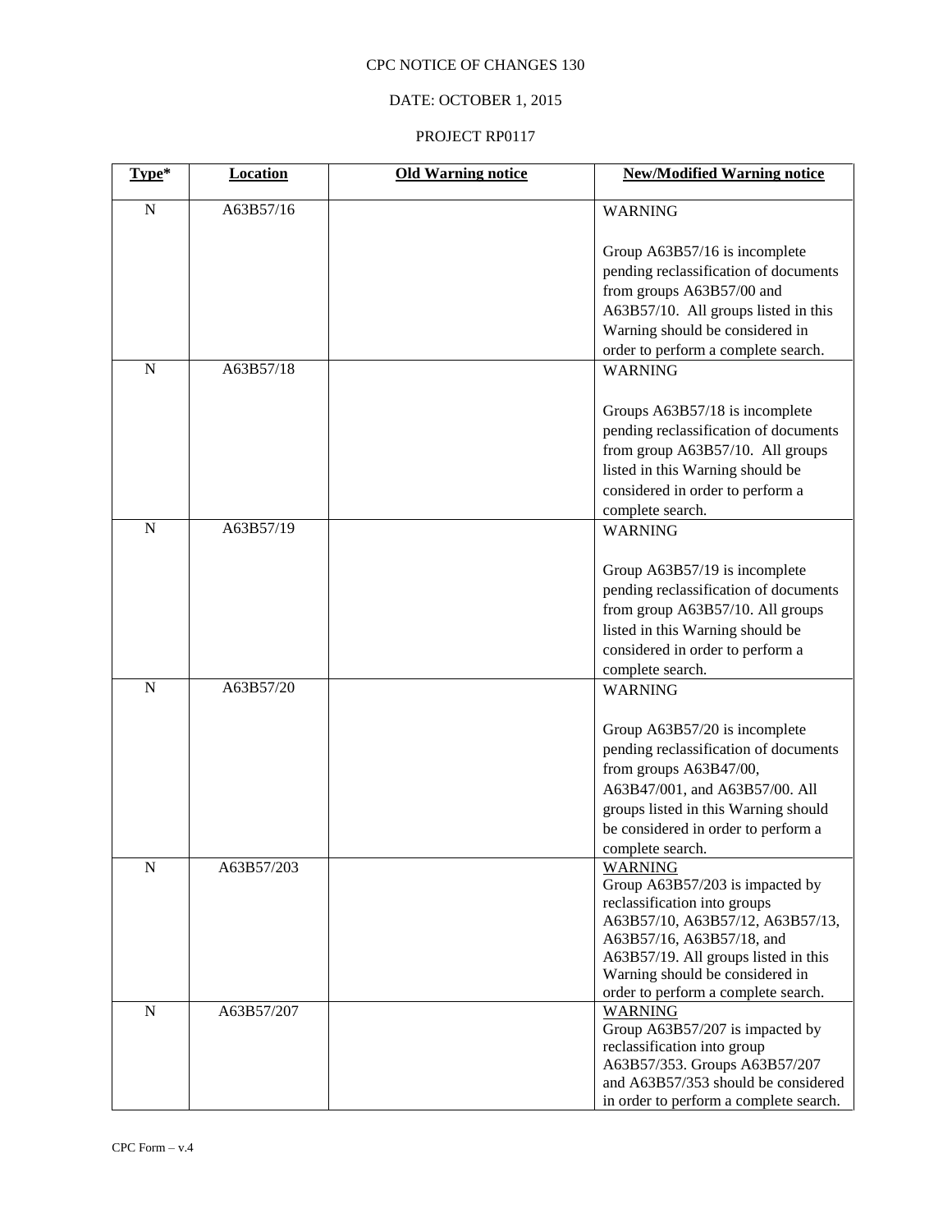CPC NOTICE OF CHANGES 130

DATE: OCTOBER 1, 2015

PROJECT RP0117

| Type* | Location | Old Warning notice | New/Modified Warning notice |
|---|---|---|---|
| N | A63B57/16 | | WARNING<br><br>Group A63B57/16 is incomplete pending reclassification of documents from groups A63B57/00 and A63B57/10. All groups listed in this Warning should be considered in order to perform a complete search. |
| N | A63B57/18 | | WARNING<br><br>Groups A63B57/18 is incomplete pending reclassification of documents from group A63B57/10. All groups listed in this Warning should be considered in order to perform a complete search. |
| N | A63B57/19 | | WARNING<br><br>Group A63B57/19 is incomplete pending reclassification of documents from group A63B57/10. All groups listed in this Warning should be considered in order to perform a complete search. |
| N | A63B57/20 | | WARNING<br><br>Group A63B57/20 is incomplete pending reclassification of documents from groups A63B47/00, A63B47/001, and A63B57/00. All groups listed in this Warning should be considered in order to perform a complete search. |
| N | A63B57/203 | | WARNING<br>Group A63B57/203 is impacted by reclassification into groups A63B57/10, A63B57/12, A63B57/13, A63B57/16, A63B57/18, and A63B57/19. All groups listed in this Warning should be considered in order to perform a complete search. |
| N | A63B57/207 | | WARNING<br>Group A63B57/207 is impacted by reclassification into group A63B57/353. Groups A63B57/207 and A63B57/353 should be considered in order to perform a complete search. |

CPC Form – v.4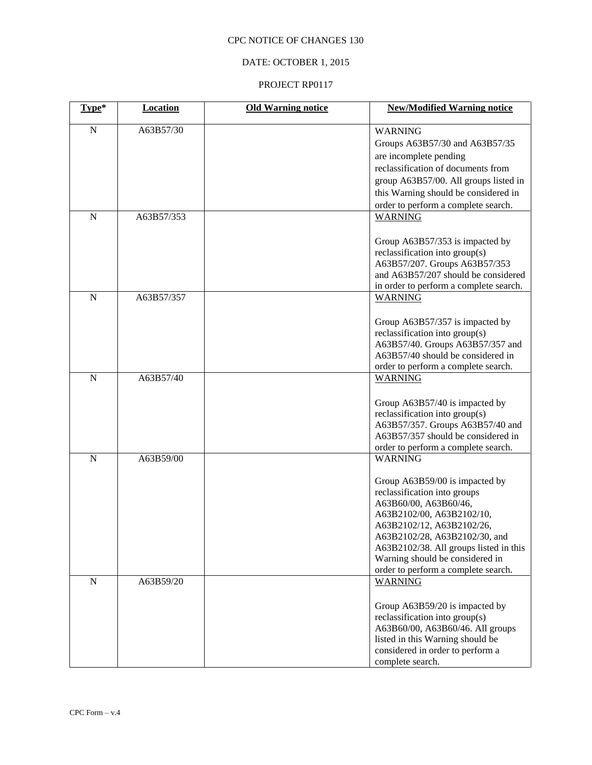CPC NOTICE OF CHANGES 130

DATE: OCTOBER 1, 2015

PROJECT RP0117

| Type* | Location | Old Warning notice | New/Modified Warning notice |
|---|---|---|---|
| N | A63B57/30 | | WARNING<br>Groups A63B57/30 and A63B57/35 are incomplete pending reclassification of documents from group A63B57/00. All groups listed in this Warning should be considered in order to perform a complete search. |
| N | A63B57/353 | | WARNING<br><br>Group A63B57/353 is impacted by reclassification into group(s) A63B57/207. Groups A63B57/353 and A63B57/207 should be considered in order to perform a complete search. |
| N | A63B57/357 | | WARNING<br><br>Group A63B57/357 is impacted by reclassification into group(s) A63B57/40. Groups A63B57/357 and A63B57/40 should be considered in order to perform a complete search. |
| N | A63B57/40 | | WARNING<br><br>Group A63B57/40 is impacted by reclassification into group(s) A63B57/357. Groups A63B57/40 and A63B57/357 should be considered in order to perform a complete search. |
| N | A63B59/00 | | WARNING<br><br>Group A63B59/00 is impacted by reclassification into groups A63B60/00, A63B60/46, A63B2102/00, A63B2102/10, A63B2102/12, A63B2102/26, A63B2102/28, A63B2102/30, and A63B2102/38. All groups listed in this Warning should be considered in order to perform a complete search. |
| N | A63B59/20 | | WARNING<br><br>Group A63B59/20 is impacted by reclassification into group(s) A63B60/00, A63B60/46. All groups listed in this Warning should be considered in order to perform a complete search. |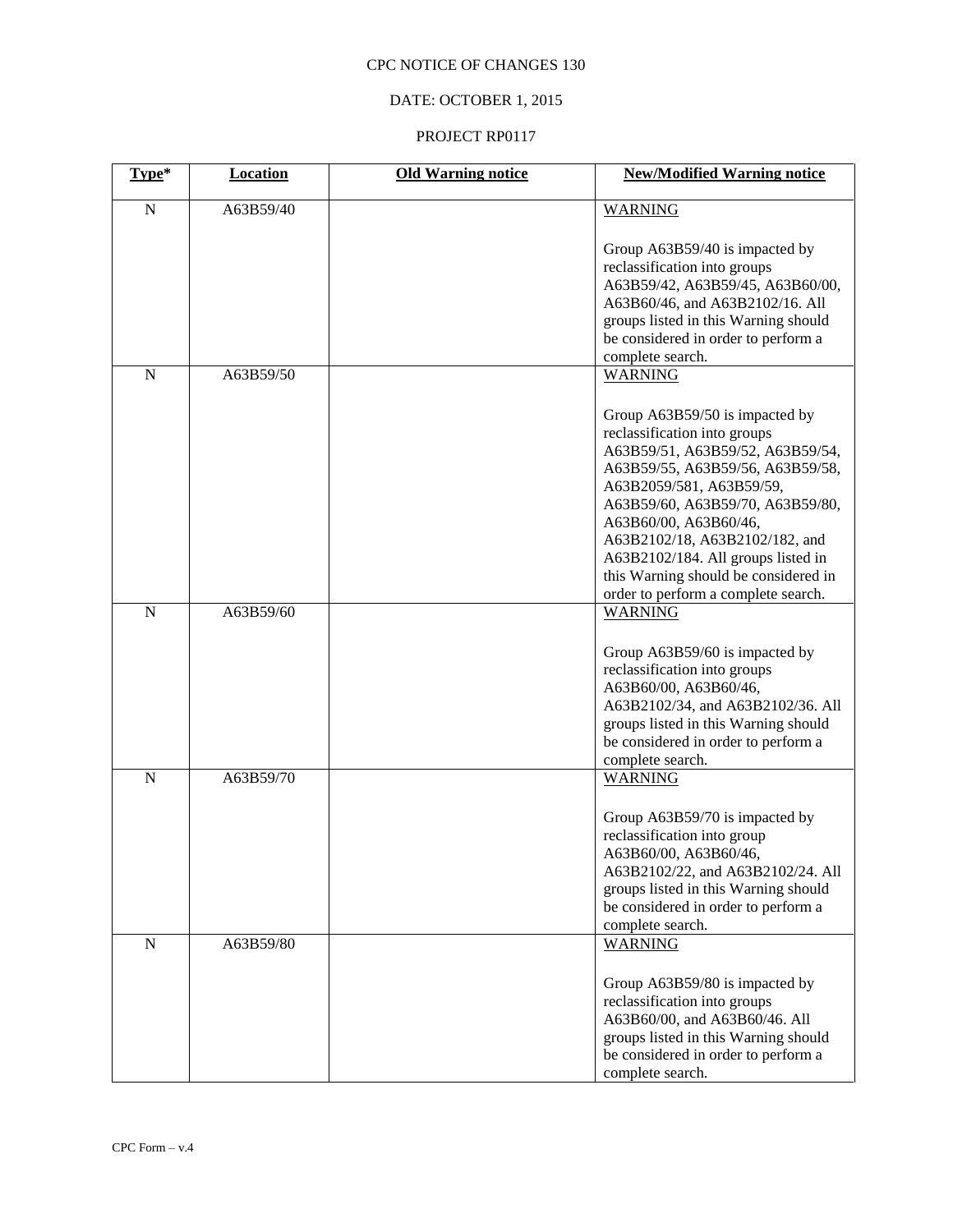CPC NOTICE OF CHANGES 130

DATE: OCTOBER 1, 2015

PROJECT RP0117

| Type* | Location | Old Warning notice | New/Modified Warning notice |
|---|---|---|---|
| N | A63B59/40 | | WARNING<br><br>Group A63B59/40 is impacted by reclassification into groups A63B59/42, A63B59/45, A63B60/00, A63B60/46, and A63B2102/16. All groups listed in this Warning should be considered in order to perform a complete search. |
| N | A63B59/50 | | WARNING<br><br>Group A63B59/50 is impacted by reclassification into groups A63B59/51, A63B59/52, A63B59/54, A63B59/55, A63B59/56, A63B59/58, A63B2059/581, A63B59/59, A63B59/60, A63B59/70, A63B59/80, A63B60/00, A63B60/46, A63B2102/18, A63B2102/182, and A63B2102/184. All groups listed in this Warning should be considered in order to perform a complete search. |
| N | A63B59/60 | | WARNING<br><br>Group A63B59/60 is impacted by reclassification into groups A63B60/00, A63B60/46, A63B2102/34, and A63B2102/36. All groups listed in this Warning should be considered in order to perform a complete search. |
| N | A63B59/70 | | WARNING<br><br>Group A63B59/70 is impacted by reclassification into group A63B60/00, A63B60/46, A63B2102/22, and A63B2102/24. All groups listed in this Warning should be considered in order to perform a complete search. |
| N | A63B59/80 | | WARNING<br><br>Group A63B59/80 is impacted by reclassification into groups A63B60/00, and A63B60/46. All groups listed in this Warning should be considered in order to perform a complete search. |

CPC Form – v.4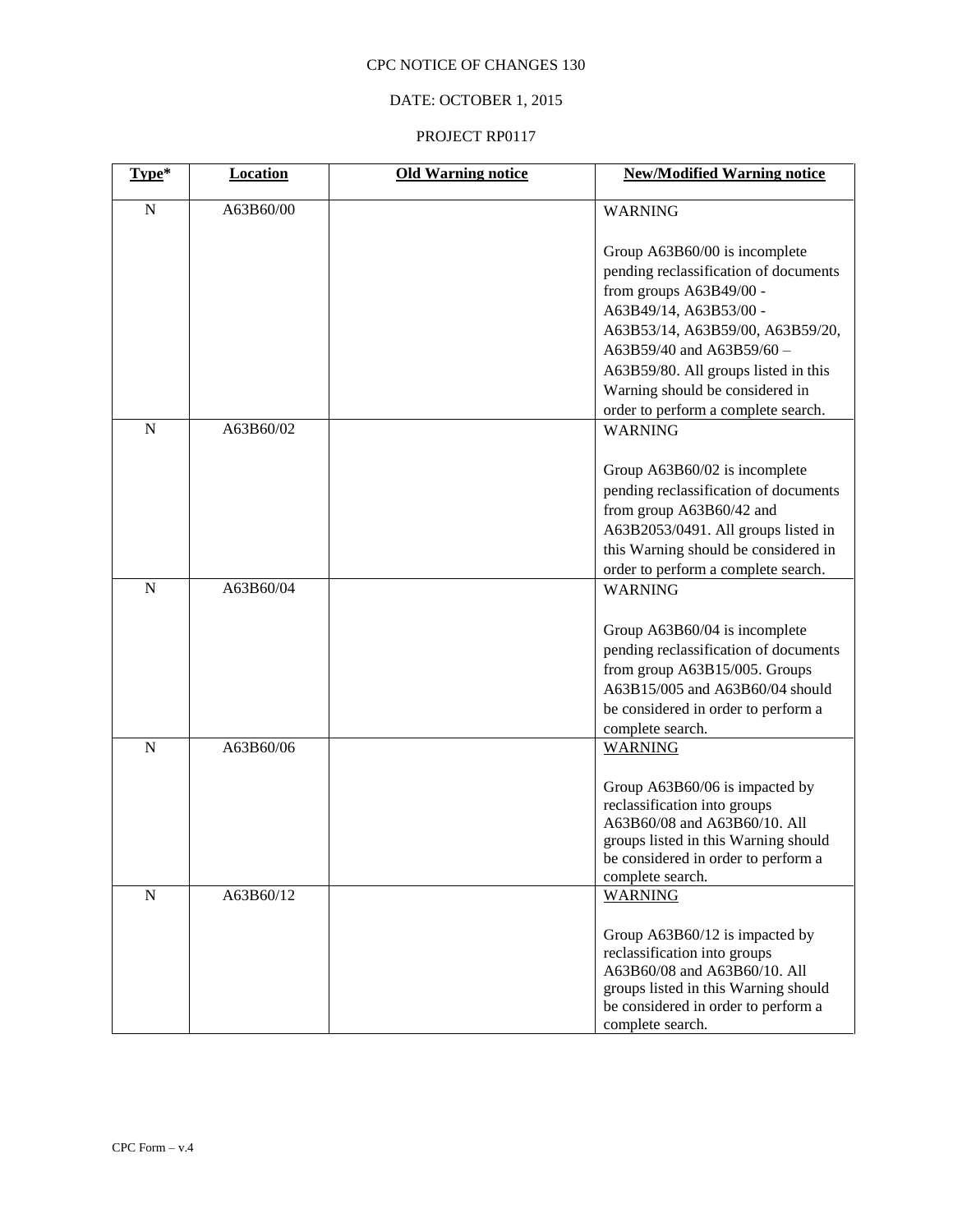CPC NOTICE OF CHANGES 130

DATE: OCTOBER 1, 2015

PROJECT RP0117

| Type* | Location | Old Warning notice | New/Modified Warning notice |
|---|---|---|---|
| N | A63B60/00 | | WARNING<br><br>Group A63B60/00 is incomplete pending reclassification of documents from groups A63B49/00 - A63B49/14, A63B53/00 - A63B53/14, A63B59/00, A63B59/20, A63B59/40 and A63B59/60 – A63B59/80. All groups listed in this Warning should be considered in order to perform a complete search. |
| N | A63B60/02 | | WARNING<br><br>Group A63B60/02 is incomplete pending reclassification of documents from group A63B60/42 and A63B2053/0491. All groups listed in this Warning should be considered in order to perform a complete search. |
| N | A63B60/04 | | WARNING<br><br>Group A63B60/04 is incomplete pending reclassification of documents from group A63B15/005. Groups A63B15/005 and A63B60/04 should be considered in order to perform a complete search. |
| N | A63B60/06 | | WARNING<br><br>Group A63B60/06 is impacted by reclassification into groups A63B60/08 and A63B60/10. All groups listed in this Warning should be considered in order to perform a complete search. |
| N | A63B60/12 | | WARNING<br><br>Group A63B60/12 is impacted by reclassification into groups A63B60/08 and A63B60/10. All groups listed in this Warning should be considered in order to perform a complete search. |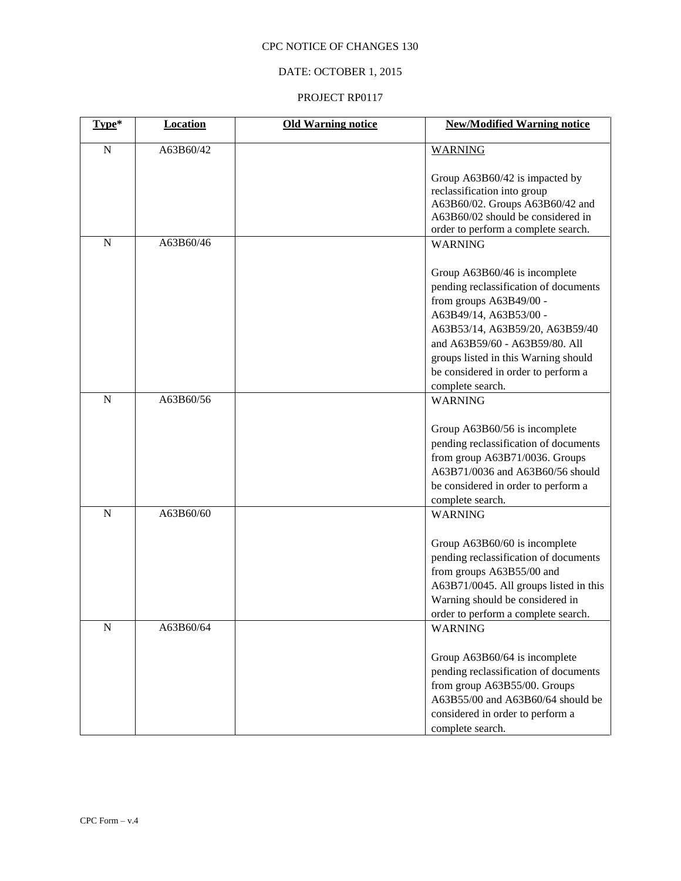CPC NOTICE OF CHANGES 130

DATE: OCTOBER 1, 2015

PROJECT RP0117

| Type* | Location | Old Warning notice | New/Modified Warning notice |
|---|---|---|---|
| N | A63B60/42 | | WARNING<br><br>Group A63B60/42 is impacted by reclassification into group A63B60/02. Groups A63B60/42 and A63B60/02 should be considered in order to perform a complete search. |
| N | A63B60/46 | | WARNING<br><br>Group A63B60/46 is incomplete pending reclassification of documents from groups A63B49/00 - A63B49/14, A63B53/00 - A63B53/14, A63B59/20, A63B59/40 and A63B59/60 - A63B59/80. All groups listed in this Warning should be considered in order to perform a complete search. |
| N | A63B60/56 | | WARNING<br><br>Group A63B60/56 is incomplete pending reclassification of documents from group A63B71/0036. Groups A63B71/0036 and A63B60/56 should be considered in order to perform a complete search. |
| N | A63B60/60 | | WARNING<br><br>Group A63B60/60 is incomplete pending reclassification of documents from groups A63B55/00 and A63B71/0045. All groups listed in this Warning should be considered in order to perform a complete search. |
| N | A63B60/64 | | WARNING<br><br>Group A63B60/64 is incomplete pending reclassification of documents from group A63B55/00. Groups A63B55/00 and A63B60/64 should be considered in order to perform a complete search. |

CPC Form – v.4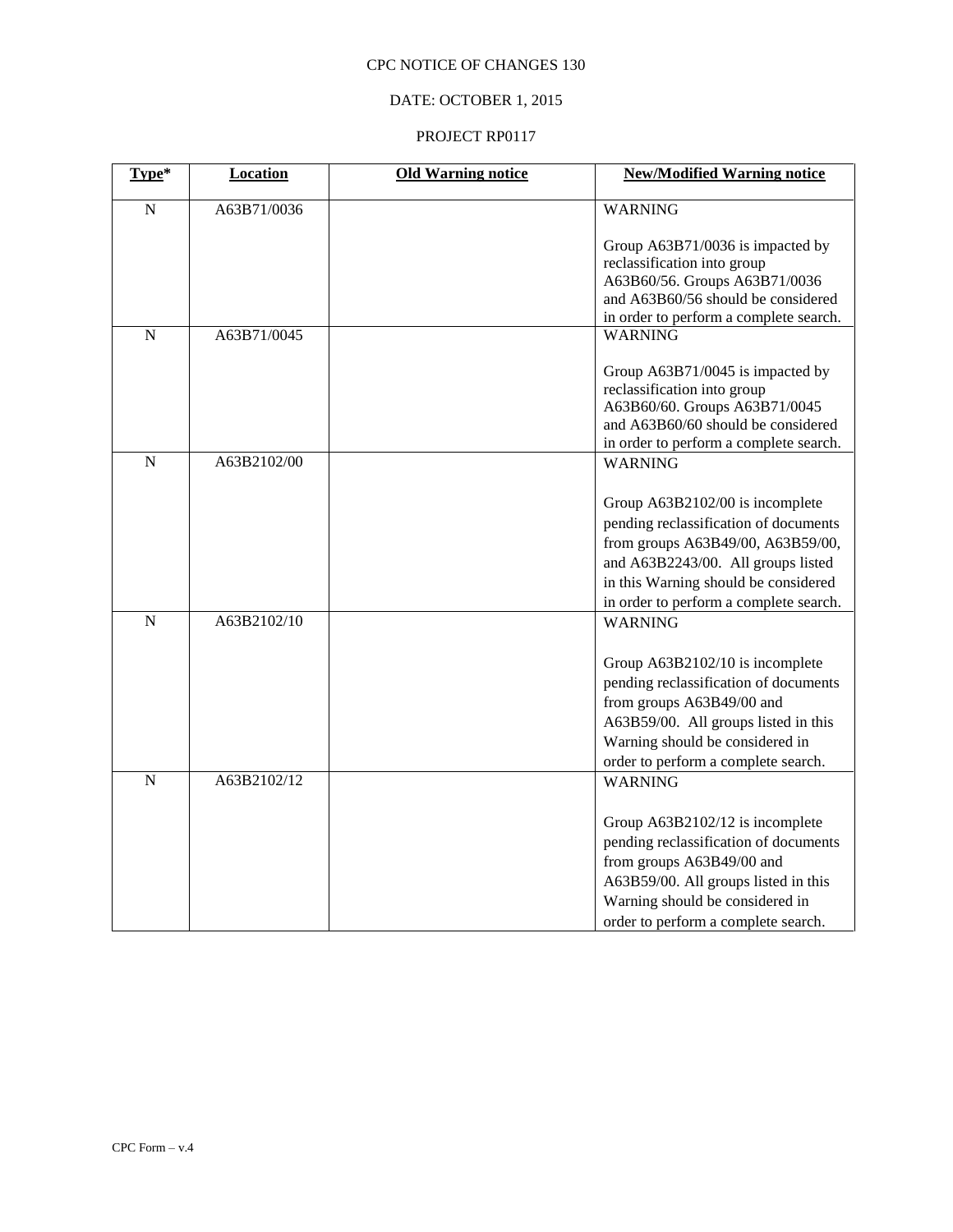CPC NOTICE OF CHANGES 130

DATE: OCTOBER 1, 2015

PROJECT RP0117

| Type* | Location | Old Warning notice | New/Modified Warning notice |
|---|---|---|---|
| N | A63B71/0036 | | WARNING<br><br>Group A63B71/0036 is impacted by reclassification into group A63B60/56. Groups A63B71/0036 and A63B60/56 should be considered in order to perform a complete search. |
| N | A63B71/0045 | | WARNING<br><br>Group A63B71/0045 is impacted by reclassification into group A63B60/60. Groups A63B71/0045 and A63B60/60 should be considered in order to perform a complete search. |
| N | A63B2102/00 | | WARNING<br><br>Group A63B2102/00 is incomplete pending reclassification of documents from groups A63B49/00, A63B59/00, and A63B2243/00. All groups listed in this Warning should be considered in order to perform a complete search. |
| N | A63B2102/10 | | WARNING<br><br>Group A63B2102/10 is incomplete pending reclassification of documents from groups A63B49/00 and A63B59/00. All groups listed in this Warning should be considered in order to perform a complete search. |
| N | A63B2102/12 | | WARNING<br><br>Group A63B2102/12 is incomplete pending reclassification of documents from groups A63B49/00 and A63B59/00. All groups listed in this Warning should be considered in order to perform a complete search. |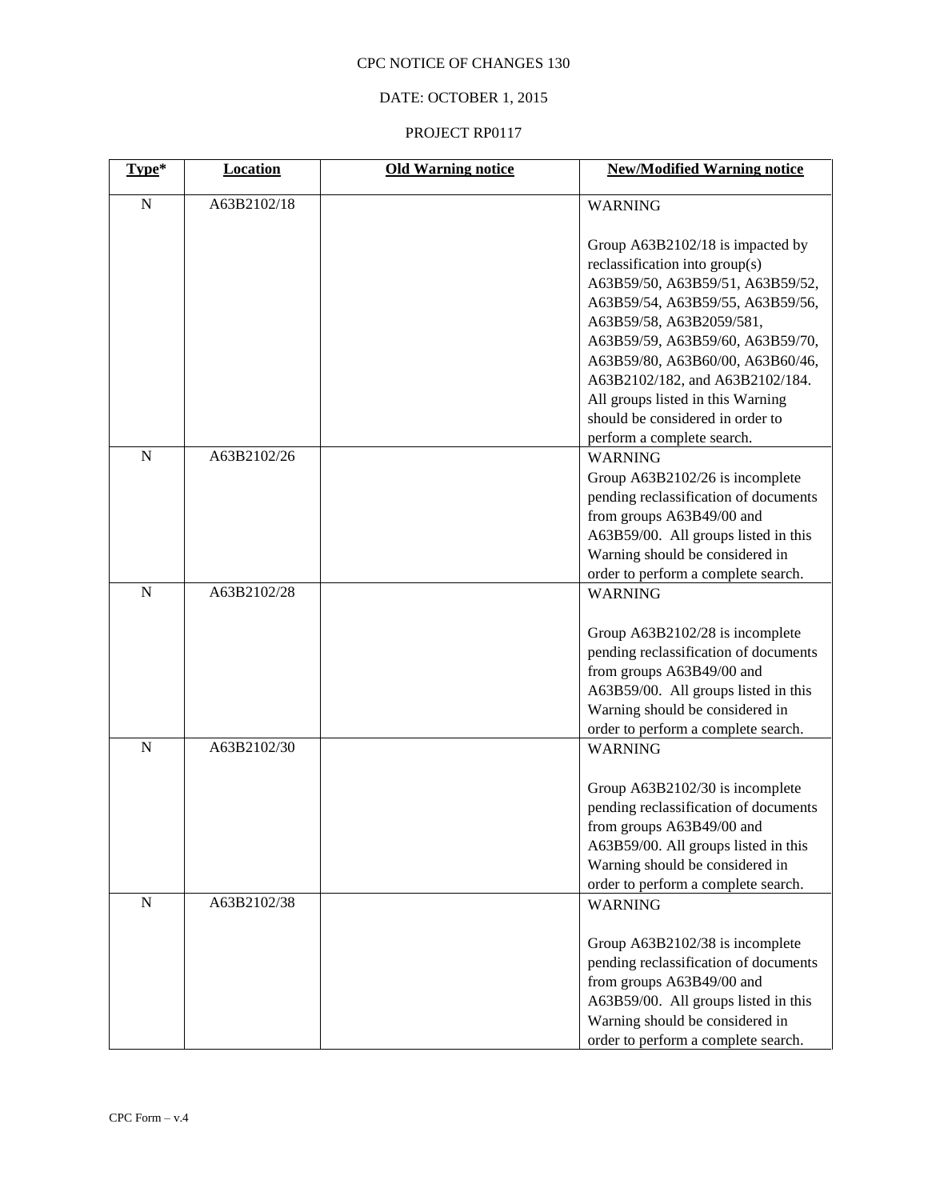CPC NOTICE OF CHANGES 130

DATE: OCTOBER 1, 2015

PROJECT RP0117

| Type* | Location | Old Warning notice | New/Modified Warning notice |
|---|---|---|---|
| N | A63B2102/18 | | WARNING<br><br>Group A63B2102/18 is impacted by reclassification into group(s) A63B59/50, A63B59/51, A63B59/52, A63B59/54, A63B59/55, A63B59/56, A63B59/58, A63B2059/581, A63B59/59, A63B59/60, A63B59/70, A63B59/80, A63B60/00, A63B60/46, A63B2102/182, and A63B2102/184. All groups listed in this Warning should be considered in order to perform a complete search. |
| N | A63B2102/26 | | WARNING<br>Group A63B2102/26 is incomplete pending reclassification of documents from groups A63B49/00 and A63B59/00. All groups listed in this Warning should be considered in order to perform a complete search. |
| N | A63B2102/28 | | WARNING<br><br>Group A63B2102/28 is incomplete pending reclassification of documents from groups A63B49/00 and A63B59/00. All groups listed in this Warning should be considered in order to perform a complete search. |
| N | A63B2102/30 | | WARNING<br><br>Group A63B2102/30 is incomplete pending reclassification of documents from groups A63B49/00 and A63B59/00. All groups listed in this Warning should be considered in order to perform a complete search. |
| N | A63B2102/38 | | WARNING<br><br>Group A63B2102/38 is incomplete pending reclassification of documents from groups A63B49/00 and A63B59/00. All groups listed in this Warning should be considered in order to perform a complete search. |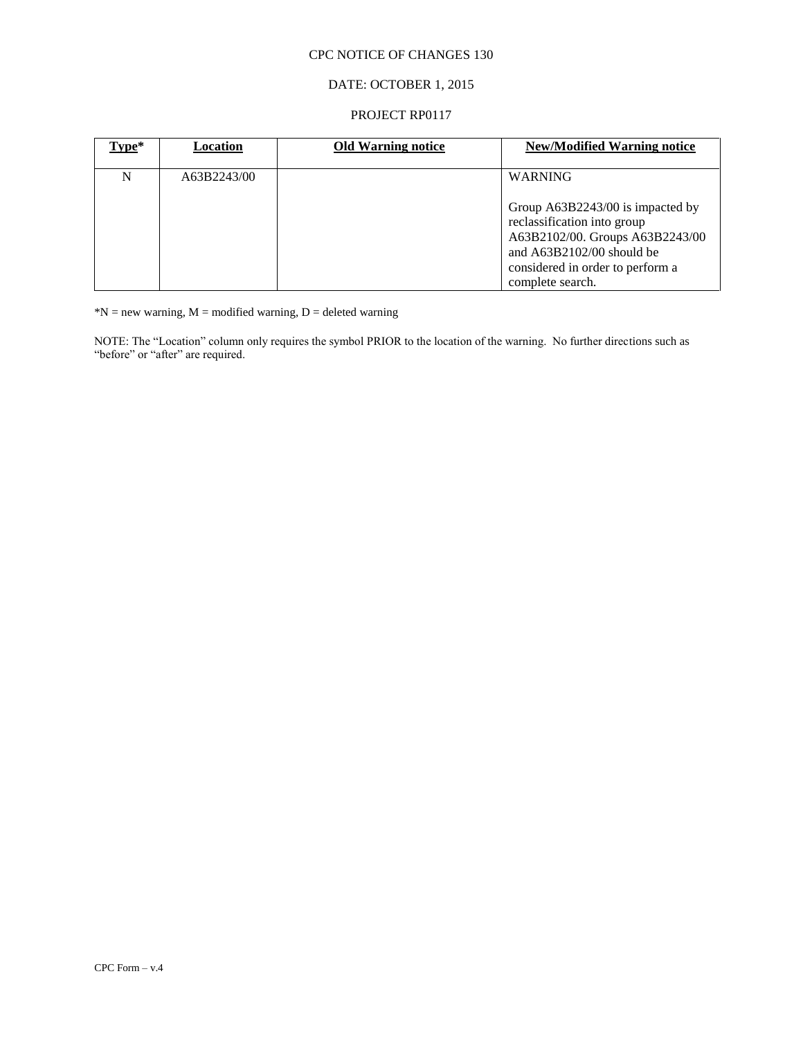CPC NOTICE OF CHANGES 130

DATE: OCTOBER 1, 2015

PROJECT RP0117

| **Type*** | **Location** | **Old Warning notice** | **New/Modified Warning notice** |
|---|---|---|---|
| N | A63B2243/00 | | WARNING<br><br>Group A63B2243/00 is impacted by reclassification into group A63B2102/00. Groups A63B2243/00 and A63B2102/00 should be considered in order to perform a complete search. |

*N = new warning, M = modified warning, D = deleted warning

NOTE: The "Location" column only requires the symbol PRIOR to the location of the warning. No further directions such as "before" or "after" are required.

CPC Form – v.4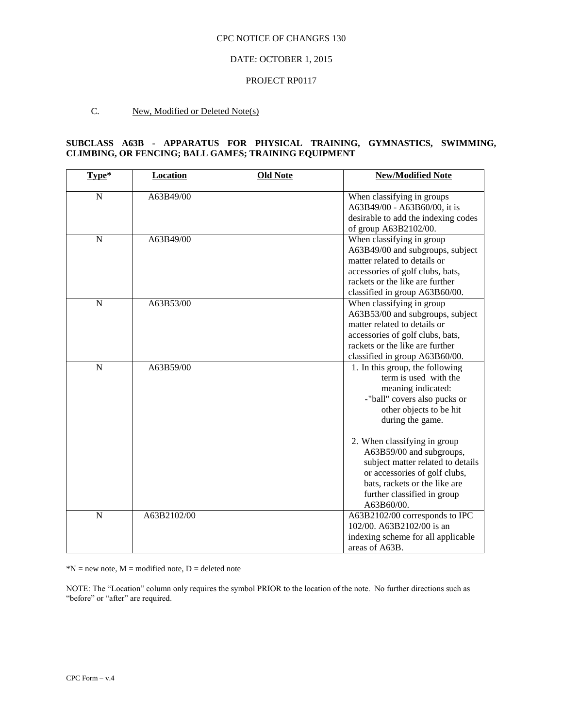CPC NOTICE OF CHANGES 130

DATE: OCTOBER 1, 2015

PROJECT RP0117

C. New, Modified or Deleted Note(s)

**SUBCLASS A63B - APPARATUS FOR PHYSICAL TRAINING, GYMNASTICS, SWIMMING, CLIMBING, OR FENCING; BALL GAMES; TRAINING EQUIPMENT**

| Type* | Location | Old Note | New/Modified Note |
|---|---|---|---|
| N | A63B49/00 | | When classifying in groups A63B49/00 - A63B60/00, it is desirable to add the indexing codes of group A63B2102/00. |
| N | A63B49/00 | | When classifying in group A63B49/00 and subgroups, subject matter related to details or accessories of golf clubs, bats, rackets or the like are further classified in group A63B60/00. |
| N | A63B53/00 | | When classifying in group A63B53/00 and subgroups, subject matter related to details or accessories of golf clubs, bats, rackets or the like are further classified in group A63B60/00. |
| N | A63B59/00 | | 1. In this group, the following term is used with the meaning indicated: -"ball" covers also pucks or other objects to be hit during the game. <br><br> 2. When classifying in group A63B59/00 and subgroups, subject matter related to details or accessories of golf clubs, bats, rackets or the like are further classified in group A63B60/00. |
| N | A63B2102/00 | | A63B2102/00 corresponds to IPC 102/00. A63B2102/00 is an indexing scheme for all applicable areas of A63B. |

*N = new note, M = modified note, D = deleted note

NOTE: The "Location" column only requires the symbol PRIOR to the location of the note. No further directions such as "before" or "after" are required.

CPC Form – v.4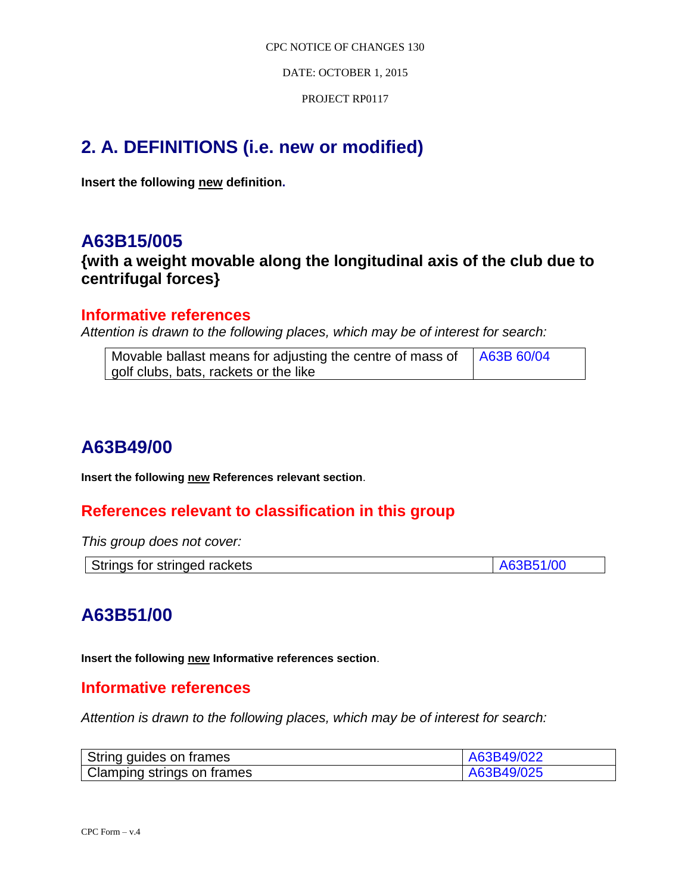CPC NOTICE OF CHANGES 130

DATE: OCTOBER 1, 2015

PROJECT RP0117

## 2. A. DEFINITIONS (i.e. new or modified)

**Insert the following new definition.**

## A63B15/005

### {with a weight movable along the longitudinal axis of the club due to centrifugal forces}

### Informative references

*Attention is drawn to the following places, which may be of interest for search:*

| Movable ballast means for adjusting the centre of mass of golf clubs, bats, rackets or the like | A63B 60/04 |
|---|---|

## A63B49/00

**Insert the following new References relevant section.**

### References relevant to classification in this group

*This group does not cover:*

| Strings for stringed rackets | A63B51/00 |
|---|---|

## A63B51/00

**Insert the following new Informative references section.**

### Informative references

*Attention is drawn to the following places, which may be of interest for search:*

| String guides on frames | A63B49/022 |
|---|---|
| Clamping strings on frames | A63B49/025 |

CPC Form – v.4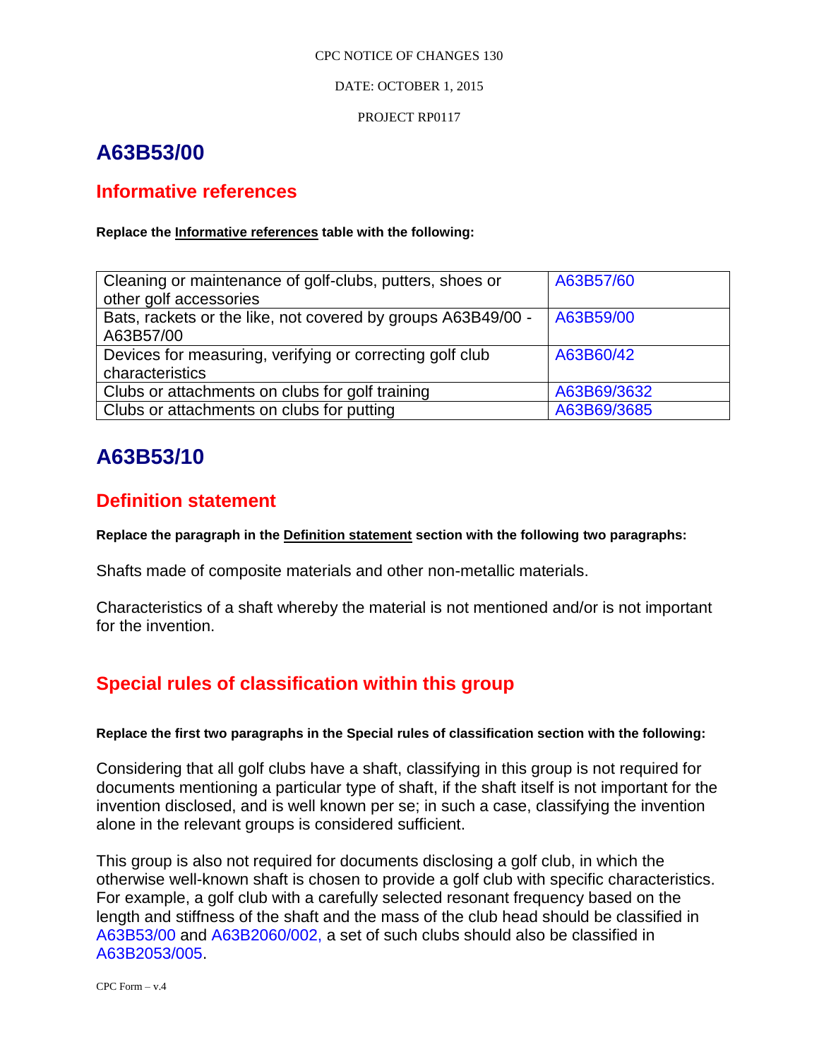CPC NOTICE OF CHANGES 130

DATE: OCTOBER 1, 2015

PROJECT RP0117

# A63B53/00

## Informative references

**Replace the Informative references table with the following:**

| | |
|---|---|
| Cleaning or maintenance of golf-clubs, putters, shoes or other golf accessories | A63B57/60 |
| Bats, rackets or the like, not covered by groups A63B49/00 - A63B57/00 | A63B59/00 |
| Devices for measuring, verifying or correcting golf club characteristics | A63B60/42 |
| Clubs or attachments on clubs for golf training | A63B69/3632 |
| Clubs or attachments on clubs for putting | A63B69/3685 |

# A63B53/10

## Definition statement

**Replace the paragraph in the Definition statement section with the following two paragraphs:**

Shafts made of composite materials and other non-metallic materials.

Characteristics of a shaft whereby the material is not mentioned and/or is not important for the invention.

## Special rules of classification within this group

**Replace the first two paragraphs in the Special rules of classification section with the following:**

Considering that all golf clubs have a shaft, classifying in this group is not required for documents mentioning a particular type of shaft, if the shaft itself is not important for the invention disclosed, and is well known per se; in such a case, classifying the invention alone in the relevant groups is considered sufficient.

This group is also not required for documents disclosing a golf club, in which the otherwise well-known shaft is chosen to provide a golf club with specific characteristics. For example, a golf club with a carefully selected resonant frequency based on the length and stiffness of the shaft and the mass of the club head should be classified in A63B53/00 and A63B2060/002, a set of such clubs should also be classified in A63B2053/005.

CPC Form – v.4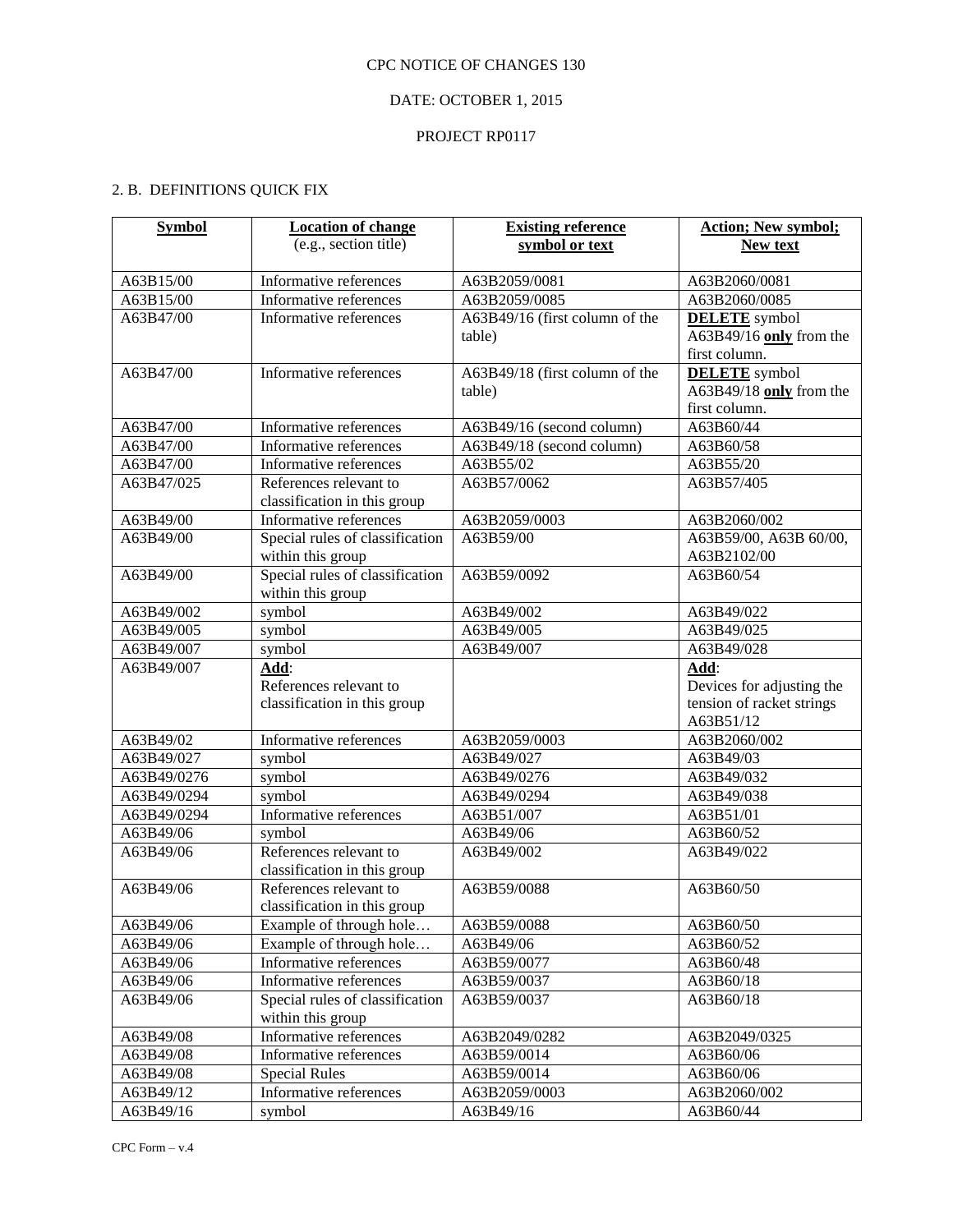CPC NOTICE OF CHANGES 130

DATE: OCTOBER 1, 2015

PROJECT RP0117

2. B. DEFINITIONS QUICK FIX

| Symbol | Location of change (e.g., section title) | Existing reference symbol or text | Action; New symbol; New text |
|---|---|---|---|
| A63B15/00 | Informative references | A63B2059/0081 | A63B2060/0081 |
| A63B15/00 | Informative references | A63B2059/0085 | A63B2060/0085 |
| A63B47/00 | Informative references | A63B49/16 (first column of the table) | **DELETE** symbol A63B49/16 **only** from the first column. |
| A63B47/00 | Informative references | A63B49/18 (first column of the table) | **DELETE** symbol A63B49/18 **only** from the first column. |
| A63B47/00 | Informative references | A63B49/16 (second column) | A63B60/44 |
| A63B47/00 | Informative references | A63B49/18 (second column) | A63B60/58 |
| A63B47/00 | Informative references | A63B55/02 | A63B55/20 |
| A63B47/025 | References relevant to classification in this group | A63B57/0062 | A63B57/405 |
| A63B49/00 | Informative references | A63B2059/0003 | A63B2060/002 |
| A63B49/00 | Special rules of classification within this group | A63B59/00 | A63B59/00, A63B 60/00, A63B2102/00 |
| A63B49/00 | Special rules of classification within this group | A63B59/0092 | A63B60/54 |
| A63B49/002 | symbol | A63B49/002 | A63B49/022 |
| A63B49/005 | symbol | A63B49/005 | A63B49/025 |
| A63B49/007 | symbol | A63B49/007 | A63B49/028 |
| A63B49/007 | **Add**: References relevant to classification in this group | | **Add**: Devices for adjusting the tension of racket strings A63B51/12 |
| A63B49/02 | Informative references | A63B2059/0003 | A63B2060/002 |
| A63B49/027 | symbol | A63B49/027 | A63B49/03 |
| A63B49/0276 | symbol | A63B49/0276 | A63B49/032 |
| A63B49/0294 | symbol | A63B49/0294 | A63B49/038 |
| A63B49/0294 | Informative references | A63B51/007 | A63B51/01 |
| A63B49/06 | symbol | A63B49/06 | A63B60/52 |
| A63B49/06 | References relevant to classification in this group | A63B49/002 | A63B49/022 |
| A63B49/06 | References relevant to classification in this group | A63B59/0088 | A63B60/50 |
| A63B49/06 | Example of through hole… | A63B59/0088 | A63B60/50 |
| A63B49/06 | Example of through hole… | A63B49/06 | A63B60/52 |
| A63B49/06 | Informative references | A63B59/0077 | A63B60/48 |
| A63B49/06 | Informative references | A63B59/0037 | A63B60/18 |
| A63B49/06 | Special rules of classification within this group | A63B59/0037 | A63B60/18 |
| A63B49/08 | Informative references | A63B2049/0282 | A63B2049/0325 |
| A63B49/08 | Informative references | A63B59/0014 | A63B60/06 |
| A63B49/08 | Special Rules | A63B59/0014 | A63B60/06 |
| A63B49/12 | Informative references | A63B2059/0003 | A63B2060/002 |
| A63B49/16 | symbol | A63B49/16 | A63B60/44 |

CPC Form – v.4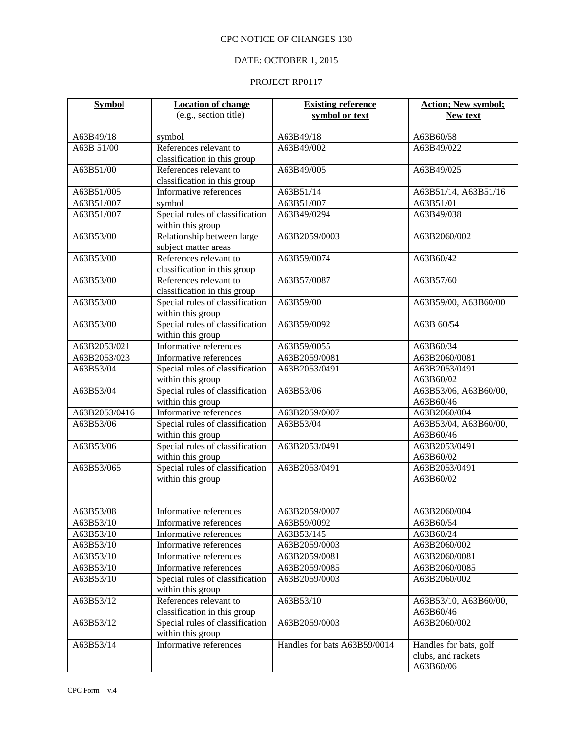CPC NOTICE OF CHANGES 130

DATE: OCTOBER 1, 2015

PROJECT RP0117

| Symbol | Location of change (e.g., section title) | Existing reference symbol or text | Action; New symbol; New text |
|---|---|---|---|
| A63B49/18 | symbol | A63B49/18 | A63B60/58 |
| A63B 51/00 | References relevant to classification in this group | A63B49/002 | A63B49/022 |
| A63B51/00 | References relevant to classification in this group | A63B49/005 | A63B49/025 |
| A63B51/005 | Informative references | A63B51/14 | A63B51/14, A63B51/16 |
| A63B51/007 | symbol | A63B51/007 | A63B51/01 |
| A63B51/007 | Special rules of classification within this group | A63B49/0294 | A63B49/038 |
| A63B53/00 | Relationship between large subject matter areas | A63B2059/0003 | A63B2060/002 |
| A63B53/00 | References relevant to classification in this group | A63B59/0074 | A63B60/42 |
| A63B53/00 | References relevant to classification in this group | A63B57/0087 | A63B57/60 |
| A63B53/00 | Special rules of classification within this group | A63B59/00 | A63B59/00, A63B60/00 |
| A63B53/00 | Special rules of classification within this group | A63B59/0092 | A63B 60/54 |
| A63B2053/021 | Informative references | A63B59/0055 | A63B60/34 |
| A63B2053/023 | Informative references | A63B2059/0081 | A63B2060/0081 |
| A63B53/04 | Special rules of classification within this group | A63B2053/0491 | A63B2053/0491 A63B60/02 |
| A63B53/04 | Special rules of classification within this group | A63B53/06 | A63B53/06, A63B60/00, A63B60/46 |
| A63B2053/0416 | Informative references | A63B2059/0007 | A63B2060/004 |
| A63B53/06 | Special rules of classification within this group | A63B53/04 | A63B53/04, A63B60/00, A63B60/46 |
| A63B53/06 | Special rules of classification within this group | A63B2053/0491 | A63B2053/0491 A63B60/02 |
| A63B53/065 | Special rules of classification within this group | A63B2053/0491 | A63B2053/0491 A63B60/02 |
| A63B53/08 | Informative references | A63B2059/0007 | A63B2060/004 |
| A63B53/10 | Informative references | A63B59/0092 | A63B60/54 |
| A63B53/10 | Informative references | A63B53/145 | A63B60/24 |
| A63B53/10 | Informative references | A63B2059/0003 | A63B2060/002 |
| A63B53/10 | Informative references | A63B2059/0081 | A63B2060/0081 |
| A63B53/10 | Informative references | A63B2059/0085 | A63B2060/0085 |
| A63B53/10 | Special rules of classification within this group | A63B2059/0003 | A63B2060/002 |
| A63B53/12 | References relevant to classification in this group | A63B53/10 | A63B53/10, A63B60/00, A63B60/46 |
| A63B53/12 | Special rules of classification within this group | A63B2059/0003 | A63B2060/002 |
| A63B53/14 | Informative references | Handles for bats A63B59/0014 | Handles for bats, golf clubs, and rackets A63B60/06 |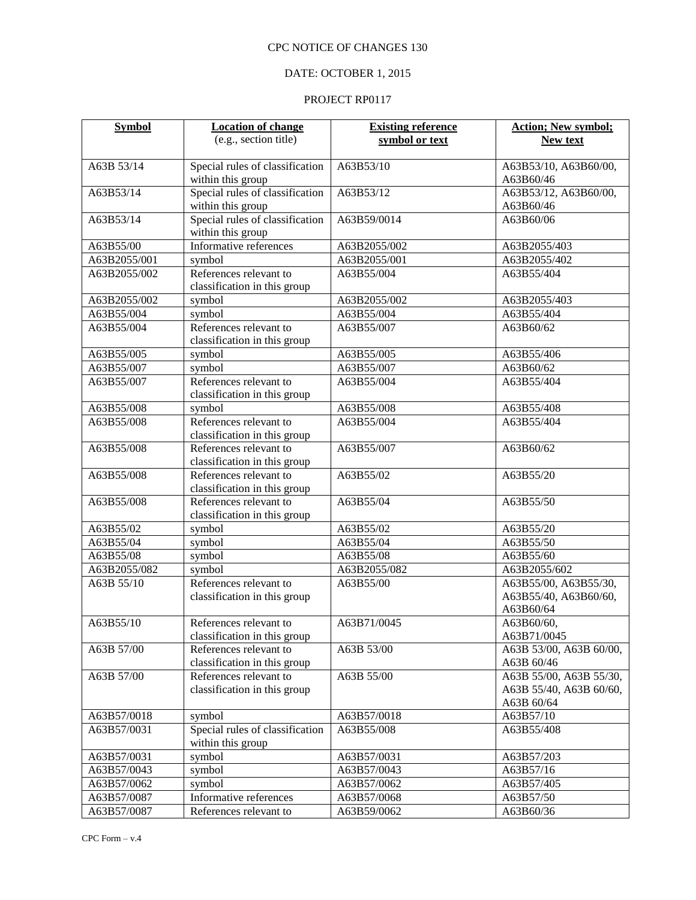CPC NOTICE OF CHANGES 130

DATE: OCTOBER 1, 2015

PROJECT RP0117

| Symbol | Location of change (e.g., section title) | Existing reference symbol or text | Action; New symbol; New text |
|---|---|---|---|
| A63B 53/14 | Special rules of classification within this group | A63B53/10 | A63B53/10, A63B60/00, A63B60/46 |
| A63B53/14 | Special rules of classification within this group | A63B53/12 | A63B53/12, A63B60/00, A63B60/46 |
| A63B53/14 | Special rules of classification within this group | A63B59/0014 | A63B60/06 |
| A63B55/00 | Informative references | A63B2055/002 | A63B2055/403 |
| A63B2055/001 | symbol | A63B2055/001 | A63B2055/402 |
| A63B2055/002 | References relevant to classification in this group | A63B55/004 | A63B55/404 |
| A63B2055/002 | symbol | A63B2055/002 | A63B2055/403 |
| A63B55/004 | symbol | A63B55/004 | A63B55/404 |
| A63B55/004 | References relevant to classification in this group | A63B55/007 | A63B60/62 |
| A63B55/005 | symbol | A63B55/005 | A63B55/406 |
| A63B55/007 | symbol | A63B55/007 | A63B60/62 |
| A63B55/007 | References relevant to classification in this group | A63B55/004 | A63B55/404 |
| A63B55/008 | symbol | A63B55/008 | A63B55/408 |
| A63B55/008 | References relevant to classification in this group | A63B55/004 | A63B55/404 |
| A63B55/008 | References relevant to classification in this group | A63B55/007 | A63B60/62 |
| A63B55/008 | References relevant to classification in this group | A63B55/02 | A63B55/20 |
| A63B55/008 | References relevant to classification in this group | A63B55/04 | A63B55/50 |
| A63B55/02 | symbol | A63B55/02 | A63B55/20 |
| A63B55/04 | symbol | A63B55/04 | A63B55/50 |
| A63B55/08 | symbol | A63B55/08 | A63B55/60 |
| A63B2055/082 | symbol | A63B2055/082 | A63B2055/602 |
| A63B 55/10 | References relevant to classification in this group | A63B55/00 | A63B55/00, A63B55/30, A63B55/40, A63B60/60, A63B60/64 |
| A63B55/10 | References relevant to classification in this group | A63B71/0045 | A63B60/60, A63B71/0045 |
| A63B 57/00 | References relevant to classification in this group | A63B 53/00 | A63B 53/00, A63B 60/00, A63B 60/46 |
| A63B 57/00 | References relevant to classification in this group | A63B 55/00 | A63B 55/00, A63B 55/30, A63B 55/40, A63B 60/60, A63B 60/64 |
| A63B57/0018 | symbol | A63B57/0018 | A63B57/10 |
| A63B57/0031 | Special rules of classification within this group | A63B55/008 | A63B55/408 |
| A63B57/0031 | symbol | A63B57/0031 | A63B57/203 |
| A63B57/0043 | symbol | A63B57/0043 | A63B57/16 |
| A63B57/0062 | symbol | A63B57/0062 | A63B57/405 |
| A63B57/0087 | Informative references | A63B57/0068 | A63B57/50 |
| A63B57/0087 | References relevant to | A63B59/0062 | A63B60/36 |

CPC Form – v.4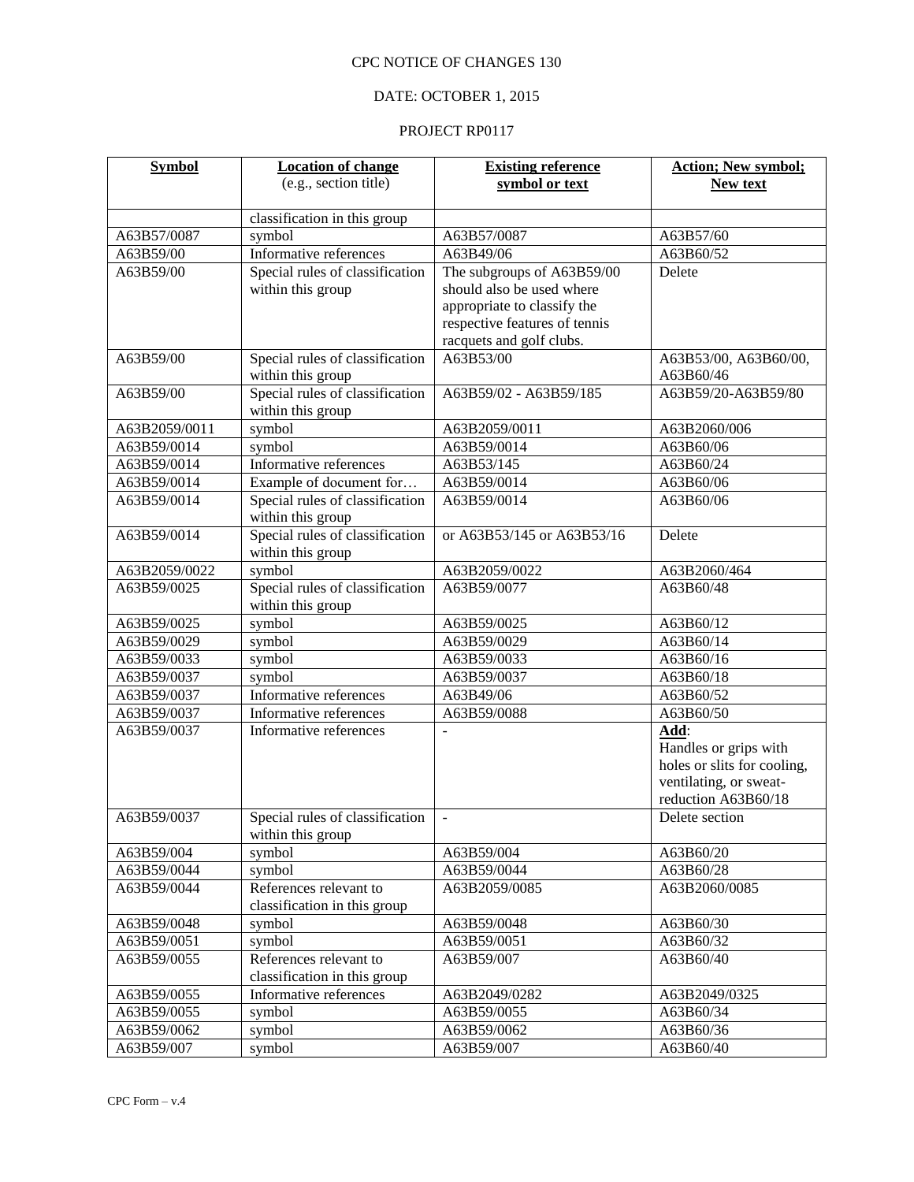CPC NOTICE OF CHANGES 130

DATE: OCTOBER 1, 2015

PROJECT RP0117

| Symbol | Location of change (e.g., section title) | Existing reference symbol or text | Action; New symbol; New text |
|---|---|---|---|
| | classification in this group | | |
| A63B57/0087 | symbol | A63B57/0087 | A63B57/60 |
| A63B59/00 | Informative references | A63B49/06 | A63B60/52 |
| A63B59/00 | Special rules of classification within this group | The subgroups of A63B59/00 should also be used where appropriate to classify the respective features of tennis racquets and golf clubs. | Delete |
| A63B59/00 | Special rules of classification within this group | A63B53/00 | A63B53/00, A63B60/00, A63B60/46 |
| A63B59/00 | Special rules of classification within this group | A63B59/02 - A63B59/185 | A63B59/20-A63B59/80 |
| A63B2059/0011 | symbol | A63B2059/0011 | A63B2060/006 |
| A63B59/0014 | symbol | A63B59/0014 | A63B60/06 |
| A63B59/0014 | Informative references | A63B53/145 | A63B60/24 |
| A63B59/0014 | Example of document for… | A63B59/0014 | A63B60/06 |
| A63B59/0014 | Special rules of classification within this group | A63B59/0014 | A63B60/06 |
| A63B59/0014 | Special rules of classification within this group | or A63B53/145 or A63B53/16 | Delete |
| A63B2059/0022 | symbol | A63B2059/0022 | A63B2060/464 |
| A63B59/0025 | Special rules of classification within this group | A63B59/0077 | A63B60/48 |
| A63B59/0025 | symbol | A63B59/0025 | A63B60/12 |
| A63B59/0029 | symbol | A63B59/0029 | A63B60/14 |
| A63B59/0033 | symbol | A63B59/0033 | A63B60/16 |
| A63B59/0037 | symbol | A63B59/0037 | A63B60/18 |
| A63B59/0037 | Informative references | A63B49/06 | A63B60/52 |
| A63B59/0037 | Informative references | A63B59/0088 | A63B60/50 |
| A63B59/0037 | Informative references | - | **Add**: Handles or grips with holes or slits for cooling, ventilating, or sweat-reduction A63B60/18 |
| A63B59/0037 | Special rules of classification within this group | - | Delete section |
| A63B59/004 | symbol | A63B59/004 | A63B60/20 |
| A63B59/0044 | symbol | A63B59/0044 | A63B60/28 |
| A63B59/0044 | References relevant to classification in this group | A63B2059/0085 | A63B2060/0085 |
| A63B59/0048 | symbol | A63B59/0048 | A63B60/30 |
| A63B59/0051 | symbol | A63B59/0051 | A63B60/32 |
| A63B59/0055 | References relevant to classification in this group | A63B59/007 | A63B60/40 |
| A63B59/0055 | Informative references | A63B2049/0282 | A63B2049/0325 |
| A63B59/0055 | symbol | A63B59/0055 | A63B60/34 |
| A63B59/0062 | symbol | A63B59/0062 | A63B60/36 |
| A63B59/007 | symbol | A63B59/007 | A63B60/40 |

CPC Form – v.4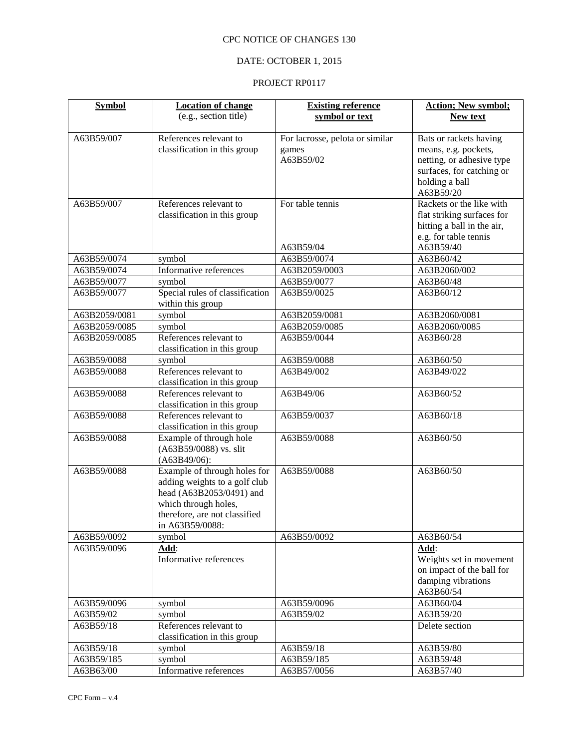CPC NOTICE OF CHANGES 130

DATE: OCTOBER 1, 2015

PROJECT RP0117

| **Symbol** | **Location of change** (e.g., section title) | **Existing reference symbol or text** | **Action; New symbol; New text** |
|---|---|---|---|
| A63B59/007 | References relevant to classification in this group | For lacrosse, pelota or similar games A63B59/02 | Bats or rackets having means, e.g. pockets, netting, or adhesive type surfaces, for catching or holding a ball A63B59/20 |
| A63B59/007 | References relevant to classification in this group | For table tennis A63B59/04 | Rackets or the like with flat striking surfaces for hitting a ball in the air, e.g. for table tennis A63B59/40 |
| A63B59/0074 | symbol | A63B59/0074 | A63B60/42 |
| A63B59/0074 | Informative references | A63B2059/0003 | A63B2060/002 |
| A63B59/0077 | symbol | A63B59/0077 | A63B60/48 |
| A63B59/0077 | Special rules of classification within this group | A63B59/0025 | A63B60/12 |
| A63B2059/0081 | symbol | A63B2059/0081 | A63B2060/0081 |
| A63B2059/0085 | symbol | A63B2059/0085 | A63B2060/0085 |
| A63B2059/0085 | References relevant to classification in this group | A63B59/0044 | A63B60/28 |
| A63B59/0088 | symbol | A63B59/0088 | A63B60/50 |
| A63B59/0088 | References relevant to classification in this group | A63B49/002 | A63B49/022 |
| A63B59/0088 | References relevant to classification in this group | A63B49/06 | A63B60/52 |
| A63B59/0088 | References relevant to classification in this group | A63B59/0037 | A63B60/18 |
| A63B59/0088 | Example of through hole (A63B59/0088) vs. slit (A63B49/06): | A63B59/0088 | A63B60/50 |
| A63B59/0088 | Example of through holes for adding weights to a golf club head (A63B2053/0491) and which through holes, therefore, are not classified in A63B59/0088: | A63B59/0088 | A63B60/50 |
| A63B59/0092 | symbol | A63B59/0092 | A63B60/54 |
| A63B59/0096 | **Add**: Informative references | | **Add**: Weights set in movement on impact of the ball for damping vibrations A63B60/54 |
| A63B59/0096 | symbol | A63B59/0096 | A63B60/04 |
| A63B59/02 | symbol | A63B59/02 | A63B59/20 |
| A63B59/18 | References relevant to classification in this group | | Delete section |
| A63B59/18 | symbol | A63B59/18 | A63B59/80 |
| A63B59/185 | symbol | A63B59/185 | A63B59/48 |
| A63B63/00 | Informative references | A63B57/0056 | A63B57/40 |

CPC Form – v.4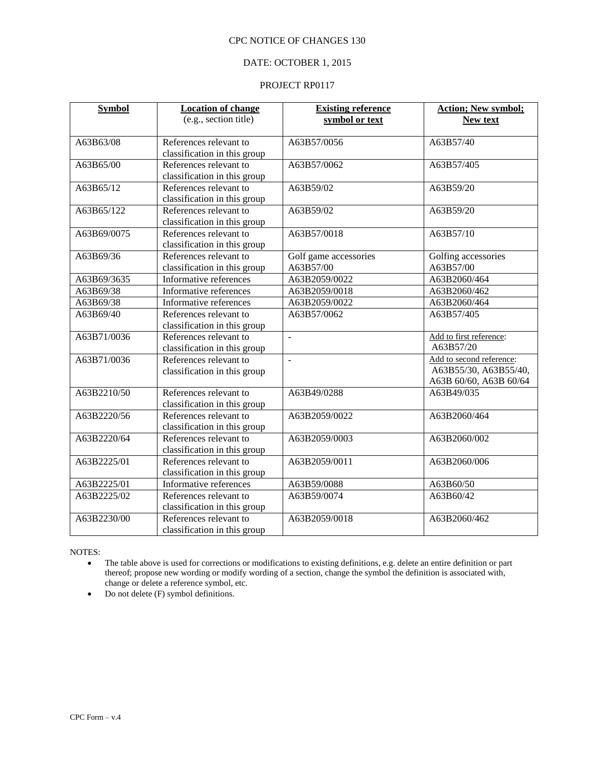CPC NOTICE OF CHANGES 130

DATE: OCTOBER 1, 2015

PROJECT RP0117

| Symbol | Location of change (e.g., section title) | Existing reference symbol or text | Action; New symbol; New text |
|---|---|---|---|
| A63B63/08 | References relevant to classification in this group | A63B57/0056 | A63B57/40 |
| A63B65/00 | References relevant to classification in this group | A63B57/0062 | A63B57/405 |
| A63B65/12 | References relevant to classification in this group | A63B59/02 | A63B59/20 |
| A63B65/122 | References relevant to classification in this group | A63B59/02 | A63B59/20 |
| A63B69/0075 | References relevant to classification in this group | A63B57/0018 | A63B57/10 |
| A63B69/36 | References relevant to classification in this group | Golf game accessories A63B57/00 | Golfing accessories A63B57/00 |
| A63B69/3635 | Informative references | A63B2059/0022 | A63B2060/464 |
| A63B69/38 | Informative references | A63B2059/0018 | A63B2060/462 |
| A63B69/38 | Informative references | A63B2059/0022 | A63B2060/464 |
| A63B69/40 | References relevant to classification in this group | A63B57/0062 | A63B57/405 |
| A63B71/0036 | References relevant to classification in this group | - | Add to first reference: A63B57/20 |
| A63B71/0036 | References relevant to classification in this group | - | Add to second reference: A63B55/30, A63B55/40, A63B 60/60, A63B 60/64 |
| A63B2210/50 | References relevant to classification in this group | A63B49/0288 | A63B49/035 |
| A63B2220/56 | References relevant to classification in this group | A63B2059/0022 | A63B2060/464 |
| A63B2220/64 | References relevant to classification in this group | A63B2059/0003 | A63B2060/002 |
| A63B2225/01 | References relevant to classification in this group | A63B2059/0011 | A63B2060/006 |
| A63B2225/01 | Informative references | A63B59/0088 | A63B60/50 |
| A63B2225/02 | References relevant to classification in this group | A63B59/0074 | A63B60/42 |
| A63B2230/00 | References relevant to classification in this group | A63B2059/0018 | A63B2060/462 |

NOTES:

- The table above is used for corrections or modifications to existing definitions, e.g. delete an entire definition or part thereof; propose new wording or modify wording of a section, change the symbol the definition is associated with, change or delete a reference symbol, etc.
- Do not delete (F) symbol definitions.

CPC Form – v.4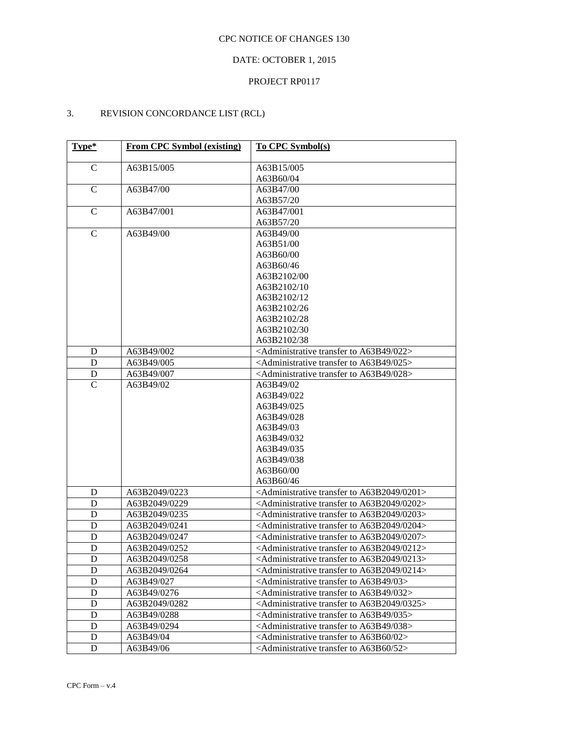CPC NOTICE OF CHANGES 130

DATE: OCTOBER 1, 2015

PROJECT RP0117

3. REVISION CONCORDANCE LIST (RCL)

| Type* | From CPC Symbol (existing) | To CPC Symbol(s) |
|---|---|---|
| C | A63B15/005 | A63B15/005<br>A63B60/04 |
| C | A63B47/00 | A63B47/00<br>A63B57/20 |
| C | A63B47/001 | A63B47/001<br>A63B57/20 |
| C | A63B49/00 | A63B49/00<br>A63B51/00<br>A63B60/00<br>A63B60/46<br>A63B2102/00<br>A63B2102/10<br>A63B2102/12<br>A63B2102/26<br>A63B2102/28<br>A63B2102/30<br>A63B2102/38 |
| D | A63B49/002 | <Administrative transfer to A63B49/022> |
| D | A63B49/005 | <Administrative transfer to A63B49/025> |
| D | A63B49/007 | <Administrative transfer to A63B49/028> |
| C | A63B49/02 | A63B49/02<br>A63B49/022<br>A63B49/025<br>A63B49/028<br>A63B49/03<br>A63B49/032<br>A63B49/035<br>A63B49/038<br>A63B60/00<br>A63B60/46 |
| D | A63B2049/0223 | <Administrative transfer to A63B2049/0201> |
| D | A63B2049/0229 | <Administrative transfer to A63B2049/0202> |
| D | A63B2049/0235 | <Administrative transfer to A63B2049/0203> |
| D | A63B2049/0241 | <Administrative transfer to A63B2049/0204> |
| D | A63B2049/0247 | <Administrative transfer to A63B2049/0207> |
| D | A63B2049/0252 | <Administrative transfer to A63B2049/0212> |
| D | A63B2049/0258 | <Administrative transfer to A63B2049/0213> |
| D | A63B2049/0264 | <Administrative transfer to A63B2049/0214> |
| D | A63B49/027 | <Administrative transfer to A63B49/03> |
| D | A63B49/0276 | <Administrative transfer to A63B49/032> |
| D | A63B2049/0282 | <Administrative transfer to A63B2049/0325> |
| D | A63B49/0288 | <Administrative transfer to A63B49/035> |
| D | A63B49/0294 | <Administrative transfer to A63B49/038> |
| D | A63B49/04 | <Administrative transfer to A63B60/02> |
| D | A63B49/06 | <Administrative transfer to A63B60/52> |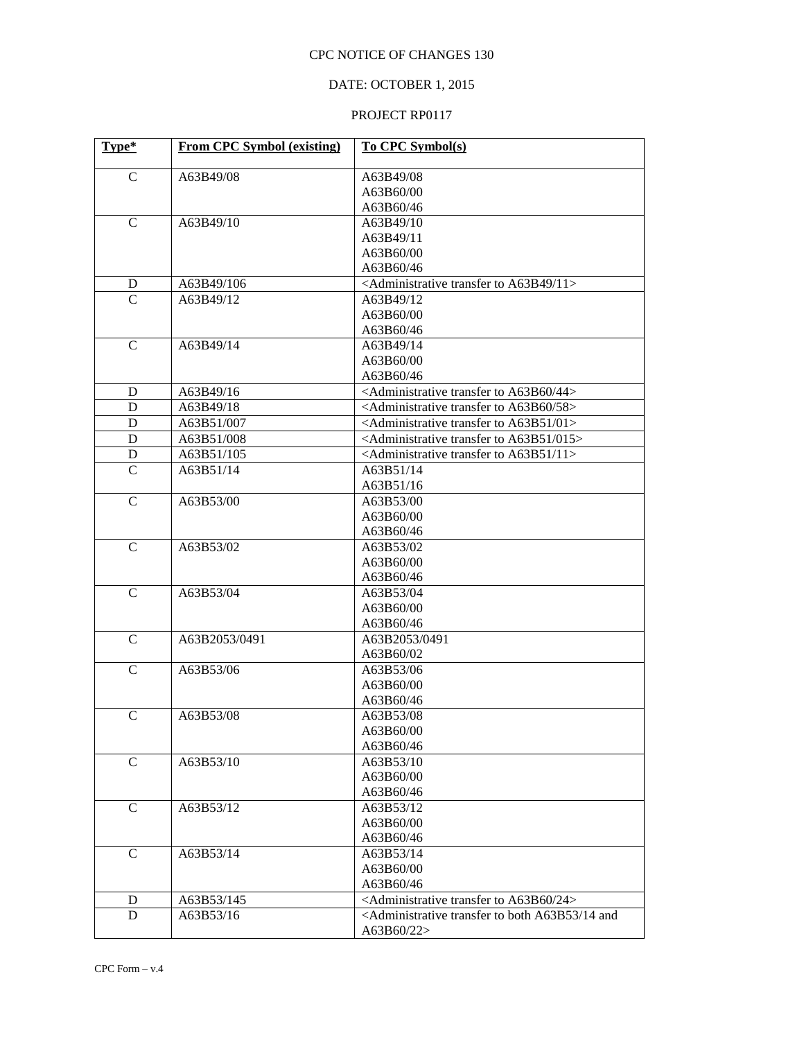CPC NOTICE OF CHANGES 130

DATE: OCTOBER 1, 2015

PROJECT RP0117

| Type* | From CPC Symbol (existing) | To CPC Symbol(s) |
|---|---|---|
| C | A63B49/08 | A63B49/08<br>A63B60/00<br>A63B60/46 |
| C | A63B49/10 | A63B49/10<br>A63B49/11<br>A63B60/00<br>A63B60/46 |
| D | A63B49/106 | <Administrative transfer to A63B49/11> |
| C | A63B49/12 | A63B49/12<br>A63B60/00<br>A63B60/46 |
| C | A63B49/14 | A63B49/14<br>A63B60/00<br>A63B60/46 |
| D | A63B49/16 | <Administrative transfer to A63B60/44> |
| D | A63B49/18 | <Administrative transfer to A63B60/58> |
| D | A63B51/007 | <Administrative transfer to A63B51/01> |
| D | A63B51/008 | <Administrative transfer to A63B51/015> |
| D | A63B51/105 | <Administrative transfer to A63B51/11> |
| C | A63B51/14 | A63B51/14<br>A63B51/16 |
| C | A63B53/00 | A63B53/00<br>A63B60/00<br>A63B60/46 |
| C | A63B53/02 | A63B53/02<br>A63B60/00<br>A63B60/46 |
| C | A63B53/04 | A63B53/04<br>A63B60/00<br>A63B60/46 |
| C | A63B2053/0491 | A63B2053/0491<br>A63B60/02 |
| C | A63B53/06 | A63B53/06<br>A63B60/00<br>A63B60/46 |
| C | A63B53/08 | A63B53/08<br>A63B60/00<br>A63B60/46 |
| C | A63B53/10 | A63B53/10<br>A63B60/00<br>A63B60/46 |
| C | A63B53/12 | A63B53/12<br>A63B60/00<br>A63B60/46 |
| C | A63B53/14 | A63B53/14<br>A63B60/00<br>A63B60/46 |
| D | A63B53/145 | <Administrative transfer to A63B60/24> |
| D | A63B53/16 | <Administrative transfer to both A63B53/14 and A63B60/22> |

CPC Form – v.4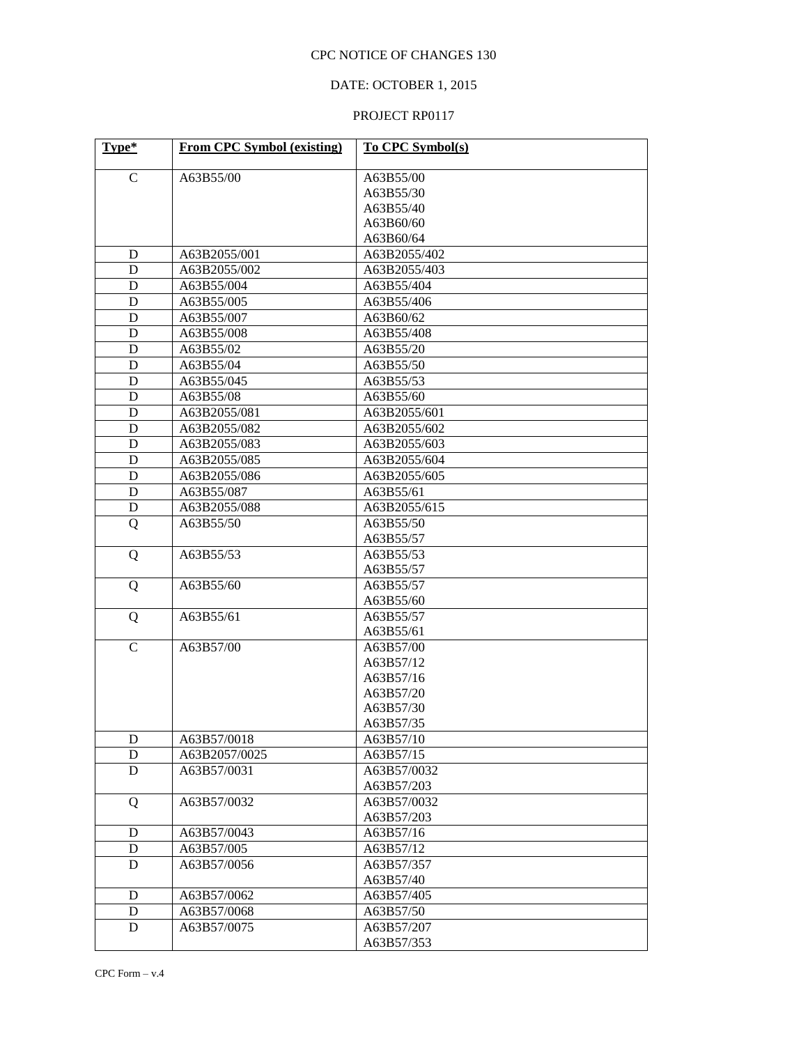CPC NOTICE OF CHANGES 130

DATE: OCTOBER 1, 2015

PROJECT RP0117

| Type* | From CPC Symbol (existing) | To CPC Symbol(s) |
|---|---|---|
| C | A63B55/00 | A63B55/00<br>A63B55/30<br>A63B55/40<br>A63B60/60<br>A63B60/64 |
| D | A63B2055/001 | A63B2055/402 |
| D | A63B2055/002 | A63B2055/403 |
| D | A63B55/004 | A63B55/404 |
| D | A63B55/005 | A63B55/406 |
| D | A63B55/007 | A63B60/62 |
| D | A63B55/008 | A63B55/408 |
| D | A63B55/02 | A63B55/20 |
| D | A63B55/04 | A63B55/50 |
| D | A63B55/045 | A63B55/53 |
| D | A63B55/08 | A63B55/60 |
| D | A63B2055/081 | A63B2055/601 |
| D | A63B2055/082 | A63B2055/602 |
| D | A63B2055/083 | A63B2055/603 |
| D | A63B2055/085 | A63B2055/604 |
| D | A63B2055/086 | A63B2055/605 |
| D | A63B55/087 | A63B55/61 |
| D | A63B2055/088 | A63B2055/615 |
| Q | A63B55/50 | A63B55/50<br>A63B55/57 |
| Q | A63B55/53 | A63B55/53<br>A63B55/57 |
| Q | A63B55/60 | A63B55/57<br>A63B55/60 |
| Q | A63B55/61 | A63B55/57<br>A63B55/61 |
| C | A63B57/00 | A63B57/00<br>A63B57/12<br>A63B57/16<br>A63B57/20<br>A63B57/30<br>A63B57/35 |
| D | A63B57/0018 | A63B57/10 |
| D | A63B2057/0025 | A63B57/15 |
| D | A63B57/0031 | A63B57/0032<br>A63B57/203 |
| Q | A63B57/0032 | A63B57/0032<br>A63B57/203 |
| D | A63B57/0043 | A63B57/16 |
| D | A63B57/005 | A63B57/12 |
| D | A63B57/0056 | A63B57/357<br>A63B57/40 |
| D | A63B57/0062 | A63B57/405 |
| D | A63B57/0068 | A63B57/50 |
| D | A63B57/0075 | A63B57/207<br>A63B57/353 |

CPC Form – v.4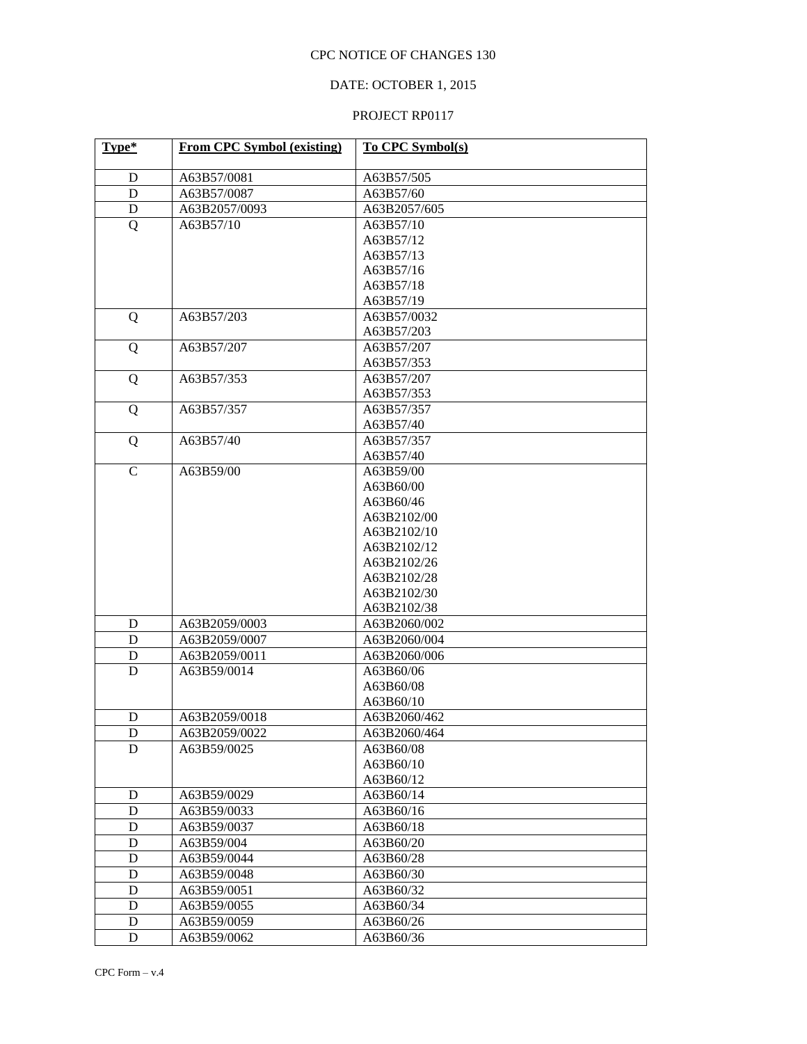CPC NOTICE OF CHANGES 130

DATE: OCTOBER 1, 2015

PROJECT RP0117

| Type* | From CPC Symbol (existing) | To CPC Symbol(s) |
|---|---|---|
| D | A63B57/0081 | A63B57/505 |
| D | A63B57/0087 | A63B57/60 |
| D | A63B2057/0093 | A63B2057/605 |
| Q | A63B57/10 | A63B57/10<br>A63B57/12<br>A63B57/13<br>A63B57/16<br>A63B57/18<br>A63B57/19 |
| Q | A63B57/203 | A63B57/0032<br>A63B57/203 |
| Q | A63B57/207 | A63B57/207<br>A63B57/353 |
| Q | A63B57/353 | A63B57/207<br>A63B57/353 |
| Q | A63B57/357 | A63B57/357<br>A63B57/40 |
| Q | A63B57/40 | A63B57/357<br>A63B57/40 |
| C | A63B59/00 | A63B59/00<br>A63B60/00<br>A63B60/46<br>A63B2102/00<br>A63B2102/10<br>A63B2102/12<br>A63B2102/26<br>A63B2102/28<br>A63B2102/30<br>A63B2102/38 |
| D | A63B2059/0003 | A63B2060/002 |
| D | A63B2059/0007 | A63B2060/004 |
| D | A63B2059/0011 | A63B2060/006 |
| D | A63B59/0014 | A63B60/06<br>A63B60/08<br>A63B60/10 |
| D | A63B2059/0018 | A63B2060/462 |
| D | A63B2059/0022 | A63B2060/464 |
| D | A63B59/0025 | A63B60/08<br>A63B60/10<br>A63B60/12 |
| D | A63B59/0029 | A63B60/14 |
| D | A63B59/0033 | A63B60/16 |
| D | A63B59/0037 | A63B60/18 |
| D | A63B59/004 | A63B60/20 |
| D | A63B59/0044 | A63B60/28 |
| D | A63B59/0048 | A63B60/30 |
| D | A63B59/0051 | A63B60/32 |
| D | A63B59/0055 | A63B60/34 |
| D | A63B59/0059 | A63B60/26 |
| D | A63B59/0062 | A63B60/36 |

CPC Form – v.4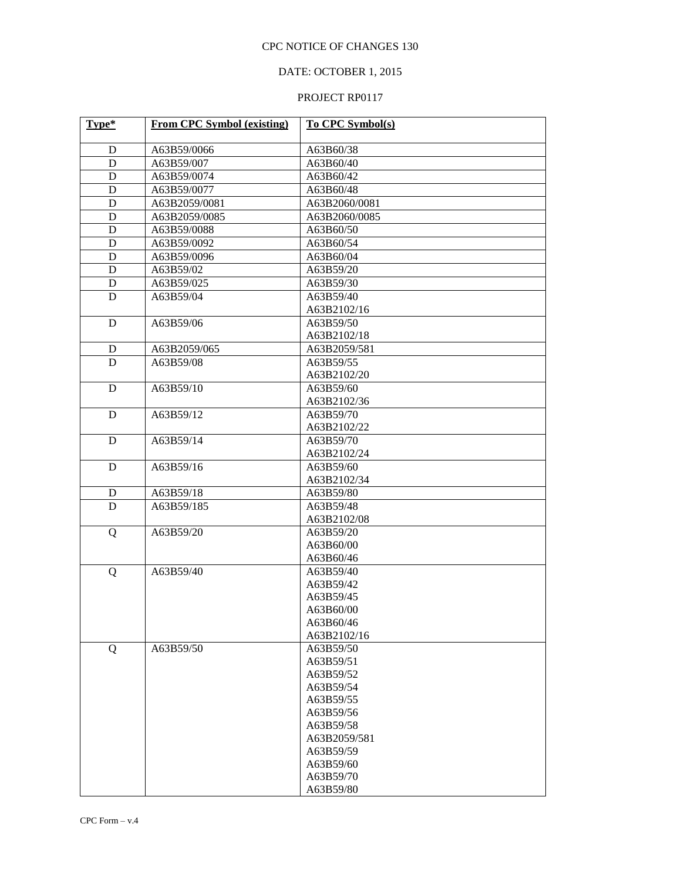CPC NOTICE OF CHANGES 130

DATE: OCTOBER 1, 2015

PROJECT RP0117

| Type* | From CPC Symbol (existing) | To CPC Symbol(s) |
|---|---|---|
| D | A63B59/0066 | A63B60/38 |
| D | A63B59/007 | A63B60/40 |
| D | A63B59/0074 | A63B60/42 |
| D | A63B59/0077 | A63B60/48 |
| D | A63B2059/0081 | A63B2060/0081 |
| D | A63B2059/0085 | A63B2060/0085 |
| D | A63B59/0088 | A63B60/50 |
| D | A63B59/0092 | A63B60/54 |
| D | A63B59/0096 | A63B60/04 |
| D | A63B59/02 | A63B59/20 |
| D | A63B59/025 | A63B59/30 |
| D | A63B59/04 | A63B59/40<br>A63B2102/16 |
| D | A63B59/06 | A63B59/50<br>A63B2102/18 |
| D | A63B2059/065 | A63B2059/581 |
| D | A63B59/08 | A63B59/55<br>A63B2102/20 |
| D | A63B59/10 | A63B59/60<br>A63B2102/36 |
| D | A63B59/12 | A63B59/70<br>A63B2102/22 |
| D | A63B59/14 | A63B59/70<br>A63B2102/24 |
| D | A63B59/16 | A63B59/60<br>A63B2102/34 |
| D | A63B59/18 | A63B59/80 |
| D | A63B59/185 | A63B59/48<br>A63B2102/08 |
| Q | A63B59/20 | A63B59/20<br>A63B60/00<br>A63B60/46 |
| Q | A63B59/40 | A63B59/40<br>A63B59/42<br>A63B59/45<br>A63B60/00<br>A63B60/46<br>A63B2102/16 |
| Q | A63B59/50 | A63B59/50<br>A63B59/51<br>A63B59/52<br>A63B59/54<br>A63B59/55<br>A63B59/56<br>A63B59/58<br>A63B2059/581<br>A63B59/59<br>A63B59/60<br>A63B59/70<br>A63B59/80 |

CPC Form – v.4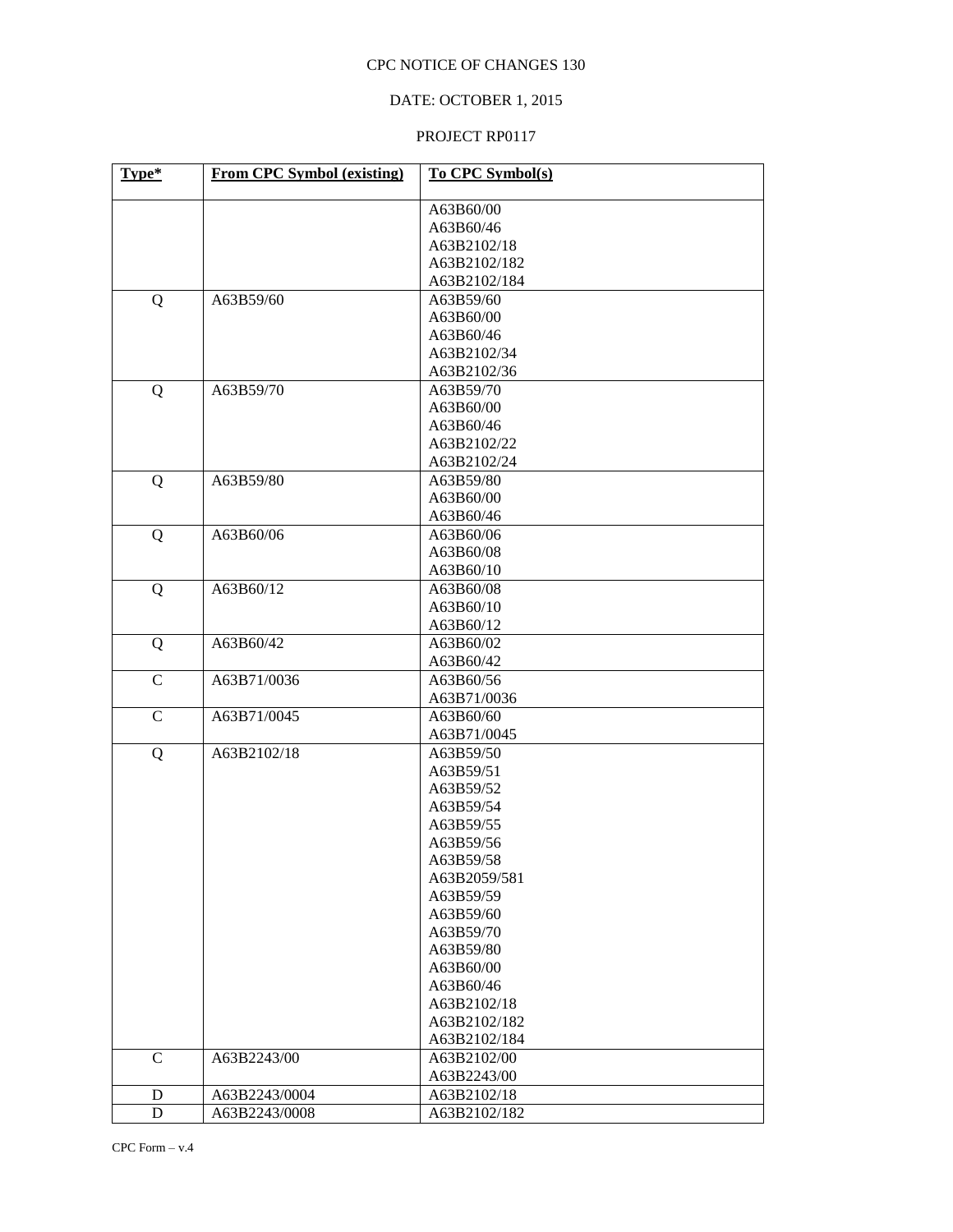CPC NOTICE OF CHANGES 130

DATE: OCTOBER 1, 2015

PROJECT RP0117

| Type* | From CPC Symbol (existing) | To CPC Symbol(s) |
|---|---|---|
| | | A63B60/00<br>A63B60/46<br>A63B2102/18<br>A63B2102/182<br>A63B2102/184 |
| Q | A63B59/60 | A63B59/60<br>A63B60/00<br>A63B60/46<br>A63B2102/34<br>A63B2102/36 |
| Q | A63B59/70 | A63B59/70<br>A63B60/00<br>A63B60/46<br>A63B2102/22<br>A63B2102/24 |
| Q | A63B59/80 | A63B59/80<br>A63B60/00<br>A63B60/46 |
| Q | A63B60/06 | A63B60/06<br>A63B60/08<br>A63B60/10 |
| Q | A63B60/12 | A63B60/08<br>A63B60/10<br>A63B60/12 |
| Q | A63B60/42 | A63B60/02<br>A63B60/42 |
| C | A63B71/0036 | A63B60/56<br>A63B71/0036 |
| C | A63B71/0045 | A63B60/60<br>A63B71/0045 |
| Q | A63B2102/18 | A63B59/50<br>A63B59/51<br>A63B59/52<br>A63B59/54<br>A63B59/55<br>A63B59/56<br>A63B59/58<br>A63B2059/581<br>A63B59/59<br>A63B59/60<br>A63B59/70<br>A63B59/80<br>A63B60/00<br>A63B60/46<br>A63B2102/18<br>A63B2102/182<br>A63B2102/184 |
| C | A63B2243/00 | A63B2102/00<br>A63B2243/00 |
| D | A63B2243/0004 | A63B2102/18 |
| D | A63B2243/0008 | A63B2102/182 |

CPC Form – v.4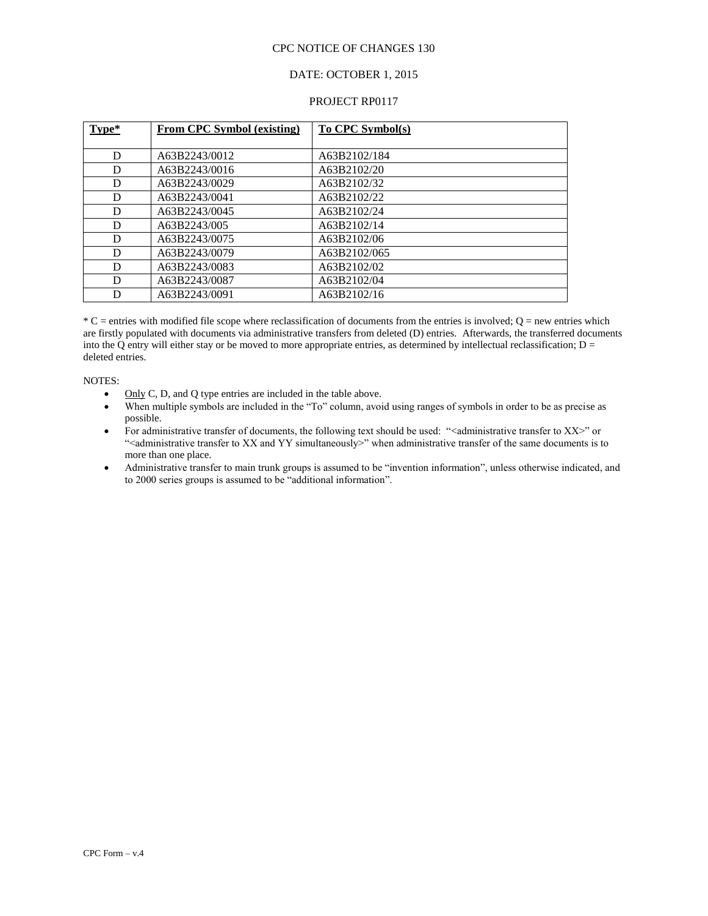CPC NOTICE OF CHANGES 130

DATE: OCTOBER 1, 2015

PROJECT RP0117

| Type* | From CPC Symbol (existing) | To CPC Symbol(s) |
|---|---|---|
| D | A63B2243/0012 | A63B2102/184 |
| D | A63B2243/0016 | A63B2102/20 |
| D | A63B2243/0029 | A63B2102/32 |
| D | A63B2243/0041 | A63B2102/22 |
| D | A63B2243/0045 | A63B2102/24 |
| D | A63B2243/005 | A63B2102/14 |
| D | A63B2243/0075 | A63B2102/06 |
| D | A63B2243/0079 | A63B2102/065 |
| D | A63B2243/0083 | A63B2102/02 |
| D | A63B2243/0087 | A63B2102/04 |
| D | A63B2243/0091 | A63B2102/16 |

* C = entries with modified file scope where reclassification of documents from the entries is involved; Q = new entries which are firstly populated with documents via administrative transfers from deleted (D) entries. Afterwards, the transferred documents into the Q entry will either stay or be moved to more appropriate entries, as determined by intellectual reclassification; D = deleted entries.

NOTES:

- Only C, D, and Q type entries are included in the table above.
- When multiple symbols are included in the "To" column, avoid using ranges of symbols in order to be as precise as possible.
- For administrative transfer of documents, the following text should be used: "<administrative transfer to XX>" or "<administrative transfer to XX and YY simultaneously>" when administrative transfer of the same documents is to more than one place.
- Administrative transfer to main trunk groups is assumed to be "invention information", unless otherwise indicated, and to 2000 series groups is assumed to be "additional information".

CPC Form – v.4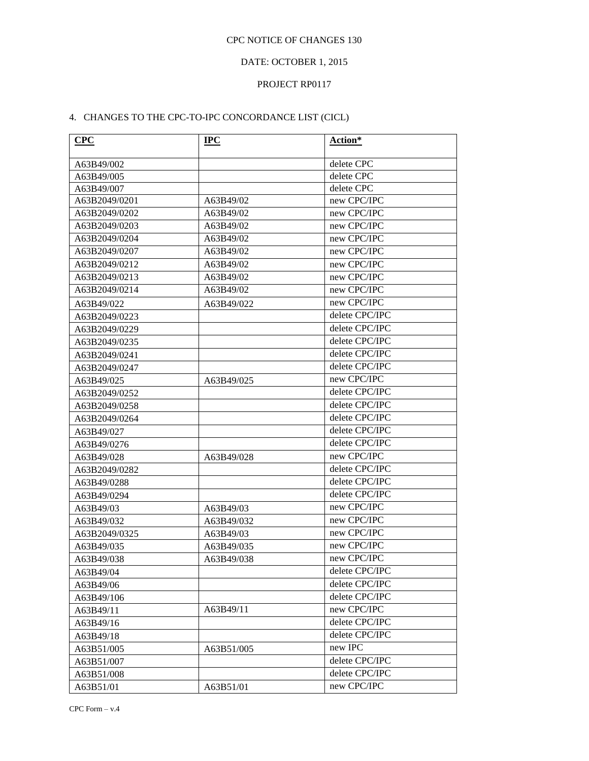CPC NOTICE OF CHANGES 130

DATE: OCTOBER 1, 2015

PROJECT RP0117

4. CHANGES TO THE CPC-TO-IPC CONCORDANCE LIST (CICL)

| **CPC** | **IPC** | **Action*** |
|---|---|---|
| A63B49/002 | | delete CPC |
| A63B49/005 | | delete CPC |
| A63B49/007 | | delete CPC |
| A63B2049/0201 | A63B49/02 | new CPC/IPC |
| A63B2049/0202 | A63B49/02 | new CPC/IPC |
| A63B2049/0203 | A63B49/02 | new CPC/IPC |
| A63B2049/0204 | A63B49/02 | new CPC/IPC |
| A63B2049/0207 | A63B49/02 | new CPC/IPC |
| A63B2049/0212 | A63B49/02 | new CPC/IPC |
| A63B2049/0213 | A63B49/02 | new CPC/IPC |
| A63B2049/0214 | A63B49/02 | new CPC/IPC |
| A63B49/022 | A63B49/022 | new CPC/IPC |
| A63B2049/0223 | | delete CPC/IPC |
| A63B2049/0229 | | delete CPC/IPC |
| A63B2049/0235 | | delete CPC/IPC |
| A63B2049/0241 | | delete CPC/IPC |
| A63B2049/0247 | | delete CPC/IPC |
| A63B49/025 | A63B49/025 | new CPC/IPC |
| A63B2049/0252 | | delete CPC/IPC |
| A63B2049/0258 | | delete CPC/IPC |
| A63B2049/0264 | | delete CPC/IPC |
| A63B49/027 | | delete CPC/IPC |
| A63B49/0276 | | delete CPC/IPC |
| A63B49/028 | A63B49/028 | new CPC/IPC |
| A63B2049/0282 | | delete CPC/IPC |
| A63B49/0288 | | delete CPC/IPC |
| A63B49/0294 | | delete CPC/IPC |
| A63B49/03 | A63B49/03 | new CPC/IPC |
| A63B49/032 | A63B49/032 | new CPC/IPC |
| A63B2049/0325 | A63B49/03 | new CPC/IPC |
| A63B49/035 | A63B49/035 | new CPC/IPC |
| A63B49/038 | A63B49/038 | new CPC/IPC |
| A63B49/04 | | delete CPC/IPC |
| A63B49/06 | | delete CPC/IPC |
| A63B49/106 | | delete CPC/IPC |
| A63B49/11 | A63B49/11 | new CPC/IPC |
| A63B49/16 | | delete CPC/IPC |
| A63B49/18 | | delete CPC/IPC |
| A63B51/005 | A63B51/005 | new IPC |
| A63B51/007 | | delete CPC/IPC |
| A63B51/008 | | delete CPC/IPC |
| A63B51/01 | A63B51/01 | new CPC/IPC |

CPC Form – v.4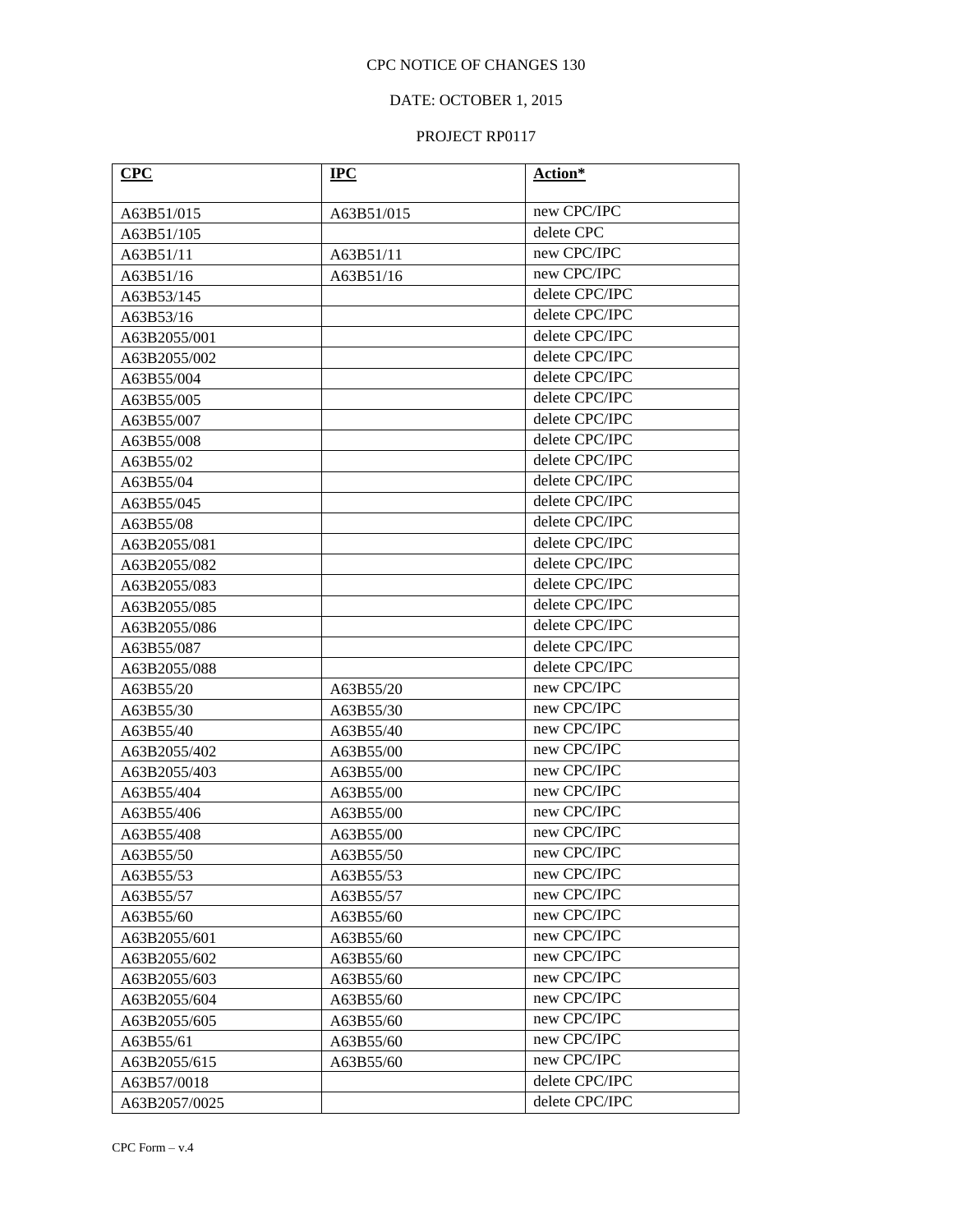CPC NOTICE OF CHANGES 130

DATE: OCTOBER 1, 2015

PROJECT RP0117

| **CPC** | **IPC** | **Action*** |
|---|---|---|
| A63B51/015 | A63B51/015 | new CPC/IPC |
| A63B51/105 | | delete CPC |
| A63B51/11 | A63B51/11 | new CPC/IPC |
| A63B51/16 | A63B51/16 | new CPC/IPC |
| A63B53/145 | | delete CPC/IPC |
| A63B53/16 | | delete CPC/IPC |
| A63B2055/001 | | delete CPC/IPC |
| A63B2055/002 | | delete CPC/IPC |
| A63B55/004 | | delete CPC/IPC |
| A63B55/005 | | delete CPC/IPC |
| A63B55/007 | | delete CPC/IPC |
| A63B55/008 | | delete CPC/IPC |
| A63B55/02 | | delete CPC/IPC |
| A63B55/04 | | delete CPC/IPC |
| A63B55/045 | | delete CPC/IPC |
| A63B55/08 | | delete CPC/IPC |
| A63B2055/081 | | delete CPC/IPC |
| A63B2055/082 | | delete CPC/IPC |
| A63B2055/083 | | delete CPC/IPC |
| A63B2055/085 | | delete CPC/IPC |
| A63B2055/086 | | delete CPC/IPC |
| A63B55/087 | | delete CPC/IPC |
| A63B2055/088 | | delete CPC/IPC |
| A63B55/20 | A63B55/20 | new CPC/IPC |
| A63B55/30 | A63B55/30 | new CPC/IPC |
| A63B55/40 | A63B55/40 | new CPC/IPC |
| A63B2055/402 | A63B55/00 | new CPC/IPC |
| A63B2055/403 | A63B55/00 | new CPC/IPC |
| A63B55/404 | A63B55/00 | new CPC/IPC |
| A63B55/406 | A63B55/00 | new CPC/IPC |
| A63B55/408 | A63B55/00 | new CPC/IPC |
| A63B55/50 | A63B55/50 | new CPC/IPC |
| A63B55/53 | A63B55/53 | new CPC/IPC |
| A63B55/57 | A63B55/57 | new CPC/IPC |
| A63B55/60 | A63B55/60 | new CPC/IPC |
| A63B2055/601 | A63B55/60 | new CPC/IPC |
| A63B2055/602 | A63B55/60 | new CPC/IPC |
| A63B2055/603 | A63B55/60 | new CPC/IPC |
| A63B2055/604 | A63B55/60 | new CPC/IPC |
| A63B2055/605 | A63B55/60 | new CPC/IPC |
| A63B55/61 | A63B55/60 | new CPC/IPC |
| A63B2055/615 | A63B55/60 | new CPC/IPC |
| A63B57/0018 | | delete CPC/IPC |
| A63B2057/0025 | | delete CPC/IPC |

CPC Form – v.4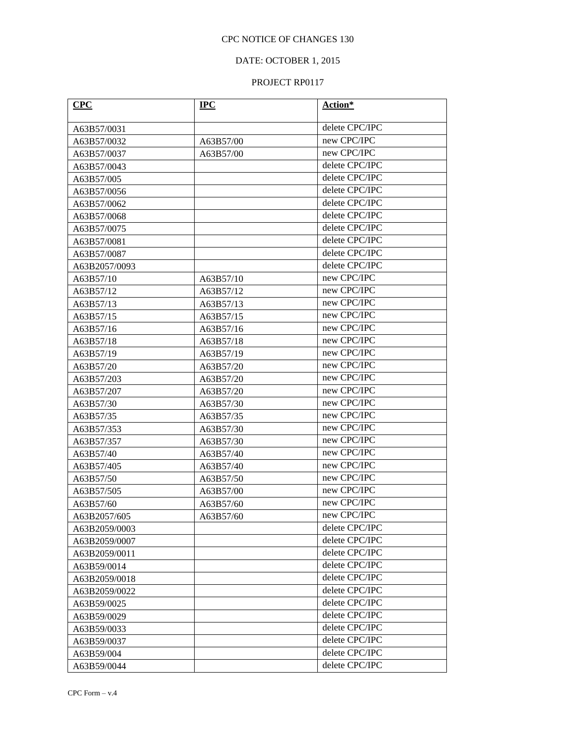CPC NOTICE OF CHANGES 130

DATE: OCTOBER 1, 2015

PROJECT RP0117

| **CPC** | **IPC** | **Action*** |
|---|---|---|
| A63B57/0031 | | delete CPC/IPC |
| A63B57/0032 | A63B57/00 | new CPC/IPC |
| A63B57/0037 | A63B57/00 | new CPC/IPC |
| A63B57/0043 | | delete CPC/IPC |
| A63B57/005 | | delete CPC/IPC |
| A63B57/0056 | | delete CPC/IPC |
| A63B57/0062 | | delete CPC/IPC |
| A63B57/0068 | | delete CPC/IPC |
| A63B57/0075 | | delete CPC/IPC |
| A63B57/0081 | | delete CPC/IPC |
| A63B57/0087 | | delete CPC/IPC |
| A63B2057/0093 | | delete CPC/IPC |
| A63B57/10 | A63B57/10 | new CPC/IPC |
| A63B57/12 | A63B57/12 | new CPC/IPC |
| A63B57/13 | A63B57/13 | new CPC/IPC |
| A63B57/15 | A63B57/15 | new CPC/IPC |
| A63B57/16 | A63B57/16 | new CPC/IPC |
| A63B57/18 | A63B57/18 | new CPC/IPC |
| A63B57/19 | A63B57/19 | new CPC/IPC |
| A63B57/20 | A63B57/20 | new CPC/IPC |
| A63B57/203 | A63B57/20 | new CPC/IPC |
| A63B57/207 | A63B57/20 | new CPC/IPC |
| A63B57/30 | A63B57/30 | new CPC/IPC |
| A63B57/35 | A63B57/35 | new CPC/IPC |
| A63B57/353 | A63B57/30 | new CPC/IPC |
| A63B57/357 | A63B57/30 | new CPC/IPC |
| A63B57/40 | A63B57/40 | new CPC/IPC |
| A63B57/405 | A63B57/40 | new CPC/IPC |
| A63B57/50 | A63B57/50 | new CPC/IPC |
| A63B57/505 | A63B57/00 | new CPC/IPC |
| A63B57/60 | A63B57/60 | new CPC/IPC |
| A63B2057/605 | A63B57/60 | new CPC/IPC |
| A63B2059/0003 | | delete CPC/IPC |
| A63B2059/0007 | | delete CPC/IPC |
| A63B2059/0011 | | delete CPC/IPC |
| A63B59/0014 | | delete CPC/IPC |
| A63B2059/0018 | | delete CPC/IPC |
| A63B2059/0022 | | delete CPC/IPC |
| A63B59/0025 | | delete CPC/IPC |
| A63B59/0029 | | delete CPC/IPC |
| A63B59/0033 | | delete CPC/IPC |
| A63B59/0037 | | delete CPC/IPC |
| A63B59/004 | | delete CPC/IPC |
| A63B59/0044 | | delete CPC/IPC |

CPC Form – v.4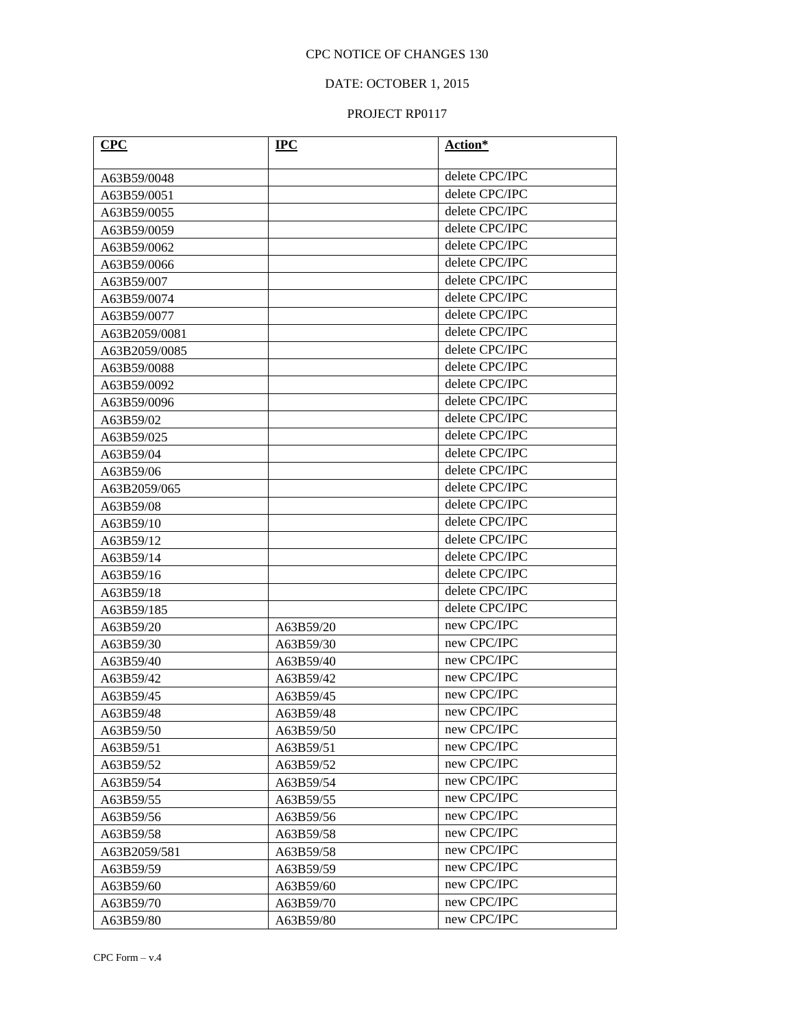CPC NOTICE OF CHANGES 130

DATE: OCTOBER 1, 2015

PROJECT RP0117

| **CPC** | **IPC** | **Action*** |
|---|---|---|
| A63B59/0048 | | delete CPC/IPC |
| A63B59/0051 | | delete CPC/IPC |
| A63B59/0055 | | delete CPC/IPC |
| A63B59/0059 | | delete CPC/IPC |
| A63B59/0062 | | delete CPC/IPC |
| A63B59/0066 | | delete CPC/IPC |
| A63B59/007 | | delete CPC/IPC |
| A63B59/0074 | | delete CPC/IPC |
| A63B59/0077 | | delete CPC/IPC |
| A63B2059/0081 | | delete CPC/IPC |
| A63B2059/0085 | | delete CPC/IPC |
| A63B59/0088 | | delete CPC/IPC |
| A63B59/0092 | | delete CPC/IPC |
| A63B59/0096 | | delete CPC/IPC |
| A63B59/02 | | delete CPC/IPC |
| A63B59/025 | | delete CPC/IPC |
| A63B59/04 | | delete CPC/IPC |
| A63B59/06 | | delete CPC/IPC |
| A63B2059/065 | | delete CPC/IPC |
| A63B59/08 | | delete CPC/IPC |
| A63B59/10 | | delete CPC/IPC |
| A63B59/12 | | delete CPC/IPC |
| A63B59/14 | | delete CPC/IPC |
| A63B59/16 | | delete CPC/IPC |
| A63B59/18 | | delete CPC/IPC |
| A63B59/185 | | delete CPC/IPC |
| A63B59/20 | A63B59/20 | new CPC/IPC |
| A63B59/30 | A63B59/30 | new CPC/IPC |
| A63B59/40 | A63B59/40 | new CPC/IPC |
| A63B59/42 | A63B59/42 | new CPC/IPC |
| A63B59/45 | A63B59/45 | new CPC/IPC |
| A63B59/48 | A63B59/48 | new CPC/IPC |
| A63B59/50 | A63B59/50 | new CPC/IPC |
| A63B59/51 | A63B59/51 | new CPC/IPC |
| A63B59/52 | A63B59/52 | new CPC/IPC |
| A63B59/54 | A63B59/54 | new CPC/IPC |
| A63B59/55 | A63B59/55 | new CPC/IPC |
| A63B59/56 | A63B59/56 | new CPC/IPC |
| A63B59/58 | A63B59/58 | new CPC/IPC |
| A63B2059/581 | A63B59/58 | new CPC/IPC |
| A63B59/59 | A63B59/59 | new CPC/IPC |
| A63B59/60 | A63B59/60 | new CPC/IPC |
| A63B59/70 | A63B59/70 | new CPC/IPC |
| A63B59/80 | A63B59/80 | new CPC/IPC |

CPC Form – v.4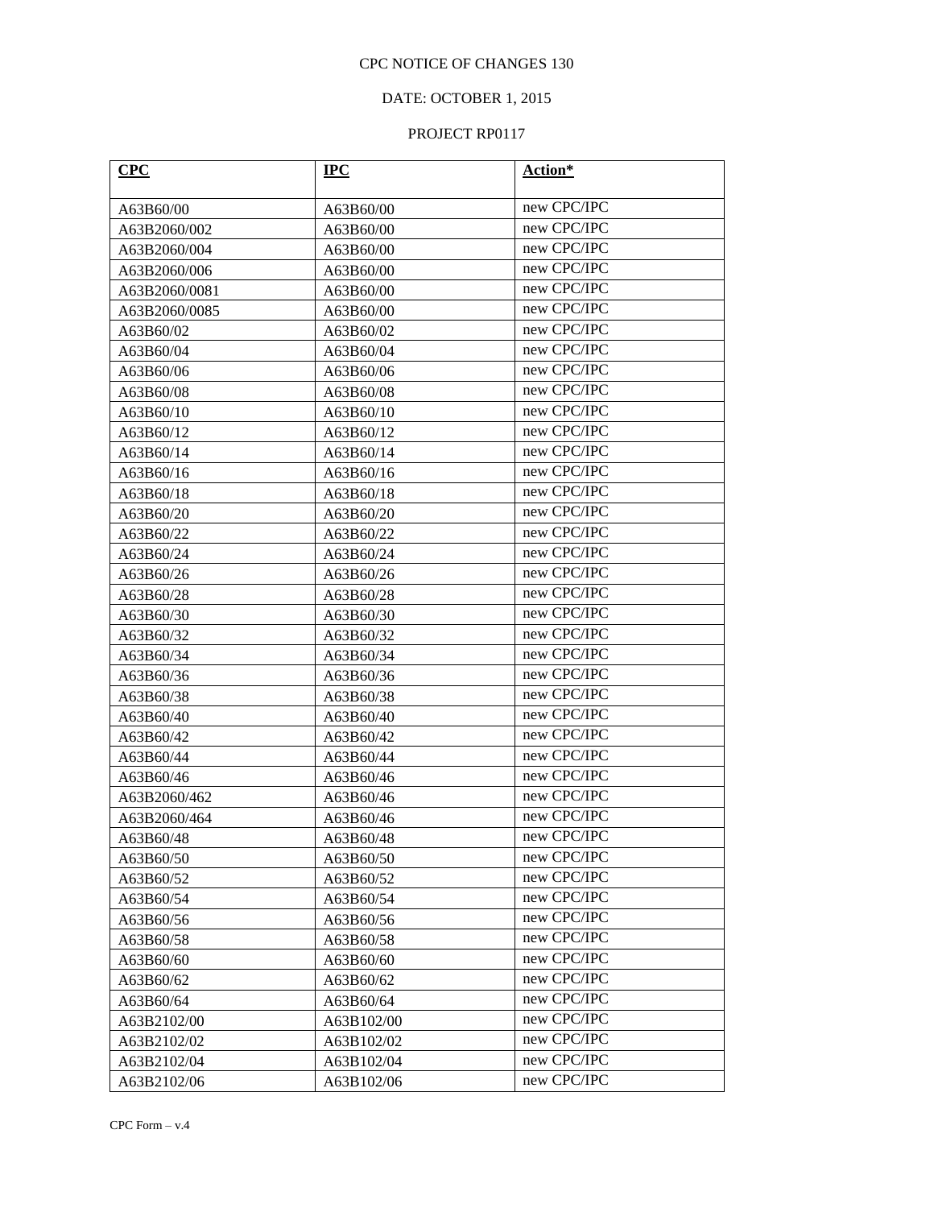CPC NOTICE OF CHANGES 130

DATE: OCTOBER 1, 2015

PROJECT RP0117

| **CPC** | **IPC** | **Action*** |
|---|---|---|
| A63B60/00 | A63B60/00 | new CPC/IPC |
| A63B2060/002 | A63B60/00 | new CPC/IPC |
| A63B2060/004 | A63B60/00 | new CPC/IPC |
| A63B2060/006 | A63B60/00 | new CPC/IPC |
| A63B2060/0081 | A63B60/00 | new CPC/IPC |
| A63B2060/0085 | A63B60/00 | new CPC/IPC |
| A63B60/02 | A63B60/02 | new CPC/IPC |
| A63B60/04 | A63B60/04 | new CPC/IPC |
| A63B60/06 | A63B60/06 | new CPC/IPC |
| A63B60/08 | A63B60/08 | new CPC/IPC |
| A63B60/10 | A63B60/10 | new CPC/IPC |
| A63B60/12 | A63B60/12 | new CPC/IPC |
| A63B60/14 | A63B60/14 | new CPC/IPC |
| A63B60/16 | A63B60/16 | new CPC/IPC |
| A63B60/18 | A63B60/18 | new CPC/IPC |
| A63B60/20 | A63B60/20 | new CPC/IPC |
| A63B60/22 | A63B60/22 | new CPC/IPC |
| A63B60/24 | A63B60/24 | new CPC/IPC |
| A63B60/26 | A63B60/26 | new CPC/IPC |
| A63B60/28 | A63B60/28 | new CPC/IPC |
| A63B60/30 | A63B60/30 | new CPC/IPC |
| A63B60/32 | A63B60/32 | new CPC/IPC |
| A63B60/34 | A63B60/34 | new CPC/IPC |
| A63B60/36 | A63B60/36 | new CPC/IPC |
| A63B60/38 | A63B60/38 | new CPC/IPC |
| A63B60/40 | A63B60/40 | new CPC/IPC |
| A63B60/42 | A63B60/42 | new CPC/IPC |
| A63B60/44 | A63B60/44 | new CPC/IPC |
| A63B60/46 | A63B60/46 | new CPC/IPC |
| A63B2060/462 | A63B60/46 | new CPC/IPC |
| A63B2060/464 | A63B60/46 | new CPC/IPC |
| A63B60/48 | A63B60/48 | new CPC/IPC |
| A63B60/50 | A63B60/50 | new CPC/IPC |
| A63B60/52 | A63B60/52 | new CPC/IPC |
| A63B60/54 | A63B60/54 | new CPC/IPC |
| A63B60/56 | A63B60/56 | new CPC/IPC |
| A63B60/58 | A63B60/58 | new CPC/IPC |
| A63B60/60 | A63B60/60 | new CPC/IPC |
| A63B60/62 | A63B60/62 | new CPC/IPC |
| A63B60/64 | A63B60/64 | new CPC/IPC |
| A63B2102/00 | A63B102/00 | new CPC/IPC |
| A63B2102/02 | A63B102/02 | new CPC/IPC |
| A63B2102/04 | A63B102/04 | new CPC/IPC |
| A63B2102/06 | A63B102/06 | new CPC/IPC |

CPC Form – v.4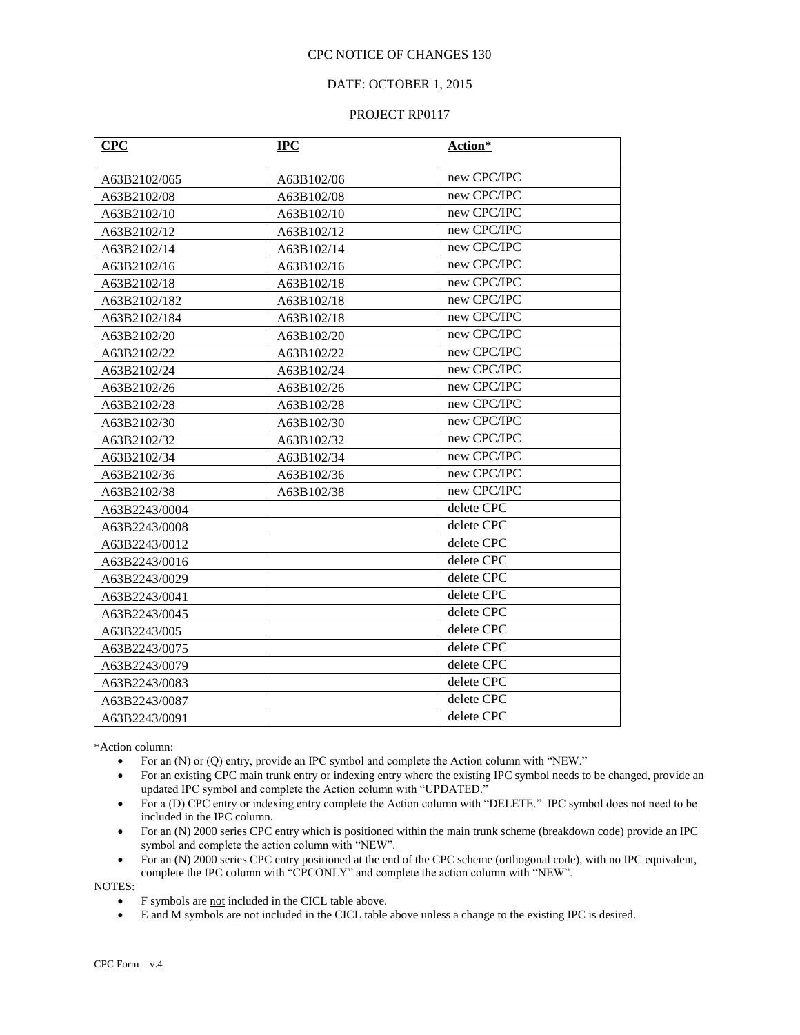CPC NOTICE OF CHANGES 130

DATE: OCTOBER 1, 2015

PROJECT RP0117

| CPC | IPC | Action* |
|---|---|---|
| A63B2102/065 | A63B102/06 | new CPC/IPC |
| A63B2102/08 | A63B102/08 | new CPC/IPC |
| A63B2102/10 | A63B102/10 | new CPC/IPC |
| A63B2102/12 | A63B102/12 | new CPC/IPC |
| A63B2102/14 | A63B102/14 | new CPC/IPC |
| A63B2102/16 | A63B102/16 | new CPC/IPC |
| A63B2102/18 | A63B102/18 | new CPC/IPC |
| A63B2102/182 | A63B102/18 | new CPC/IPC |
| A63B2102/184 | A63B102/18 | new CPC/IPC |
| A63B2102/20 | A63B102/20 | new CPC/IPC |
| A63B2102/22 | A63B102/22 | new CPC/IPC |
| A63B2102/24 | A63B102/24 | new CPC/IPC |
| A63B2102/26 | A63B102/26 | new CPC/IPC |
| A63B2102/28 | A63B102/28 | new CPC/IPC |
| A63B2102/30 | A63B102/30 | new CPC/IPC |
| A63B2102/32 | A63B102/32 | new CPC/IPC |
| A63B2102/34 | A63B102/34 | new CPC/IPC |
| A63B2102/36 | A63B102/36 | new CPC/IPC |
| A63B2102/38 | A63B102/38 | new CPC/IPC |
| A63B2243/0004 | | delete CPC |
| A63B2243/0008 | | delete CPC |
| A63B2243/0012 | | delete CPC |
| A63B2243/0016 | | delete CPC |
| A63B2243/0029 | | delete CPC |
| A63B2243/0041 | | delete CPC |
| A63B2243/0045 | | delete CPC |
| A63B2243/005 | | delete CPC |
| A63B2243/0075 | | delete CPC |
| A63B2243/0079 | | delete CPC |
| A63B2243/0083 | | delete CPC |
| A63B2243/0087 | | delete CPC |
| A63B2243/0091 | | delete CPC |

*Action column:

- For an (N) or (Q) entry, provide an IPC symbol and complete the Action column with "NEW."
- For an existing CPC main trunk entry or indexing entry where the existing IPC symbol needs to be changed, provide an updated IPC symbol and complete the Action column with "UPDATED."
- For a (D) CPC entry or indexing entry complete the Action column with "DELETE." IPC symbol does not need to be included in the IPC column.
- For an (N) 2000 series CPC entry which is positioned within the main trunk scheme (breakdown code) provide an IPC symbol and complete the action column with "NEW".
- For an (N) 2000 series CPC entry positioned at the end of the CPC scheme (orthogonal code), with no IPC equivalent, complete the IPC column with "CPCONLY" and complete the action column with "NEW".

NOTES:

- F symbols are not included in the CICL table above.
- E and M symbols are not included in the CICL table above unless a change to the existing IPC is desired.

CPC Form – v.4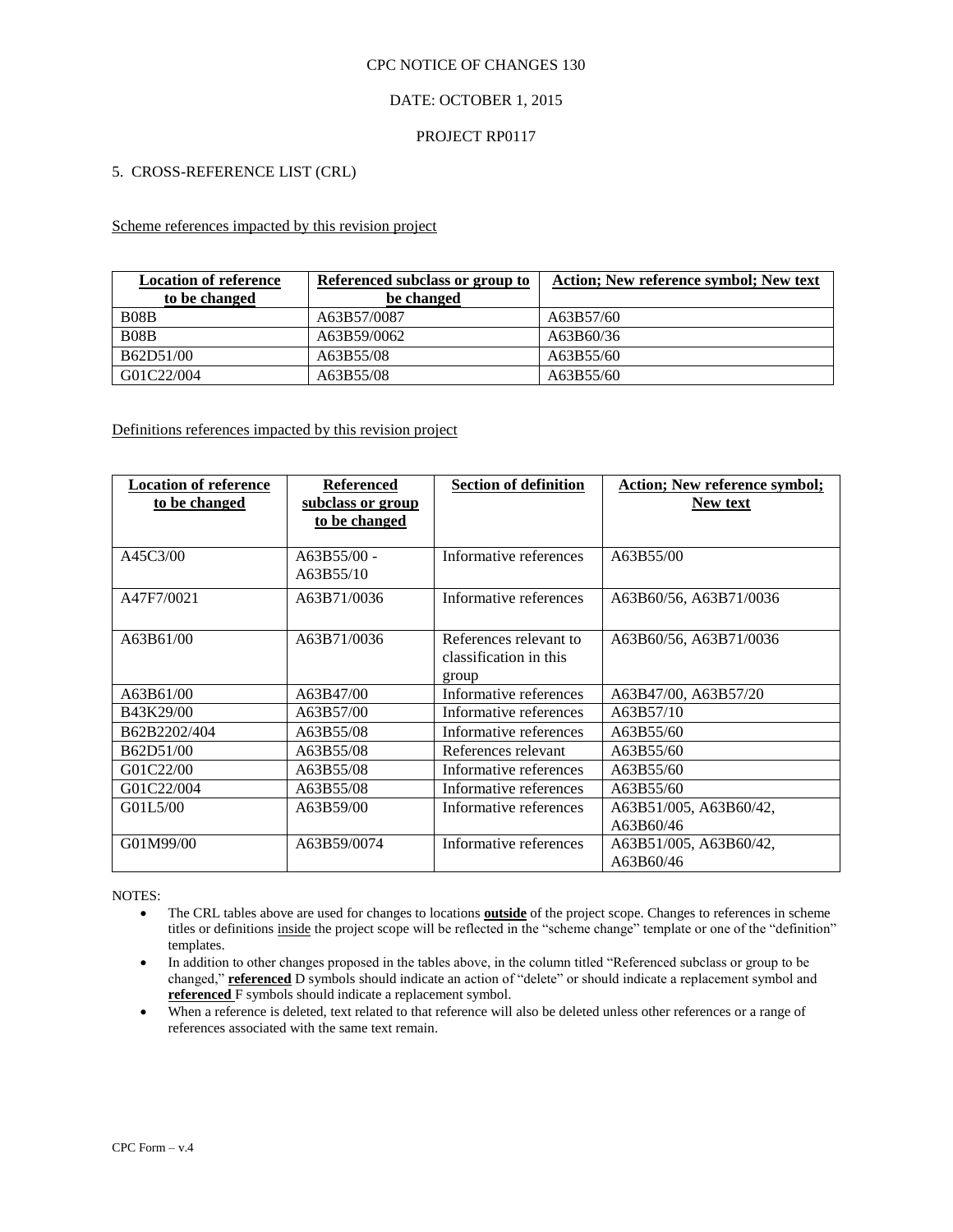CPC NOTICE OF CHANGES 130

DATE: OCTOBER 1, 2015

PROJECT RP0117

5. CROSS-REFERENCE LIST (CRL)

Scheme references impacted by this revision project

| Location of reference to be changed | Referenced subclass or group to be changed | Action; New reference symbol; New text |
|---|---|---|
| B08B | A63B57/0087 | A63B57/60 |
| B08B | A63B59/0062 | A63B60/36 |
| B62D51/00 | A63B55/08 | A63B55/60 |
| G01C22/004 | A63B55/08 | A63B55/60 |

Definitions references impacted by this revision project

| Location of reference to be changed | Referenced subclass or group to be changed | Section of definition | Action; New reference symbol; New text |
|---|---|---|---|
| A45C3/00 | A63B55/00 - A63B55/10 | Informative references | A63B55/00 |
| A47F7/0021 | A63B71/0036 | Informative references | A63B60/56, A63B71/0036 |
| A63B61/00 | A63B71/0036 | References relevant to classification in this group | A63B60/56, A63B71/0036 |
| A63B61/00 | A63B47/00 | Informative references | A63B47/00, A63B57/20 |
| B43K29/00 | A63B57/00 | Informative references | A63B57/10 |
| B62B2202/404 | A63B55/08 | Informative references | A63B55/60 |
| B62D51/00 | A63B55/08 | References relevant | A63B55/60 |
| G01C22/00 | A63B55/08 | Informative references | A63B55/60 |
| G01C22/004 | A63B55/08 | Informative references | A63B55/60 |
| G01L5/00 | A63B59/00 | Informative references | A63B51/005, A63B60/42, A63B60/46 |
| G01M99/00 | A63B59/0074 | Informative references | A63B51/005, A63B60/42, A63B60/46 |

NOTES:

- The CRL tables above are used for changes to locations **outside** of the project scope. Changes to references in scheme titles or definitions inside the project scope will be reflected in the "scheme change" template or one of the "definition" templates.
- In addition to other changes proposed in the tables above, in the column titled "Referenced subclass or group to be changed," **referenced** D symbols should indicate an action of "delete" or should indicate a replacement symbol and **referenced** F symbols should indicate a replacement symbol.
- When a reference is deleted, text related to that reference will also be deleted unless other references or a range of references associated with the same text remain.

CPC Form – v.4